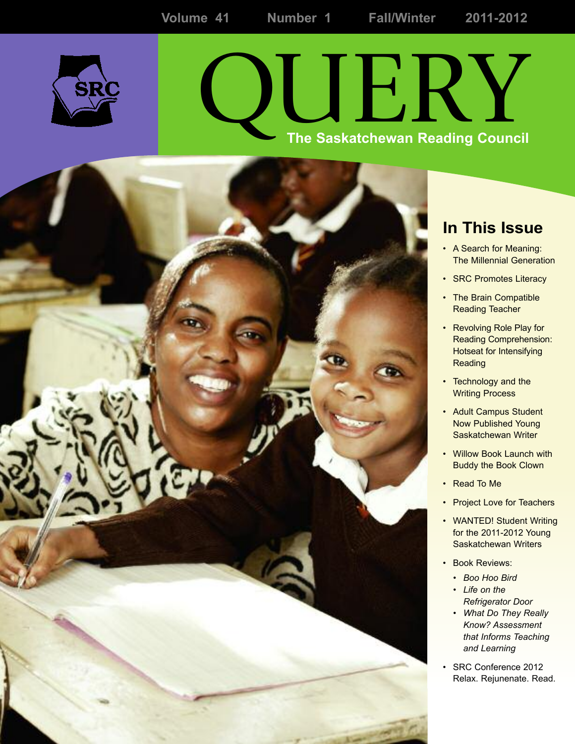Volume 41 Number 1 Fall/Winter 2011-2012

SRC

# QUERY

## The Saskatchewan Reading Council

## In This Issue

- A Search for Meaning: The Millennial Generation
- SRC Promotes Literacy
- The Brain Compatible Reading Teacher
- Revolving Role Play for Reading Comprehension: Hotseat for Intensifying Reading
- Technology and the Writing Process
- Adult Campus Student Now Published Young Saskatchewan Writer
- Willow Book Launch with Buddy the Book Clown
- Read To Me
- Project Love for Teachers
- WANTED! Student Writing for the 2011-2012 Young Saskatchewan Writers
- Book Reviews:
  - *Boo Hoo Bird*
  - *Life on the Refrigerator Door*
  - *What Do They Really Know? Assessment that Informs Teaching and Learning*
- SRC Conference 2012 Relax. Rejunenate. Read.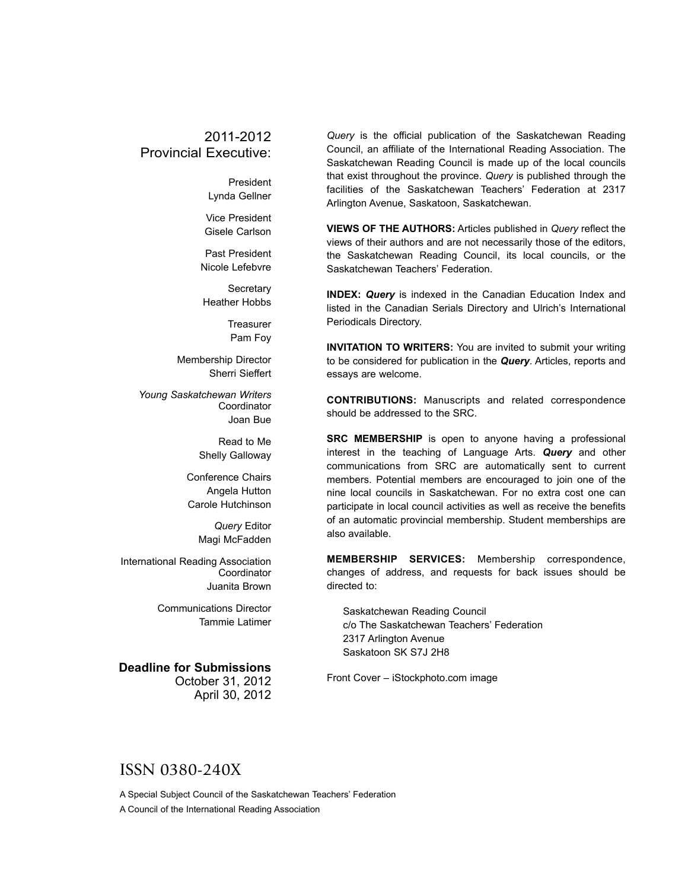## 2011-2012 Provincial Executive:

President
Lynda Gellner

Vice President
Gisele Carlson

Past President
Nicole Lefebvre

Secretary
Heather Hobbs

Treasurer
Pam Foy

Membership Director
Sherri Sieffert

*Young Saskatchewan Writers* Coordinator
Joan Bue

Read to Me
Shelly Galloway

Conference Chairs
Angela Hutton
Carole Hutchinson

*Query* Editor
Magi McFadden

International Reading Association Coordinator
Juanita Brown

Communications Director
Tammie Latimer

**Deadline for Submissions**
October 31, 2012
April 30, 2012

*Query* is the official publication of the Saskatchewan Reading Council, an affiliate of the International Reading Association. The Saskatchewan Reading Council is made up of the local councils that exist throughout the province. *Query* is published through the facilities of the Saskatchewan Teachers' Federation at 2317 Arlington Avenue, Saskatoon, Saskatchewan.

**VIEWS OF THE AUTHORS:** Articles published in *Query* reflect the views of their authors and are not necessarily those of the editors, the Saskatchewan Reading Council, its local councils, or the Saskatchewan Teachers' Federation.

**INDEX:** ***Query*** is indexed in the Canadian Education Index and listed in the Canadian Serials Directory and Ulrich's International Periodicals Directory.

**INVITATION TO WRITERS:** You are invited to submit your writing to be considered for publication in the ***Query***. Articles, reports and essays are welcome.

**CONTRIBUTIONS:** Manuscripts and related correspondence should be addressed to the SRC.

**SRC MEMBERSHIP** is open to anyone having a professional interest in the teaching of Language Arts. ***Query*** and other communications from SRC are automatically sent to current members. Potential members are encouraged to join one of the nine local councils in Saskatchewan. For no extra cost one can participate in local council activities as well as receive the benefits of an automatic provincial membership. Student memberships are also available.

**MEMBERSHIP SERVICES:** Membership correspondence, changes of address, and requests for back issues should be directed to:

Saskatchewan Reading Council
c/o The Saskatchewan Teachers' Federation
2317 Arlington Avenue
Saskatoon SK S7J 2H8

Front Cover – iStockphoto.com image

ISSN 0380-240X

A Special Subject Council of the Saskatchewan Teachers' Federation
A Council of the International Reading Association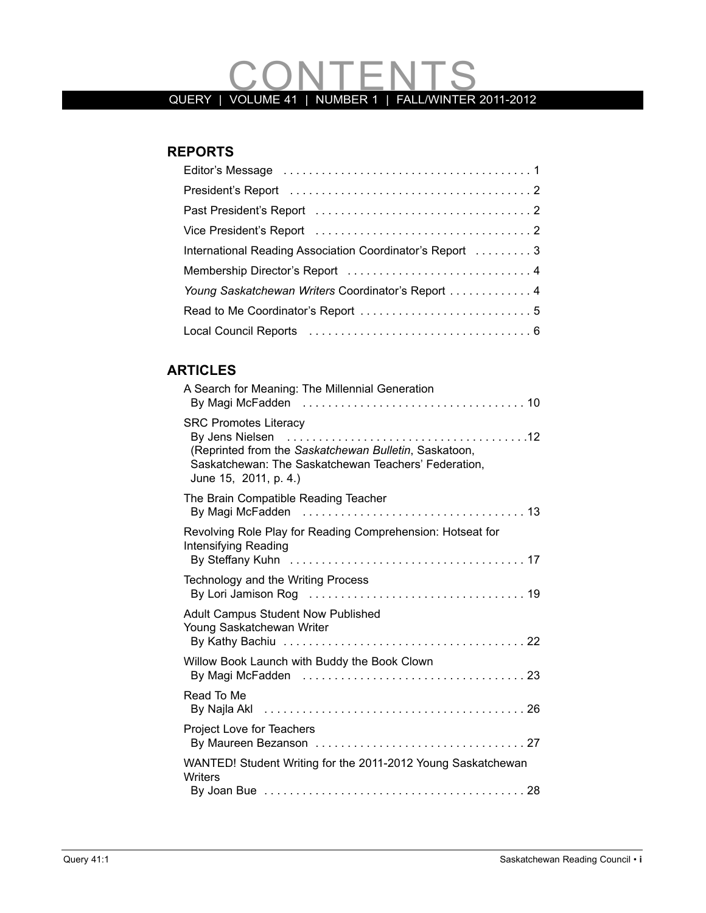# CONTENTS

QUERY | VOLUME 41 | NUMBER 1 | FALL/WINTER 2011-2012

## REPORTS

Editor's Message . . . . . . . . . . . . . . . . . . . . . . . . . . . . . . . . . . . . . . . 1

President's Report . . . . . . . . . . . . . . . . . . . . . . . . . . . . . . . . . . . . . . 2

Past President's Report . . . . . . . . . . . . . . . . . . . . . . . . . . . . . . . . . . 2

Vice President's Report . . . . . . . . . . . . . . . . . . . . . . . . . . . . . . . . . . 2

International Reading Association Coordinator's Report . . . . . . . . . 3

Membership Director's Report . . . . . . . . . . . . . . . . . . . . . . . . . . . . . 4

*Young Saskatchewan Writers* Coordinator's Report . . . . . . . . . . . . . 4

Read to Me Coordinator's Report . . . . . . . . . . . . . . . . . . . . . . . . . . . 5

Local Council Reports . . . . . . . . . . . . . . . . . . . . . . . . . . . . . . . . . . . 6

## ARTICLES

A Search for Meaning: The Millennial Generation
By Magi McFadden . . . . . . . . . . . . . . . . . . . . . . . . . . . . . . . . . . . 10

SRC Promotes Literacy
By Jens Nielsen . . . . . . . . . . . . . . . . . . . . . . . . . . . . . . . . . . . . . .12
(Reprinted from the *Saskatchewan Bulletin*, Saskatoon, Saskatchewan: The Saskatchewan Teachers' Federation, June 15, 2011, p. 4.)

The Brain Compatible Reading Teacher
By Magi McFadden . . . . . . . . . . . . . . . . . . . . . . . . . . . . . . . . . . . 13

Revolving Role Play for Reading Comprehension: Hotseat for Intensifying Reading
By Steffany Kuhn . . . . . . . . . . . . . . . . . . . . . . . . . . . . . . . . . . . . . 17

Technology and the Writing Process
By Lori Jamison Rog . . . . . . . . . . . . . . . . . . . . . . . . . . . . . . . . . . 19

Adult Campus Student Now Published Young Saskatchewan Writer
By Kathy Bachiu . . . . . . . . . . . . . . . . . . . . . . . . . . . . . . . . . . . . . . 22

Willow Book Launch with Buddy the Book Clown
By Magi McFadden . . . . . . . . . . . . . . . . . . . . . . . . . . . . . . . . . . . 23

Read To Me
By Najla Akl . . . . . . . . . . . . . . . . . . . . . . . . . . . . . . . . . . . . . . . . . 26

Project Love for Teachers
By Maureen Bezanson . . . . . . . . . . . . . . . . . . . . . . . . . . . . . . . . . 27

WANTED! Student Writing for the 2011-2012 Young Saskatchewan Writers
By Joan Bue . . . . . . . . . . . . . . . . . . . . . . . . . . . . . . . . . . . . . . . . . 28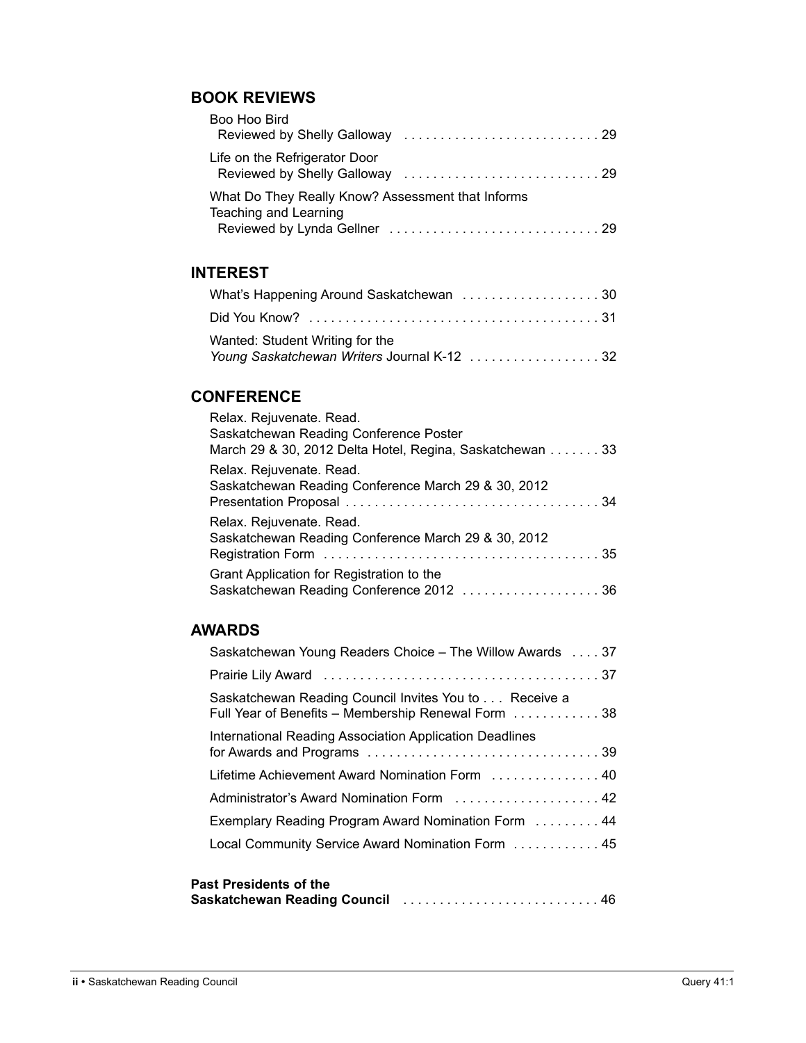## BOOK REVIEWS

Boo Hoo Bird
Reviewed by Shelly Galloway ........................... 29

Life on the Refrigerator Door
Reviewed by Shelly Galloway ........................... 29

What Do They Really Know? Assessment that Informs Teaching and Learning
Reviewed by Lynda Gellner ............................. 29

## INTEREST

What's Happening Around Saskatchewan ................... 30

Did You Know? ........................................ 31

Wanted: Student Writing for the
*Young Saskatchewan Writers* Journal K-12 .................. 32

## CONFERENCE

Relax. Rejuvenate. Read.
Saskatchewan Reading Conference Poster
March 29 & 30, 2012 Delta Hotel, Regina, Saskatchewan ....... 33

Relax. Rejuvenate. Read.
Saskatchewan Reading Conference March 29 & 30, 2012
Presentation Proposal ................................... 34

Relax. Rejuvenate. Read.
Saskatchewan Reading Conference March 29 & 30, 2012
Registration Form ...................................... 35

Grant Application for Registration to the
Saskatchewan Reading Conference 2012 ................... 36

## AWARDS

Saskatchewan Young Readers Choice – The Willow Awards .... 37

Prairie Lily Award ...................................... 37

Saskatchewan Reading Council Invites You to . . . Receive a
Full Year of Benefits – Membership Renewal Form ............ 38

International Reading Association Application Deadlines
for Awards and Programs ................................ 39

Lifetime Achievement Award Nomination Form ............... 40

Administrator's Award Nomination Form .................... 42

Exemplary Reading Program Award Nomination Form ......... 44

Local Community Service Award Nomination Form ............ 45

**Past Presidents of the
Saskatchewan Reading Council** ........................... 46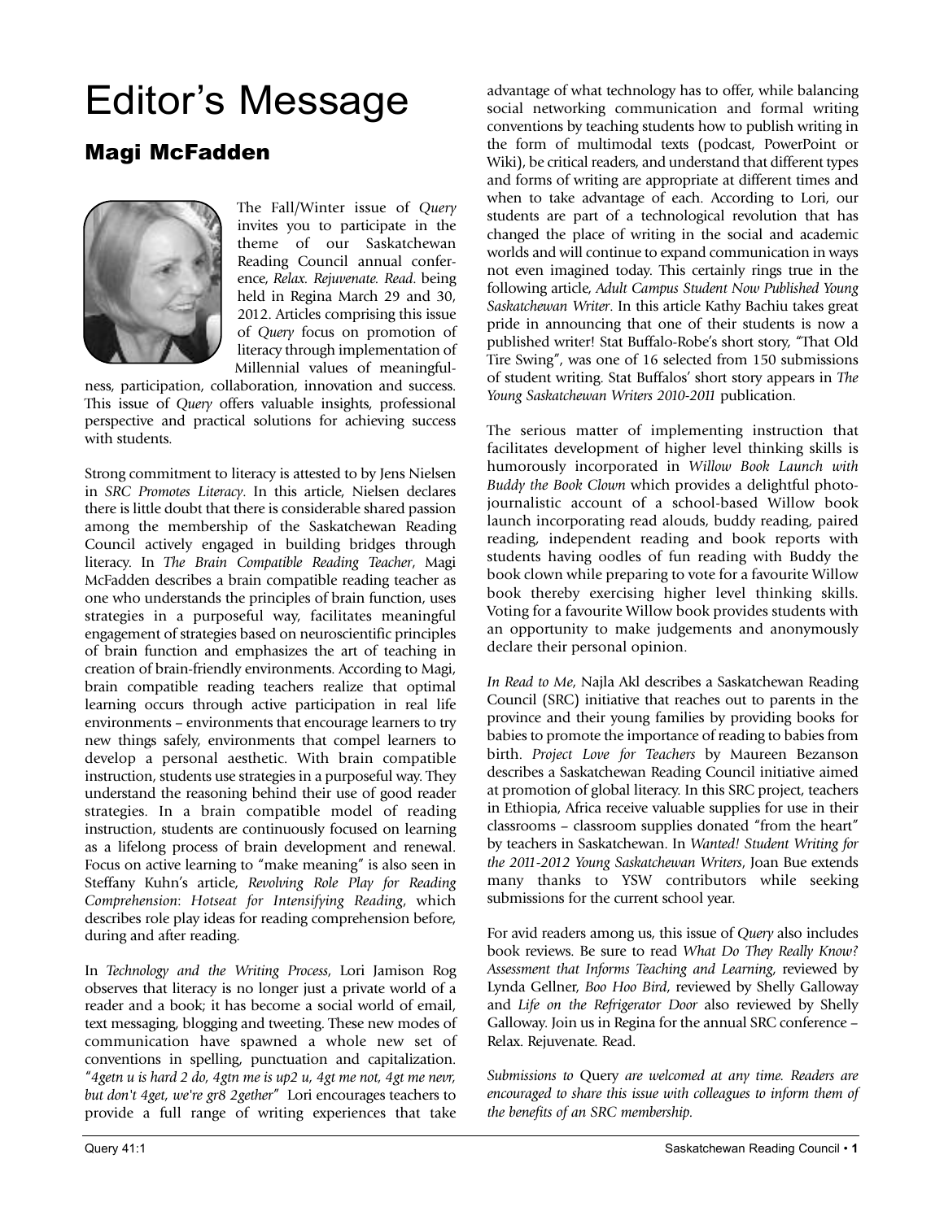# Editor's Message

## Magi McFadden

The Fall/Winter issue of *Query* invites you to participate in the theme of our Saskatchewan Reading Council annual conference, *Relax. Rejuvenate. Read.* being held in Regina March 29 and 30, 2012. Articles comprising this issue of *Query* focus on promotion of literacy through implementation of Millennial values of meaningfulness, participation, collaboration, innovation and success. This issue of *Query* offers valuable insights, professional perspective and practical solutions for achieving success with students.

Strong commitment to literacy is attested to by Jens Nielsen in *SRC Promotes Literacy*. In this article, Nielsen declares there is little doubt that there is considerable shared passion among the membership of the Saskatchewan Reading Council actively engaged in building bridges through literacy. In *The Brain Compatible Reading Teacher*, Magi McFadden describes a brain compatible reading teacher as one who understands the principles of brain function, uses strategies in a purposeful way, facilitates meaningful engagement of strategies based on neuroscientific principles of brain function and emphasizes the art of teaching in creation of brain-friendly environments. According to Magi, brain compatible reading teachers realize that optimal learning occurs through active participation in real life environments – environments that encourage learners to try new things safely, environments that compel learners to develop a personal aesthetic. With brain compatible instruction, students use strategies in a purposeful way. They understand the reasoning behind their use of good reader strategies. In a brain compatible model of reading instruction, students are continuously focused on learning as a lifelong process of brain development and renewal. Focus on active learning to "make meaning" is also seen in Steffany Kuhn's article, *Revolving Role Play for Reading Comprehension: Hotseat for Intensifying Reading*, which describes role play ideas for reading comprehension before, during and after reading.

In *Technology and the Writing Process*, Lori Jamison Rog observes that literacy is no longer just a private world of a reader and a book; it has become a social world of email, text messaging, blogging and tweeting. These new modes of communication have spawned a whole new set of conventions in spelling, punctuation and capitalization. "*4getn u is hard 2 do, 4gtn me is up2 u, 4gt me not, 4gt me nevr, but don't 4get, we're gr8 2gether*" Lori encourages teachers to provide a full range of writing experiences that take advantage of what technology has to offer, while balancing social networking communication and formal writing conventions by teaching students how to publish writing in the form of multimodal texts (podcast, PowerPoint or Wiki), be critical readers, and understand that different types and forms of writing are appropriate at different times and when to take advantage of each. According to Lori, our students are part of a technological revolution that has changed the place of writing in the social and academic worlds and will continue to expand communication in ways not even imagined today. This certainly rings true in the following article, *Adult Campus Student Now Published Young Saskatchewan Writer*. In this article Kathy Bachiu takes great pride in announcing that one of their students is now a published writer! Stat Buffalo-Robe's short story, "That Old Tire Swing", was one of 16 selected from 150 submissions of student writing. Stat Buffalos' short story appears in *The Young Saskatchewan Writers 2010-2011* publication.

The serious matter of implementing instruction that facilitates development of higher level thinking skills is humorously incorporated in *Willow Book Launch with Buddy the Book Clown* which provides a delightful photo-journalistic account of a school-based Willow book launch incorporating read alouds, buddy reading, paired reading, independent reading and book reports with students having oodles of fun reading with Buddy the book clown while preparing to vote for a favourite Willow book thereby exercising higher level thinking skills. Voting for a favourite Willow book provides students with an opportunity to make judgements and anonymously declare their personal opinion.

*In Read to Me*, Najla Akl describes a Saskatchewan Reading Council (SRC) initiative that reaches out to parents in the province and their young families by providing books for babies to promote the importance of reading to babies from birth. *Project Love for Teachers* by Maureen Bezanson describes a Saskatchewan Reading Council initiative aimed at promotion of global literacy. In this SRC project, teachers in Ethiopia, Africa receive valuable supplies for use in their classrooms – classroom supplies donated "from the heart" by teachers in Saskatchewan. In *Wanted! Student Writing for the 2011-2012 Young Saskatchewan Writers*, Joan Bue extends many thanks to YSW contributors while seeking submissions for the current school year.

For avid readers among us, this issue of *Query* also includes book reviews. Be sure to read *What Do They Really Know? Assessment that Informs Teaching and Learning*, reviewed by Lynda Gellner, *Boo Hoo Bird*, reviewed by Shelly Galloway and *Life on the Refrigerator Door* also reviewed by Shelly Galloway. Join us in Regina for the annual SRC conference – Relax. Rejuvenate. Read.

*Submissions to* Query *are welcomed at any time. Readers are encouraged to share this issue with colleagues to inform them of the benefits of an SRC membership.*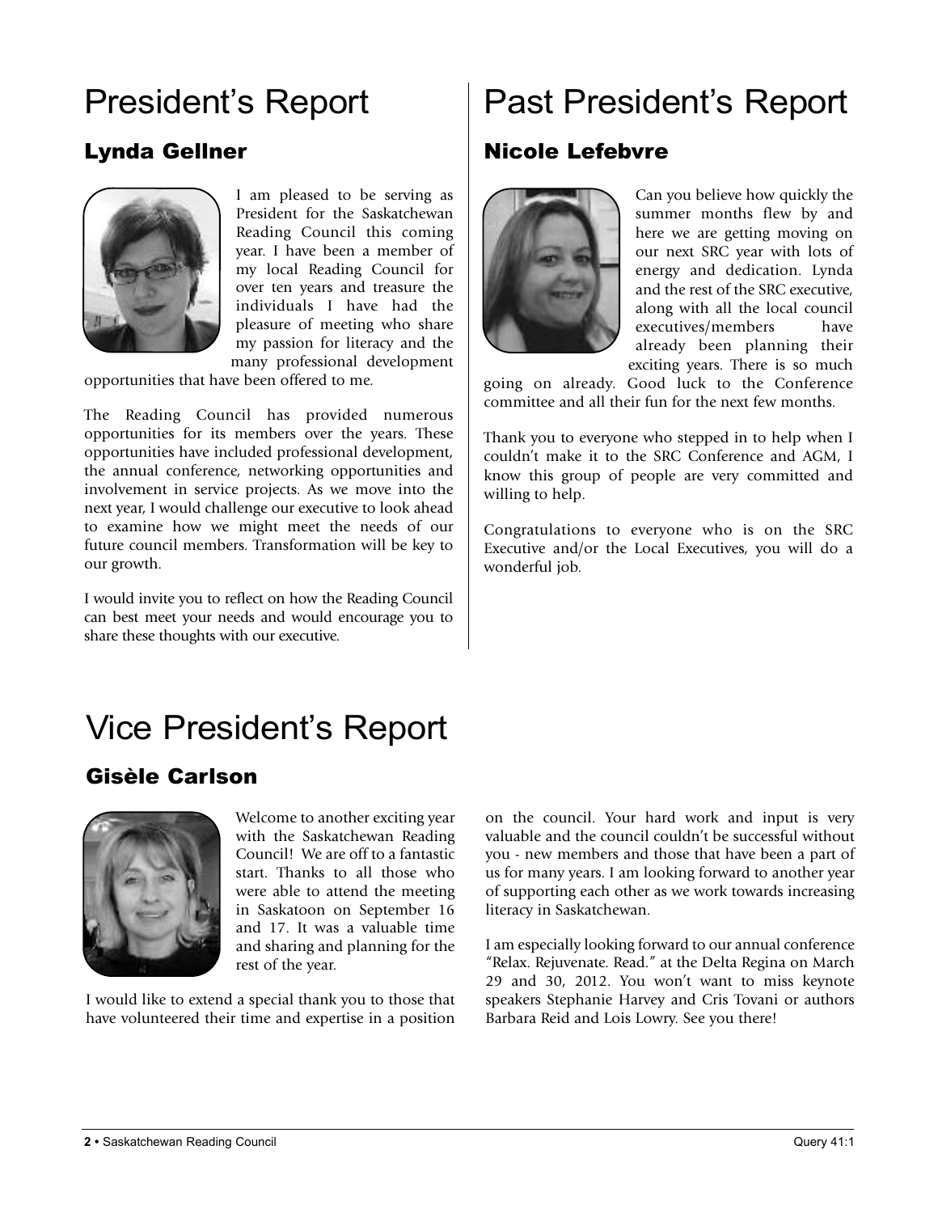# President's Report

## Lynda Gellner

I am pleased to be serving as President for the Saskatchewan Reading Council this coming year. I have been a member of my local Reading Council for over ten years and treasure the individuals I have had the pleasure of meeting who share my passion for literacy and the many professional development opportunities that have been offered to me.

The Reading Council has provided numerous opportunities for its members over the years. These opportunities have included professional development, the annual conference, networking opportunities and involvement in service projects. As we move into the next year, I would challenge our executive to look ahead to examine how we might meet the needs of our future council members. Transformation will be key to our growth.

I would invite you to reflect on how the Reading Council can best meet your needs and would encourage you to share these thoughts with our executive.

# Past President's Report

## Nicole Lefebvre

Can you believe how quickly the summer months flew by and here we are getting moving on our next SRC year with lots of energy and dedication. Lynda and the rest of the SRC executive, along with all the local council executives/members have already been planning their exciting years. There is so much going on already. Good luck to the Conference committee and all their fun for the next few months.

Thank you to everyone who stepped in to help when I couldn't make it to the SRC Conference and AGM, I know this group of people are very committed and willing to help.

Congratulations to everyone who is on the SRC Executive and/or the Local Executives, you will do a wonderful job.

# Vice President's Report

## Gisèle Carlson

Welcome to another exciting year with the Saskatchewan Reading Council! We are off to a fantastic start. Thanks to all those who were able to attend the meeting in Saskatoon on September 16 and 17. It was a valuable time and sharing and planning for the rest of the year.

I would like to extend a special thank you to those that have volunteered their time and expertise in a position on the council. Your hard work and input is very valuable and the council couldn't be successful without you - new members and those that have been a part of us for many years. I am looking forward to another year of supporting each other as we work towards increasing literacy in Saskatchewan.

I am especially looking forward to our annual conference "Relax. Rejuvenate. Read." at the Delta Regina on March 29 and 30, 2012. You won't want to miss keynote speakers Stephanie Harvey and Cris Tovani or authors Barbara Reid and Lois Lowry. See you there!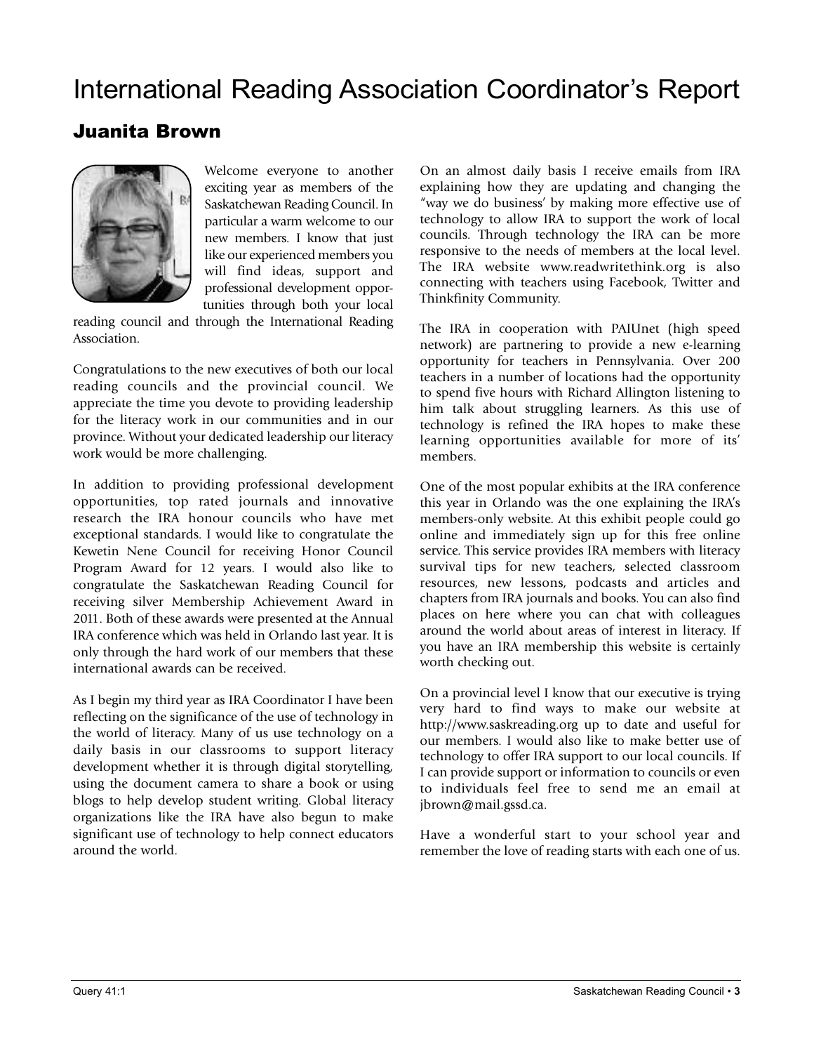# International Reading Association Coordinator's Report

## Juanita Brown

Welcome everyone to another exciting year as members of the Saskatchewan Reading Council. In particular a warm welcome to our new members. I know that just like our experienced members you will find ideas, support and professional development opportunities through both your local reading council and through the International Reading Association.

Congratulations to the new executives of both our local reading councils and the provincial council. We appreciate the time you devote to providing leadership for the literacy work in our communities and in our province. Without your dedicated leadership our literacy work would be more challenging.

In addition to providing professional development opportunities, top rated journals and innovative research the IRA honour councils who have met exceptional standards. I would like to congratulate the Kewetin Nene Council for receiving Honor Council Program Award for 12 years. I would also like to congratulate the Saskatchewan Reading Council for receiving silver Membership Achievement Award in 2011. Both of these awards were presented at the Annual IRA conference which was held in Orlando last year. It is only through the hard work of our members that these international awards can be received.

As I begin my third year as IRA Coordinator I have been reflecting on the significance of the use of technology in the world of literacy. Many of us use technology on a daily basis in our classrooms to support literacy development whether it is through digital storytelling, using the document camera to share a book or using blogs to help develop student writing. Global literacy organizations like the IRA have also begun to make significant use of technology to help connect educators around the world.

On an almost daily basis I receive emails from IRA explaining how they are updating and changing the "way we do business' by making more effective use of technology to allow IRA to support the work of local councils. Through technology the IRA can be more responsive to the needs of members at the local level. The IRA website www.readwritethink.org is also connecting with teachers using Facebook, Twitter and Thinkfinity Community.

The IRA in cooperation with PAIUnet (high speed network) are partnering to provide a new e-learning opportunity for teachers in Pennsylvania. Over 200 teachers in a number of locations had the opportunity to spend five hours with Richard Allington listening to him talk about struggling learners. As this use of technology is refined the IRA hopes to make these learning opportunities available for more of its' members.

One of the most popular exhibits at the IRA conference this year in Orlando was the one explaining the IRA's members-only website. At this exhibit people could go online and immediately sign up for this free online service. This service provides IRA members with literacy survival tips for new teachers, selected classroom resources, new lessons, podcasts and articles and chapters from IRA journals and books. You can also find places on here where you can chat with colleagues around the world about areas of interest in literacy. If you have an IRA membership this website is certainly worth checking out.

On a provincial level I know that our executive is trying very hard to find ways to make our website at http://www.saskreading.org up to date and useful for our members. I would also like to make better use of technology to offer IRA support to our local councils. If I can provide support or information to councils or even to individuals feel free to send me an email at jbrown@mail.gssd.ca.

Have a wonderful start to your school year and remember the love of reading starts with each one of us.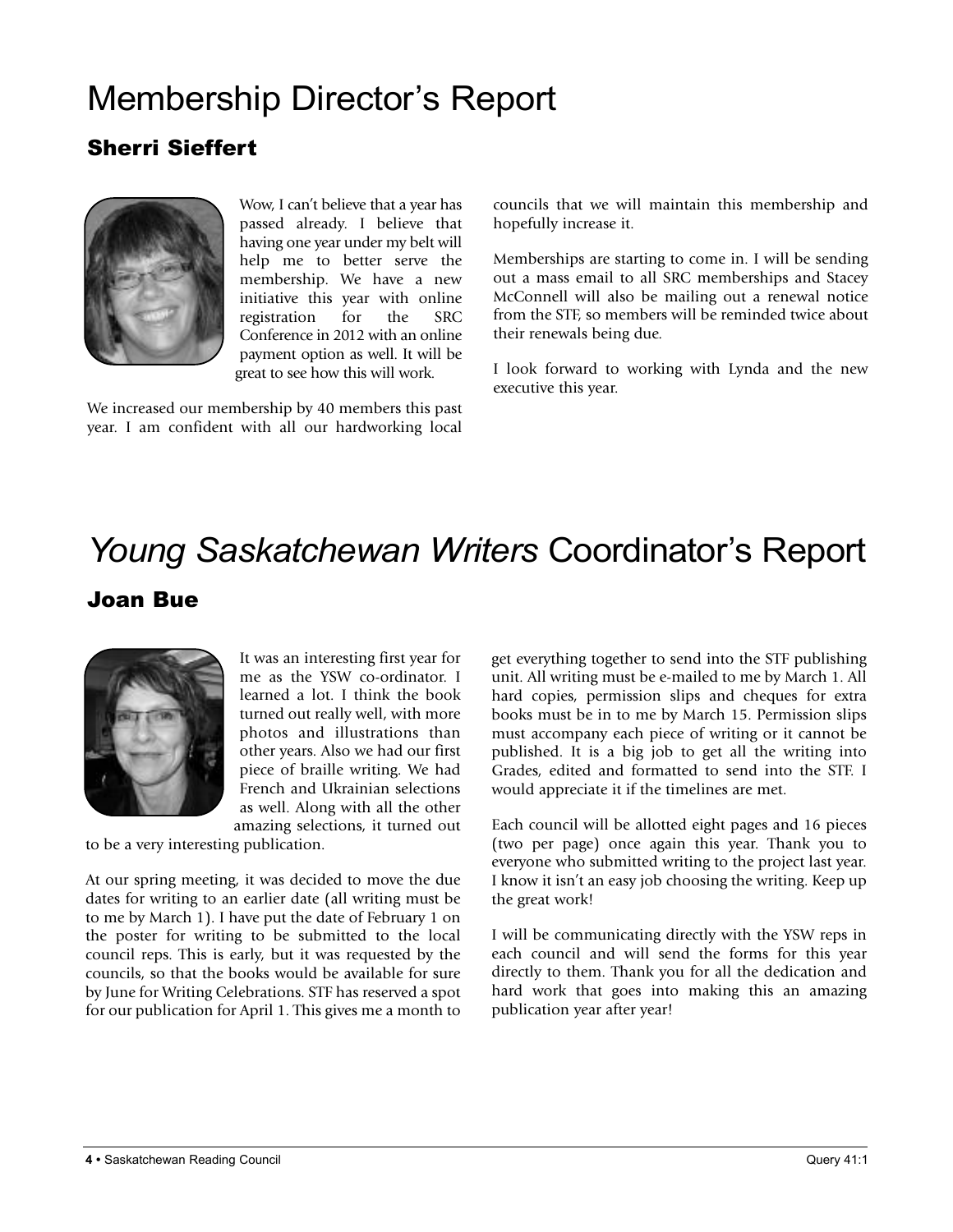# Membership Director's Report

## Sherri Sieffert

Wow, I can't believe that a year has passed already. I believe that having one year under my belt will help me to better serve the membership. We have a new initiative this year with online registration for the SRC Conference in 2012 with an online payment option as well. It will be great to see how this will work.

We increased our membership by 40 members this past year. I am confident with all our hardworking local councils that we will maintain this membership and hopefully increase it.

Memberships are starting to come in. I will be sending out a mass email to all SRC memberships and Stacey McConnell will also be mailing out a renewal notice from the STF, so members will be reminded twice about their renewals being due.

I look forward to working with Lynda and the new executive this year.

# *Young Saskatchewan Writers* Coordinator's Report

## Joan Bue

It was an interesting first year for me as the YSW co-ordinator. I learned a lot. I think the book turned out really well, with more photos and illustrations than other years. Also we had our first piece of braille writing. We had French and Ukrainian selections as well. Along with all the other amazing selections, it turned out to be a very interesting publication.

At our spring meeting, it was decided to move the due dates for writing to an earlier date (all writing must be to me by March 1). I have put the date of February 1 on the poster for writing to be submitted to the local council reps. This is early, but it was requested by the councils, so that the books would be available for sure by June for Writing Celebrations. STF has reserved a spot for our publication for April 1. This gives me a month to get everything together to send into the STF publishing unit. All writing must be e-mailed to me by March 1. All hard copies, permission slips and cheques for extra books must be in to me by March 15. Permission slips must accompany each piece of writing or it cannot be published. It is a big job to get all the writing into Grades, edited and formatted to send into the STF. I would appreciate it if the timelines are met.

Each council will be allotted eight pages and 16 pieces (two per page) once again this year. Thank you to everyone who submitted writing to the project last year. I know it isn't an easy job choosing the writing. Keep up the great work!

I will be communicating directly with the YSW reps in each council and will send the forms for this year directly to them. Thank you for all the dedication and hard work that goes into making this an amazing publication year after year!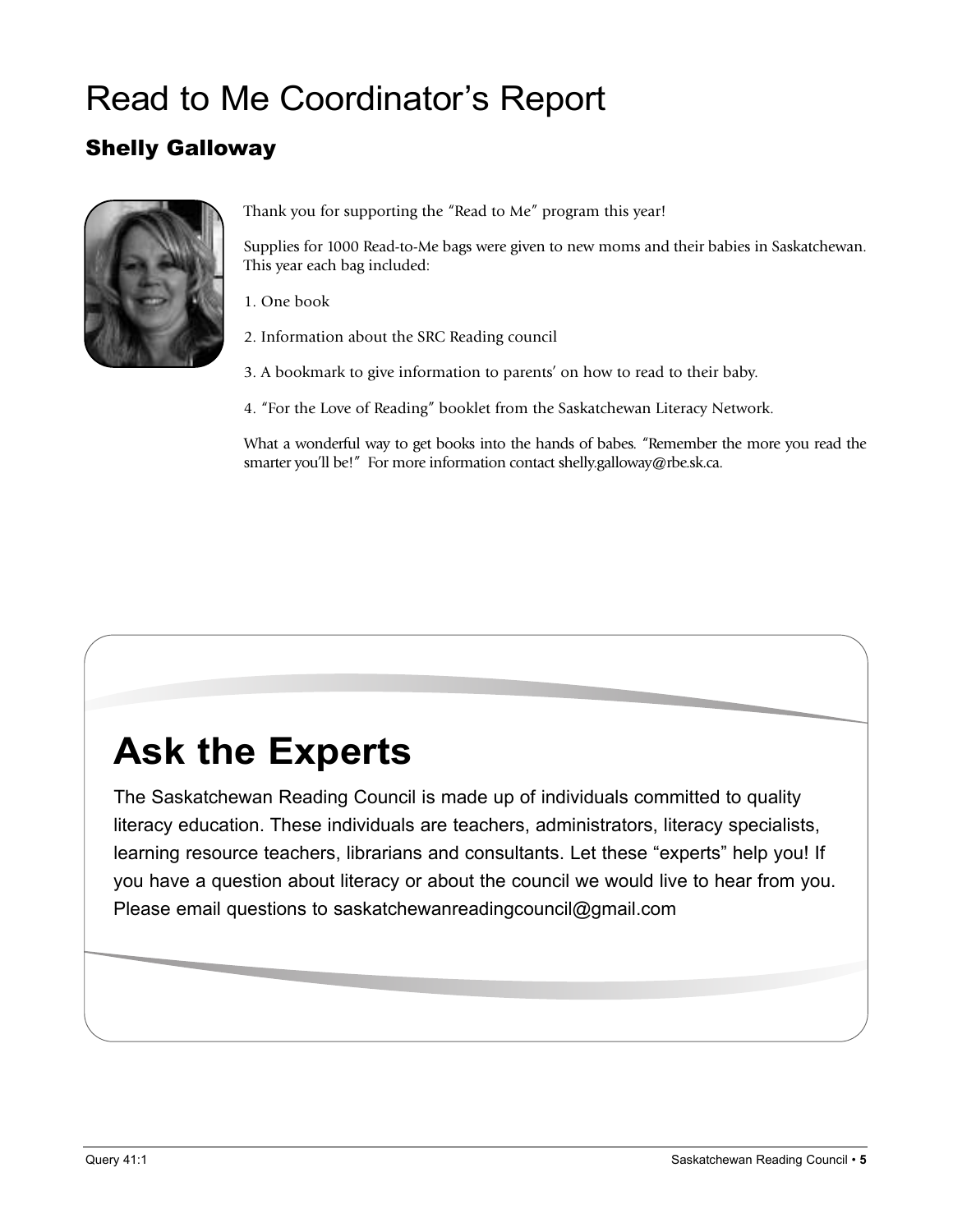# Read to Me Coordinator's Report

## Shelly Galloway

Thank you for supporting the "Read to Me" program this year!

Supplies for 1000 Read-to-Me bags were given to new moms and their babies in Saskatchewan. This year each bag included:

1. One book
2. Information about the SRC Reading council
3. A bookmark to give information to parents' on how to read to their baby.
4. "For the Love of Reading" booklet from the Saskatchewan Literacy Network.

What a wonderful way to get books into the hands of babes. "Remember the more you read the smarter you'll be!" For more information contact shelly.galloway@rbe.sk.ca.

# Ask the Experts

The Saskatchewan Reading Council is made up of individuals committed to quality literacy education. These individuals are teachers, administrators, literacy specialists, learning resource teachers, librarians and consultants. Let these "experts" help you! If you have a question about literacy or about the council we would live to hear from you. Please email questions to saskatchewanreadingcouncil@gmail.com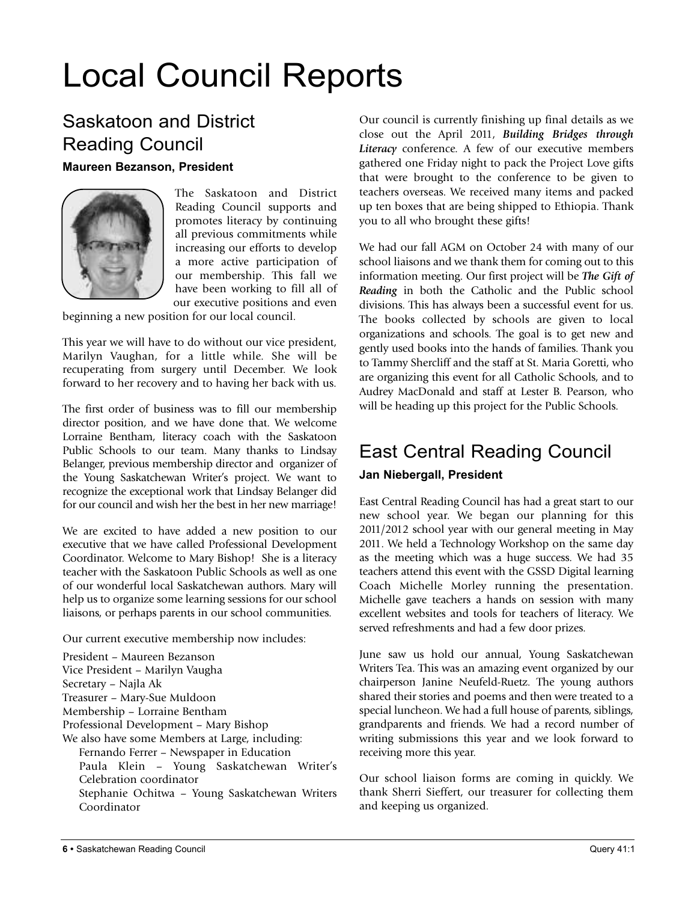# Local Council Reports

## Saskatoon and District Reading Council

**Maureen Bezanson, President**

The Saskatoon and District Reading Council supports and promotes literacy by continuing all previous commitments while increasing our efforts to develop a more active participation of our membership. This fall we have been working to fill all of our executive positions and even beginning a new position for our local council.

This year we will have to do without our vice president, Marilyn Vaughan, for a little while. She will be recuperating from surgery until December. We look forward to her recovery and to having her back with us.

The first order of business was to fill our membership director position, and we have done that. We welcome Lorraine Bentham, literacy coach with the Saskatoon Public Schools to our team. Many thanks to Lindsay Belanger, previous membership director and organizer of the Young Saskatchewan Writer's project. We want to recognize the exceptional work that Lindsay Belanger did for our council and wish her the best in her new marriage!

We are excited to have added a new position to our executive that we have called Professional Development Coordinator. Welcome to Mary Bishop! She is a literacy teacher with the Saskatoon Public Schools as well as one of our wonderful local Saskatchewan authors. Mary will help us to organize some learning sessions for our school liaisons, or perhaps parents in our school communities.

Our current executive membership now includes:

President – Maureen Bezanson
Vice President – Marilyn Vaugha
Secretary – Najla Ak
Treasurer – Mary-Sue Muldoon
Membership – Lorraine Bentham
Professional Development – Mary Bishop
We also have some Members at Large, including:
- Fernando Ferrer – Newspaper in Education
- Paula Klein – Young Saskatchewan Writer's Celebration coordinator
- Stephanie Ochitwa – Young Saskatchewan Writers Coordinator

Our council is currently finishing up final details as we close out the April 2011, ***Building Bridges through Literacy*** conference. A few of our executive members gathered one Friday night to pack the Project Love gifts that were brought to the conference to be given to teachers overseas. We received many items and packed up ten boxes that are being shipped to Ethiopia. Thank you to all who brought these gifts!

We had our fall AGM on October 24 with many of our school liaisons and we thank them for coming out to this information meeting. Our first project will be ***The Gift of Reading*** in both the Catholic and the Public school divisions. This has always been a successful event for us. The books collected by schools are given to local organizations and schools. The goal is to get new and gently used books into the hands of families. Thank you to Tammy Shercliff and the staff at St. Maria Goretti, who are organizing this event for all Catholic Schools, and to Audrey MacDonald and staff at Lester B. Pearson, who will be heading up this project for the Public Schools.

## East Central Reading Council

**Jan Niebergall, President**

East Central Reading Council has had a great start to our new school year. We began our planning for this 2011/2012 school year with our general meeting in May 2011. We held a Technology Workshop on the same day as the meeting which was a huge success. We had 35 teachers attend this event with the GSSD Digital learning Coach Michelle Morley running the presentation. Michelle gave teachers a hands on session with many excellent websites and tools for teachers of literacy. We served refreshments and had a few door prizes.

June saw us hold our annual, Young Saskatchewan Writers Tea. This was an amazing event organized by our chairperson Janine Neufeld-Ruetz. The young authors shared their stories and poems and then were treated to a special luncheon. We had a full house of parents, siblings, grandparents and friends. We had a record number of writing submissions this year and we look forward to receiving more this year.

Our school liaison forms are coming in quickly. We thank Sherri Sieffert, our treasurer for collecting them and keeping us organized.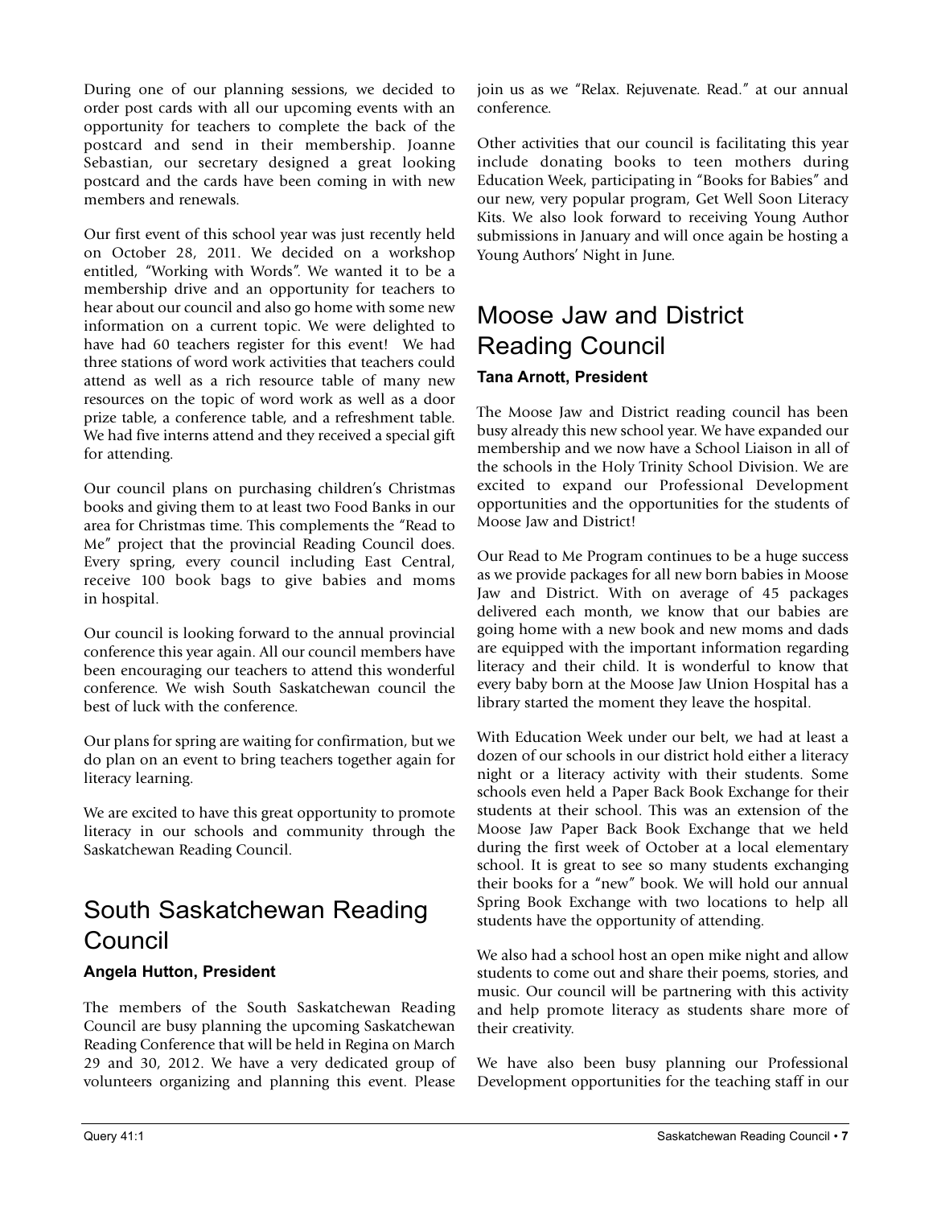During one of our planning sessions, we decided to order post cards with all our upcoming events with an opportunity for teachers to complete the back of the postcard and send in their membership. Joanne Sebastian, our secretary designed a great looking postcard and the cards have been coming in with new members and renewals.

Our first event of this school year was just recently held on October 28, 2011. We decided on a workshop entitled, "Working with Words". We wanted it to be a membership drive and an opportunity for teachers to hear about our council and also go home with some new information on a current topic. We were delighted to have had 60 teachers register for this event! We had three stations of word work activities that teachers could attend as well as a rich resource table of many new resources on the topic of word work as well as a door prize table, a conference table, and a refreshment table. We had five interns attend and they received a special gift for attending.

Our council plans on purchasing children's Christmas books and giving them to at least two Food Banks in our area for Christmas time. This complements the "Read to Me" project that the provincial Reading Council does. Every spring, every council including East Central, receive 100 book bags to give babies and moms in hospital.

Our council is looking forward to the annual provincial conference this year again. All our council members have been encouraging our teachers to attend this wonderful conference. We wish South Saskatchewan council the best of luck with the conference.

Our plans for spring are waiting for confirmation, but we do plan on an event to bring teachers together again for literacy learning.

We are excited to have this great opportunity to promote literacy in our schools and community through the Saskatchewan Reading Council.

## South Saskatchewan Reading Council

**Angela Hutton, President**

The members of the South Saskatchewan Reading Council are busy planning the upcoming Saskatchewan Reading Conference that will be held in Regina on March 29 and 30, 2012. We have a very dedicated group of volunteers organizing and planning this event. Please join us as we "Relax. Rejuvenate. Read." at our annual conference.

Other activities that our council is facilitating this year include donating books to teen mothers during Education Week, participating in "Books for Babies" and our new, very popular program, Get Well Soon Literacy Kits. We also look forward to receiving Young Author submissions in January and will once again be hosting a Young Authors' Night in June.

## Moose Jaw and District Reading Council

**Tana Arnott, President**

The Moose Jaw and District reading council has been busy already this new school year. We have expanded our membership and we now have a School Liaison in all of the schools in the Holy Trinity School Division. We are excited to expand our Professional Development opportunities and the opportunities for the students of Moose Jaw and District!

Our Read to Me Program continues to be a huge success as we provide packages for all new born babies in Moose Jaw and District. With on average of 45 packages delivered each month, we know that our babies are going home with a new book and new moms and dads are equipped with the important information regarding literacy and their child. It is wonderful to know that every baby born at the Moose Jaw Union Hospital has a library started the moment they leave the hospital.

With Education Week under our belt, we had at least a dozen of our schools in our district hold either a literacy night or a literacy activity with their students. Some schools even held a Paper Back Book Exchange for their students at their school. This was an extension of the Moose Jaw Paper Back Book Exchange that we held during the first week of October at a local elementary school. It is great to see so many students exchanging their books for a "new" book. We will hold our annual Spring Book Exchange with two locations to help all students have the opportunity of attending.

We also had a school host an open mike night and allow students to come out and share their poems, stories, and music. Our council will be partnering with this activity and help promote literacy as students share more of their creativity.

We have also been busy planning our Professional Development opportunities for the teaching staff in our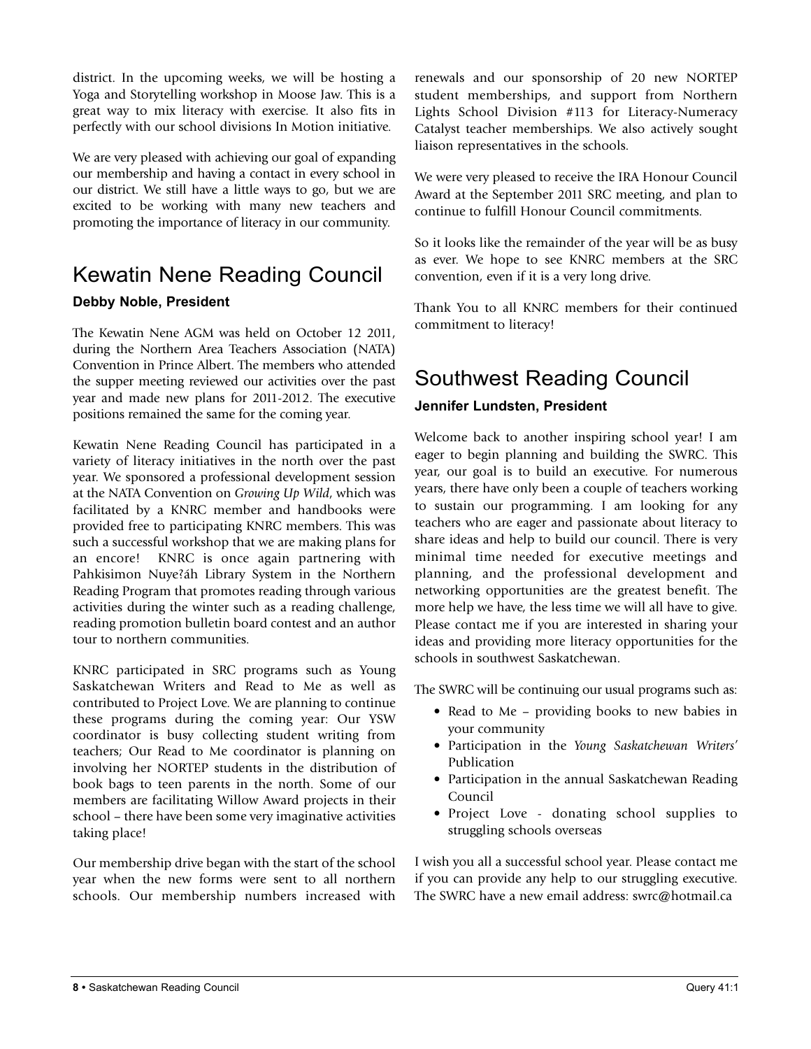district. In the upcoming weeks, we will be hosting a Yoga and Storytelling workshop in Moose Jaw. This is a great way to mix literacy with exercise. It also fits in perfectly with our school divisions In Motion initiative.

We are very pleased with achieving our goal of expanding our membership and having a contact in every school in our district. We still have a little ways to go, but we are excited to be working with many new teachers and promoting the importance of literacy in our community.

## Kewatin Nene Reading Council

**Debby Noble, President**

The Kewatin Nene AGM was held on October 12 2011, during the Northern Area Teachers Association (NATA) Convention in Prince Albert. The members who attended the supper meeting reviewed our activities over the past year and made new plans for 2011-2012. The executive positions remained the same for the coming year.

Kewatin Nene Reading Council has participated in a variety of literacy initiatives in the north over the past year. We sponsored a professional development session at the NATA Convention on *Growing Up Wild*, which was facilitated by a KNRC member and handbooks were provided free to participating KNRC members. This was such a successful workshop that we are making plans for an encore! KNRC is once again partnering with Pahkisimon Nuye?áh Library System in the Northern Reading Program that promotes reading through various activities during the winter such as a reading challenge, reading promotion bulletin board contest and an author tour to northern communities.

KNRC participated in SRC programs such as Young Saskatchewan Writers and Read to Me as well as contributed to Project Love. We are planning to continue these programs during the coming year: Our YSW coordinator is busy collecting student writing from teachers; Our Read to Me coordinator is planning on involving her NORTEP students in the distribution of book bags to teen parents in the north. Some of our members are facilitating Willow Award projects in their school – there have been some very imaginative activities taking place!

Our membership drive began with the start of the school year when the new forms were sent to all northern schools. Our membership numbers increased with renewals and our sponsorship of 20 new NORTEP student memberships, and support from Northern Lights School Division #113 for Literacy-Numeracy Catalyst teacher memberships. We also actively sought liaison representatives in the schools.

We were very pleased to receive the IRA Honour Council Award at the September 2011 SRC meeting, and plan to continue to fulfill Honour Council commitments.

So it looks like the remainder of the year will be as busy as ever. We hope to see KNRC members at the SRC convention, even if it is a very long drive.

Thank You to all KNRC members for their continued commitment to literacy!

## Southwest Reading Council

**Jennifer Lundsten, President**

Welcome back to another inspiring school year! I am eager to begin planning and building the SWRC. This year, our goal is to build an executive. For numerous years, there have only been a couple of teachers working to sustain our programming. I am looking for any teachers who are eager and passionate about literacy to share ideas and help to build our council. There is very minimal time needed for executive meetings and planning, and the professional development and networking opportunities are the greatest benefit. The more help we have, the less time we will all have to give. Please contact me if you are interested in sharing your ideas and providing more literacy opportunities for the schools in southwest Saskatchewan.

The SWRC will be continuing our usual programs such as:

- Read to Me – providing books to new babies in your community
- Participation in the *Young Saskatchewan Writers'* Publication
- Participation in the annual Saskatchewan Reading Council
- Project Love - donating school supplies to struggling schools overseas

I wish you all a successful school year. Please contact me if you can provide any help to our struggling executive. The SWRC have a new email address: swrc@hotmail.ca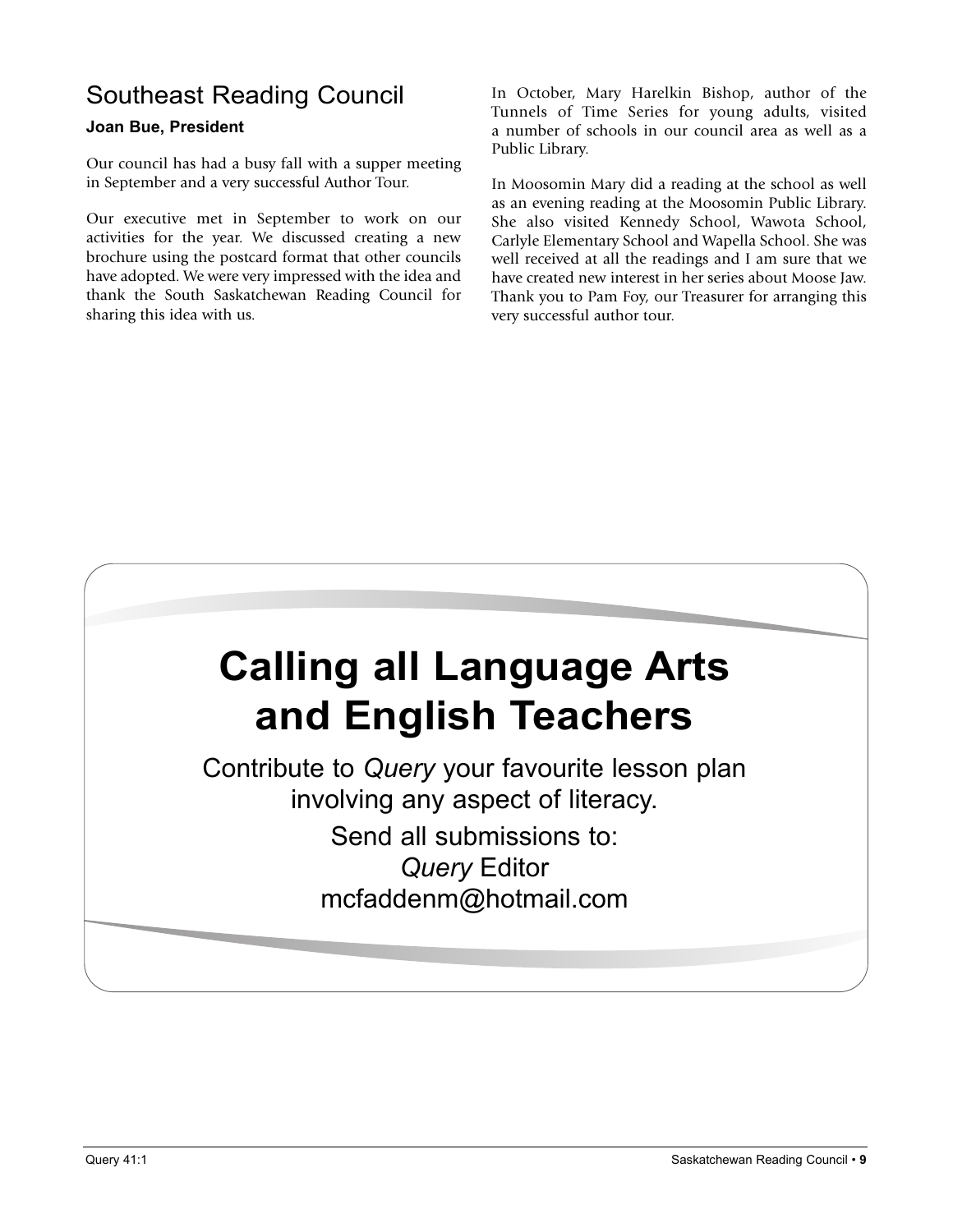## Southeast Reading Council

**Joan Bue, President**

Our council has had a busy fall with a supper meeting in September and a very successful Author Tour.

Our executive met in September to work on our activities for the year. We discussed creating a new brochure using the postcard format that other councils have adopted. We were very impressed with the idea and thank the South Saskatchewan Reading Council for sharing this idea with us.

In October, Mary Harelkin Bishop, author of the Tunnels of Time Series for young adults, visited a number of schools in our council area as well as a Public Library.

In Moosomin Mary did a reading at the school as well as an evening reading at the Moosomin Public Library. She also visited Kennedy School, Wawota School, Carlyle Elementary School and Wapella School. She was well received at all the readings and I am sure that we have created new interest in her series about Moose Jaw. Thank you to Pam Foy, our Treasurer for arranging this very successful author tour.

# Calling all Language Arts and English Teachers

Contribute to *Query* your favourite lesson plan involving any aspect of literacy.

Send all submissions to:
*Query* Editor
mcfaddenm@hotmail.com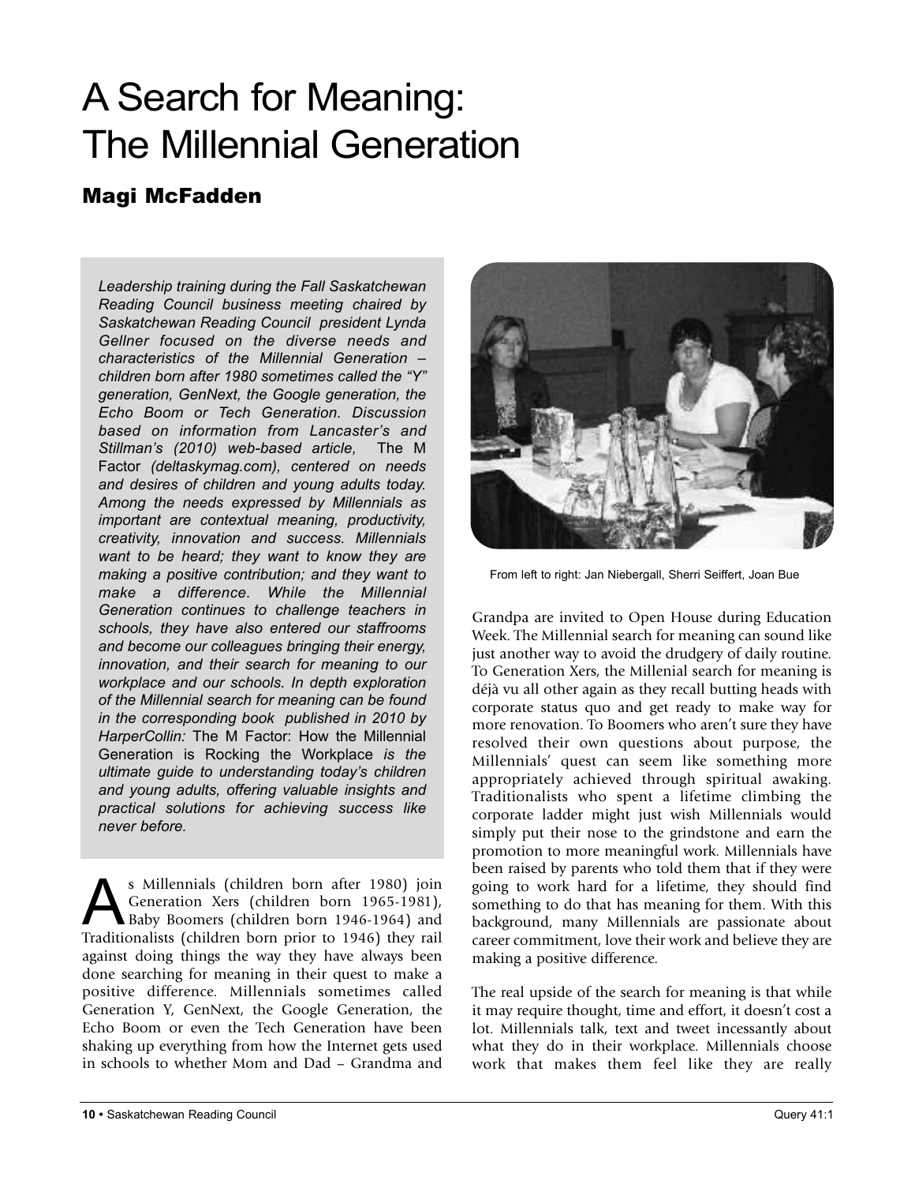# A Search for Meaning: The Millennial Generation

## Magi McFadden

*Leadership training during the Fall Saskatchewan Reading Council business meeting chaired by Saskatchewan Reading Council president Lynda Gellner focused on the diverse needs and characteristics of the Millennial Generation – children born after 1980 sometimes called the "Y" generation, GenNext, the Google generation, the Echo Boom or Tech Generation. Discussion based on information from Lancaster's and Stillman's (2010) web-based article,* The M Factor *(deltaskymag.com), centered on needs and desires of children and young adults today. Among the needs expressed by Millennials as important are contextual meaning, productivity, creativity, innovation and success. Millennials want to be heard; they want to know they are making a positive contribution; and they want to make a difference. While the Millennial Generation continues to challenge teachers in schools, they have also entered our staffrooms and become our colleagues bringing their energy, innovation, and their search for meaning to our workplace and our schools. In depth exploration of the Millennial search for meaning can be found in the corresponding book published in 2010 by HarperCollin:* The M Factor: How the Millennial Generation is Rocking the Workplace *is the ultimate guide to understanding today's children and young adults, offering valuable insights and practical solutions for achieving success like never before.*

From left to right: Jan Niebergall, Sherri Seiffert, Joan Bue

As Millennials (children born after 1980) join Generation Xers (children born 1965-1981), Baby Boomers (children born 1946-1964) and Traditionalists (children born prior to 1946) they rail against doing things the way they have always been done searching for meaning in their quest to make a positive difference. Millennials sometimes called Generation Y, GenNext, the Google Generation, the Echo Boom or even the Tech Generation have been shaking up everything from how the Internet gets used in schools to whether Mom and Dad – Grandma and Grandpa are invited to Open House during Education Week. The Millennial search for meaning can sound like just another way to avoid the drudgery of daily routine. To Generation Xers, the Millenial search for meaning is déjà vu all other again as they recall butting heads with corporate status quo and get ready to make way for more renovation. To Boomers who aren't sure they have resolved their own questions about purpose, the Millennials' quest can seem like something more appropriately achieved through spiritual awaking. Traditionalists who spent a lifetime climbing the corporate ladder might just wish Millennials would simply put their nose to the grindstone and earn the promotion to more meaningful work. Millennials have been raised by parents who told them that if they were going to work hard for a lifetime, they should find something to do that has meaning for them. With this background, many Millennials are passionate about career commitment, love their work and believe they are making a positive difference.

The real upside of the search for meaning is that while it may require thought, time and effort, it doesn't cost a lot. Millennials talk, text and tweet incessantly about what they do in their workplace. Millennials choose work that makes them feel like they are really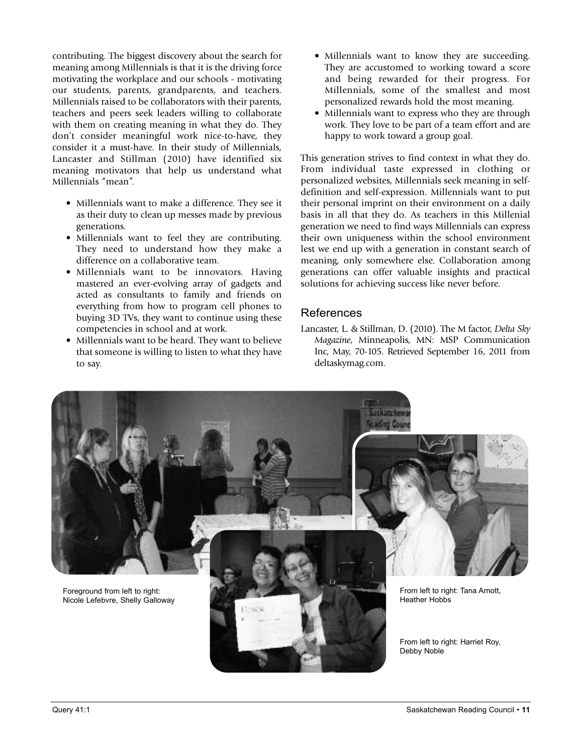contributing. The biggest discovery about the search for meaning among Millennials is that it is the driving force motivating the workplace and our schools - motivating our students, parents, grandparents, and teachers. Millennials raised to be collaborators with their parents, teachers and peers seek leaders willing to collaborate with them on creating meaning in what they do. They don't consider meaningful work nice-to-have, they consider it a must-have. In their study of Millennials, Lancaster and Stillman (2010) have identified six meaning motivators that help us understand what Millennials "mean".

- Millennials want to make a difference. They see it as their duty to clean up messes made by previous generations.
- Millennials want to feel they are contributing. They need to understand how they make a difference on a collaborative team.
- Millennials want to be innovators. Having mastered an ever-evolving array of gadgets and acted as consultants to family and friends on everything from how to program cell phones to buying 3D TVs, they want to continue using these competencies in school and at work.
- Millennials want to be heard. They want to believe that someone is willing to listen to what they have to say.
- Millennials want to know they are succeeding. They are accustomed to working toward a score and being rewarded for their progress. For Millennials, some of the smallest and most personalized rewards hold the most meaning.
- Millennials want to express who they are through work. They love to be part of a team effort and are happy to work toward a group goal.

This generation strives to find context in what they do. From individual taste expressed in clothing or personalized websites, Millennials seek meaning in self-definition and self-expression. Millennials want to put their personal imprint on their environment on a daily basis in all that they do. As teachers in this Millenial generation we need to find ways Millennials can express their own uniqueness within the school environment lest we end up with a generation in constant search of meaning, only somewhere else. Collaboration among generations can offer valuable insights and practical solutions for achieving success like never before.

## References

Lancaster, L. & Stillman, D. (2010). The M factor, *Delta Sky Magazine*, Minneapolis, MN: MSP Communication Inc, May, 70-105. Retrieved September 16, 2011 from deltaskymag.com.

Foreground from left to right: Nicole Lefebvre, Shelly Galloway

From left to right: Tana Arnott, Heather Hobbs

From left to right: Harriet Roy, Debby Noble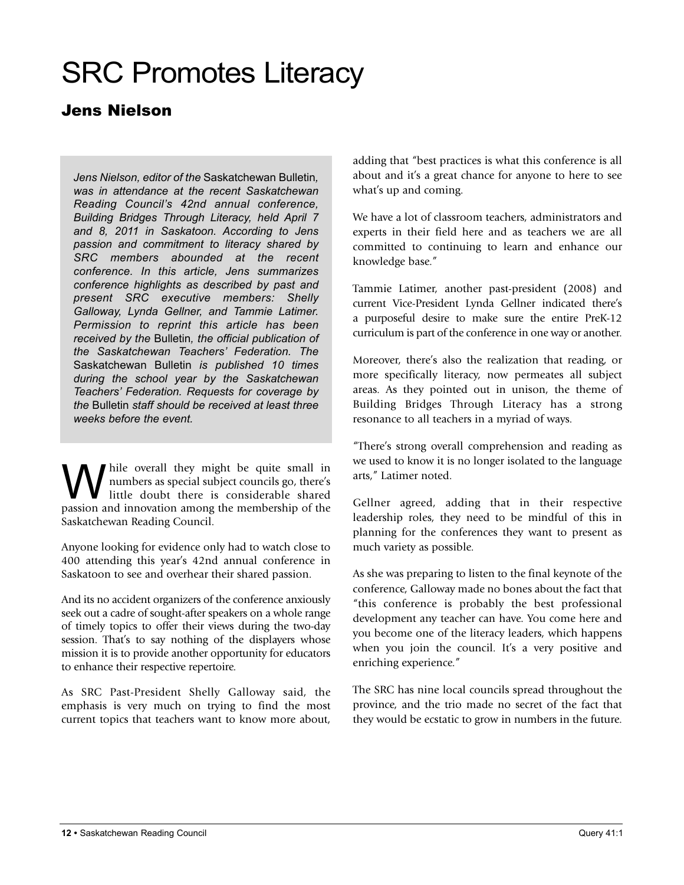# SRC Promotes Literacy

## Jens Nielson

*Jens Nielson, editor of the* Saskatchewan Bulletin*, was in attendance at the recent Saskatchewan Reading Council's 42nd annual conference, Building Bridges Through Literacy, held April 7 and 8, 2011 in Saskatoon. According to Jens passion and commitment to literacy shared by SRC members abounded at the recent conference. In this article, Jens summarizes conference highlights as described by past and present SRC executive members: Shelly Galloway, Lynda Gellner, and Tammie Latimer. Permission to reprint this article has been received by the* Bulletin*, the official publication of the Saskatchewan Teachers' Federation. The* Saskatchewan Bulletin *is published 10 times during the school year by the Saskatchewan Teachers' Federation. Requests for coverage by the* Bulletin *staff should be received at least three weeks before the event.*

While overall they might be quite small in numbers as special subject councils go, there's little doubt there is considerable shared passion and innovation among the membership of the Saskatchewan Reading Council.

Anyone looking for evidence only had to watch close to 400 attending this year's 42nd annual conference in Saskatoon to see and overhear their shared passion.

And its no accident organizers of the conference anxiously seek out a cadre of sought-after speakers on a whole range of timely topics to offer their views during the two-day session. That's to say nothing of the displayers whose mission it is to provide another opportunity for educators to enhance their respective repertoire.

As SRC Past-President Shelly Galloway said, the emphasis is very much on trying to find the most current topics that teachers want to know more about, adding that "best practices is what this conference is all about and it's a great chance for anyone to here to see what's up and coming.

We have a lot of classroom teachers, administrators and experts in their field here and as teachers we are all committed to continuing to learn and enhance our knowledge base."

Tammie Latimer, another past-president (2008) and current Vice-President Lynda Gellner indicated there's a purposeful desire to make sure the entire PreK-12 curriculum is part of the conference in one way or another.

Moreover, there's also the realization that reading, or more specifically literacy, now permeates all subject areas. As they pointed out in unison, the theme of Building Bridges Through Literacy has a strong resonance to all teachers in a myriad of ways.

"There's strong overall comprehension and reading as we used to know it is no longer isolated to the language arts," Latimer noted.

Gellner agreed, adding that in their respective leadership roles, they need to be mindful of this in planning for the conferences they want to present as much variety as possible.

As she was preparing to listen to the final keynote of the conference, Galloway made no bones about the fact that "this conference is probably the best professional development any teacher can have. You come here and you become one of the literacy leaders, which happens when you join the council. It's a very positive and enriching experience."

The SRC has nine local councils spread throughout the province, and the trio made no secret of the fact that they would be ecstatic to grow in numbers in the future.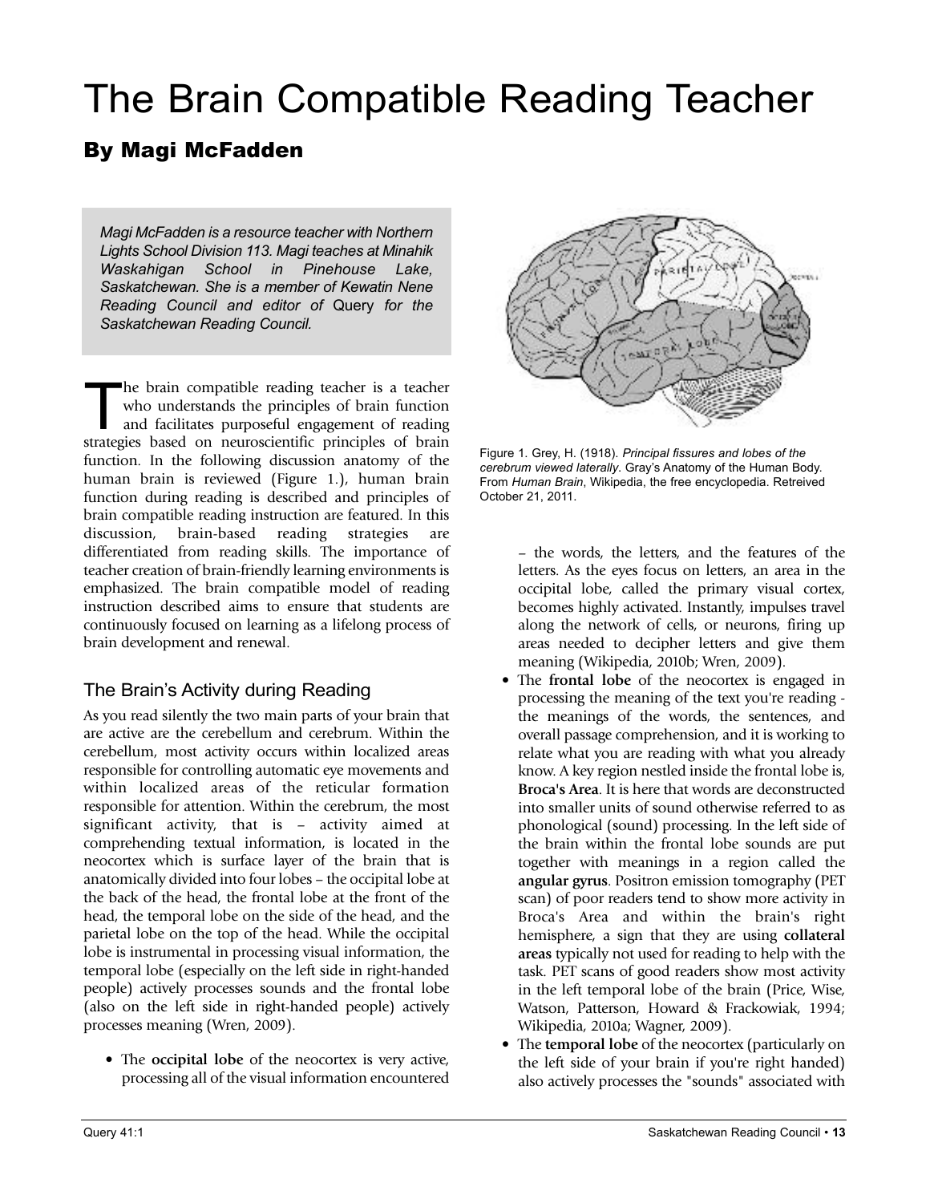# The Brain Compatible Reading Teacher

## By Magi McFadden

*Magi McFadden is a resource teacher with Northern Lights School Division 113. Magi teaches at Minahik Waskahigan School in Pinehouse Lake, Saskatchewan. She is a member of Kewatin Nene Reading Council and editor of* Query *for the Saskatchewan Reading Council.*

The brain compatible reading teacher is a teacher who understands the principles of brain function and facilitates purposeful engagement of reading strategies based on neuroscientific principles of brain function. In the following discussion anatomy of the human brain is reviewed (Figure 1.), human brain function during reading is described and principles of brain compatible reading instruction are featured. In this discussion, brain-based reading strategies are differentiated from reading skills. The importance of teacher creation of brain-friendly learning environments is emphasized. The brain compatible model of reading instruction described aims to ensure that students are continuously focused on learning as a lifelong process of brain development and renewal.

### The Brain's Activity during Reading

As you read silently the two main parts of your brain that are active are the cerebellum and cerebrum. Within the cerebellum, most activity occurs within localized areas responsible for controlling automatic eye movements and within localized areas of the reticular formation responsible for attention. Within the cerebrum, the most significant activity, that is – activity aimed at comprehending textual information, is located in the neocortex which is surface layer of the brain that is anatomically divided into four lobes – the occipital lobe at the back of the head, the frontal lobe at the front of the head, the temporal lobe on the side of the head, and the parietal lobe on the top of the head. While the occipital lobe is instrumental in processing visual information, the temporal lobe (especially on the left side in right-handed people) actively processes sounds and the frontal lobe (also on the left side in right-handed people) actively processes meaning (Wren, 2009).

- The **occipital lobe** of the neocortex is very active, processing all of the visual information encountered – the words, the letters, and the features of the letters. As the eyes focus on letters, an area in the occipital lobe, called the primary visual cortex, becomes highly activated. Instantly, impulses travel along the network of cells, or neurons, firing up areas needed to decipher letters and give them meaning (Wikipedia, 2010b; Wren, 2009).
- The **frontal lobe** of the neocortex is engaged in processing the meaning of the text you're reading - the meanings of the words, the sentences, and overall passage comprehension, and it is working to relate what you are reading with what you already know. A key region nestled inside the frontal lobe is, **Broca's Area**. It is here that words are deconstructed into smaller units of sound otherwise referred to as phonological (sound) processing. In the left side of the brain within the frontal lobe sounds are put together with meanings in a region called the **angular gyrus**. Positron emission tomography (PET scan) of poor readers tend to show more activity in Broca's Area and within the brain's right hemisphere, a sign that they are using **collateral areas** typically not used for reading to help with the task. PET scans of good readers show most activity in the left temporal lobe of the brain (Price, Wise, Watson, Patterson, Howard & Frackowiak, 1994; Wikipedia, 2010a; Wagner, 2009).
- The **temporal lobe** of the neocortex (particularly on the left side of your brain if you're right handed) also actively processes the "sounds" associated with

Figure 1. Grey, H. (1918). *Principal fissures and lobes of the cerebrum viewed laterally*. Gray's Anatomy of the Human Body. From *Human Brain*, Wikipedia, the free encyclopedia. Retreived October 21, 2011.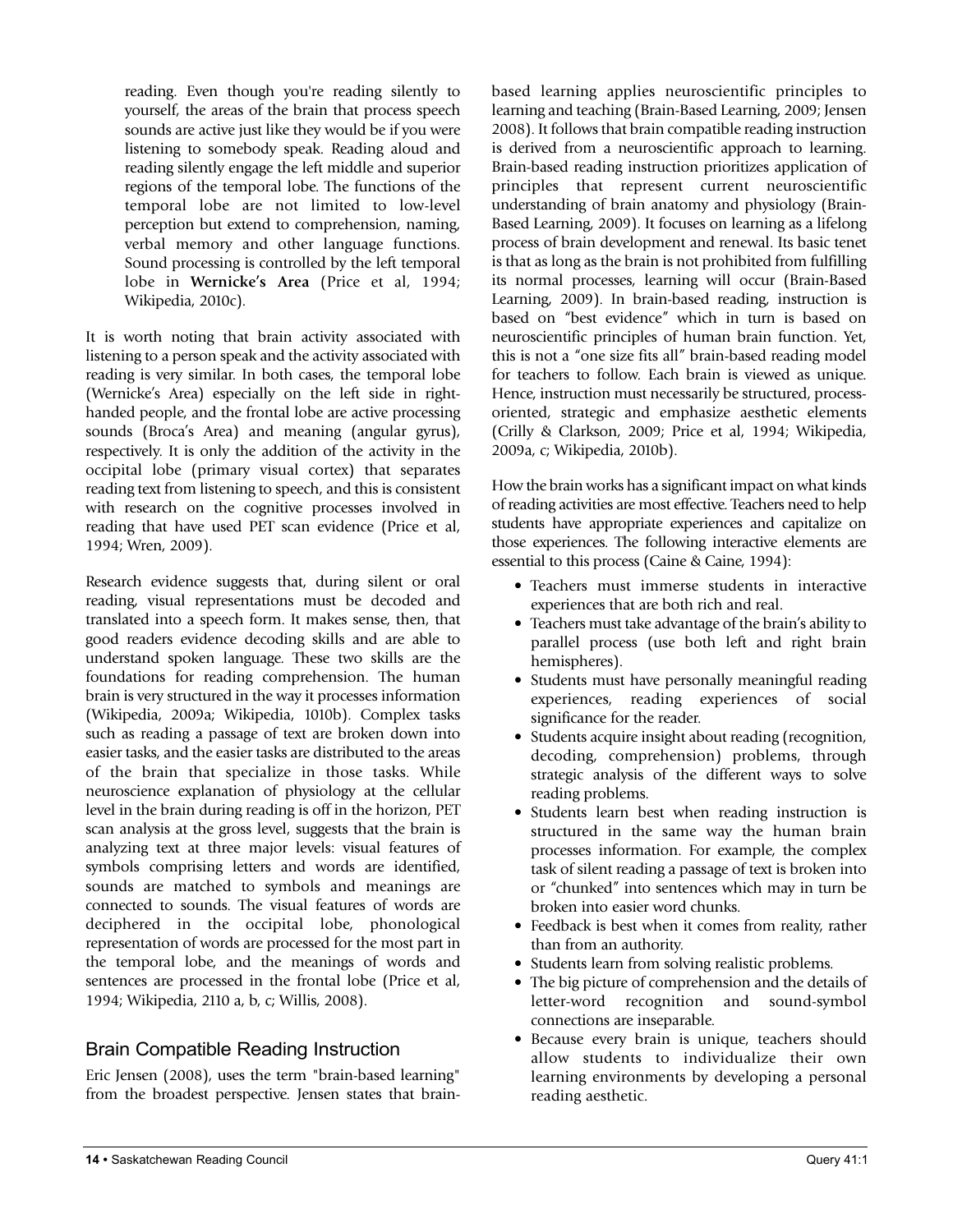reading. Even though you're reading silently to yourself, the areas of the brain that process speech sounds are active just like they would be if you were listening to somebody speak. Reading aloud and reading silently engage the left middle and superior regions of the temporal lobe. The functions of the temporal lobe are not limited to low-level perception but extend to comprehension, naming, verbal memory and other language functions. Sound processing is controlled by the left temporal lobe in **Wernicke's Area** (Price et al, 1994; Wikipedia, 2010c).

It is worth noting that brain activity associated with listening to a person speak and the activity associated with reading is very similar. In both cases, the temporal lobe (Wernicke's Area) especially on the left side in right-handed people, and the frontal lobe are active processing sounds (Broca's Area) and meaning (angular gyrus), respectively. It is only the addition of the activity in the occipital lobe (primary visual cortex) that separates reading text from listening to speech, and this is consistent with research on the cognitive processes involved in reading that have used PET scan evidence (Price et al, 1994; Wren, 2009).

Research evidence suggests that, during silent or oral reading, visual representations must be decoded and translated into a speech form. It makes sense, then, that good readers evidence decoding skills and are able to understand spoken language. These two skills are the foundations for reading comprehension. The human brain is very structured in the way it processes information (Wikipedia, 2009a; Wikipedia, 1010b). Complex tasks such as reading a passage of text are broken down into easier tasks, and the easier tasks are distributed to the areas of the brain that specialize in those tasks. While neuroscience explanation of physiology at the cellular level in the brain during reading is off in the horizon, PET scan analysis at the gross level, suggests that the brain is analyzing text at three major levels: visual features of symbols comprising letters and words are identified, sounds are matched to symbols and meanings are connected to sounds. The visual features of words are deciphered in the occipital lobe, phonological representation of words are processed for the most part in the temporal lobe, and the meanings of words and sentences are processed in the frontal lobe (Price et al, 1994; Wikipedia, 2110 a, b, c; Willis, 2008).

## Brain Compatible Reading Instruction

Eric Jensen (2008), uses the term "brain-based learning" from the broadest perspective. Jensen states that brain-based learning applies neuroscientific principles to learning and teaching (Brain-Based Learning, 2009; Jensen 2008). It follows that brain compatible reading instruction is derived from a neuroscientific approach to learning. Brain-based reading instruction prioritizes application of principles that represent current neuroscientific understanding of brain anatomy and physiology (Brain-Based Learning, 2009). It focuses on learning as a lifelong process of brain development and renewal. Its basic tenet is that as long as the brain is not prohibited from fulfilling its normal processes, learning will occur (Brain-Based Learning, 2009). In brain-based reading, instruction is based on "best evidence" which in turn is based on neuroscientific principles of human brain function. Yet, this is not a "one size fits all" brain-based reading model for teachers to follow. Each brain is viewed as unique. Hence, instruction must necessarily be structured, process-oriented, strategic and emphasize aesthetic elements (Crilly & Clarkson, 2009; Price et al, 1994; Wikipedia, 2009a, c; Wikipedia, 2010b).

How the brain works has a significant impact on what kinds of reading activities are most effective. Teachers need to help students have appropriate experiences and capitalize on those experiences. The following interactive elements are essential to this process (Caine & Caine, 1994):

- Teachers must immerse students in interactive experiences that are both rich and real.
- Teachers must take advantage of the brain's ability to parallel process (use both left and right brain hemispheres).
- Students must have personally meaningful reading experiences, reading experiences of social significance for the reader.
- Students acquire insight about reading (recognition, decoding, comprehension) problems, through strategic analysis of the different ways to solve reading problems.
- Students learn best when reading instruction is structured in the same way the human brain processes information. For example, the complex task of silent reading a passage of text is broken into or "chunked" into sentences which may in turn be broken into easier word chunks.
- Feedback is best when it comes from reality, rather than from an authority.
- Students learn from solving realistic problems.
- The big picture of comprehension and the details of letter-word recognition and sound-symbol connections are inseparable.
- Because every brain is unique, teachers should allow students to individualize their own learning environments by developing a personal reading aesthetic.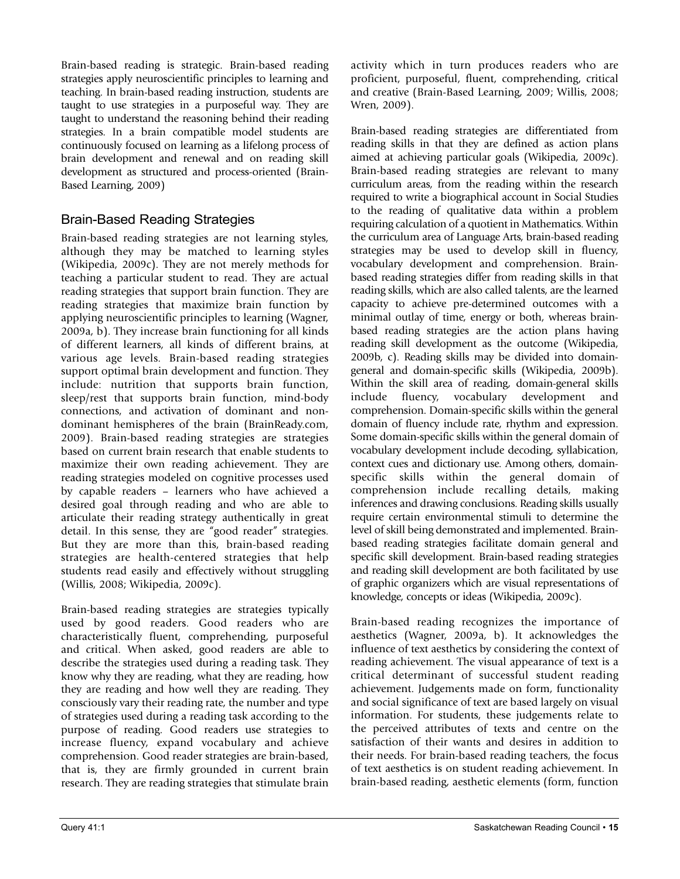Brain-based reading is strategic. Brain-based reading strategies apply neuroscientific principles to learning and teaching. In brain-based reading instruction, students are taught to use strategies in a purposeful way. They are taught to understand the reasoning behind their reading strategies. In a brain compatible model students are continuously focused on learning as a lifelong process of brain development and renewal and on reading skill development as structured and process-oriented (Brain-Based Learning, 2009)

## Brain-Based Reading Strategies

Brain-based reading strategies are not learning styles, although they may be matched to learning styles (Wikipedia, 2009c). They are not merely methods for teaching a particular student to read. They are actual reading strategies that support brain function. They are reading strategies that maximize brain function by applying neuroscientific principles to learning (Wagner, 2009a, b). They increase brain functioning for all kinds of different learners, all kinds of different brains, at various age levels. Brain-based reading strategies support optimal brain development and function. They include: nutrition that supports brain function, sleep/rest that supports brain function, mind-body connections, and activation of dominant and non-dominant hemispheres of the brain (BrainReady.com, 2009). Brain-based reading strategies are strategies based on current brain research that enable students to maximize their own reading achievement. They are reading strategies modeled on cognitive processes used by capable readers – learners who have achieved a desired goal through reading and who are able to articulate their reading strategy authentically in great detail. In this sense, they are "good reader" strategies. But they are more than this, brain-based reading strategies are health-centered strategies that help students read easily and effectively without struggling (Willis, 2008; Wikipedia, 2009c).

Brain-based reading strategies are strategies typically used by good readers. Good readers who are characteristically fluent, comprehending, purposeful and critical. When asked, good readers are able to describe the strategies used during a reading task. They know why they are reading, what they are reading, how they are reading and how well they are reading. They consciously vary their reading rate, the number and type of strategies used during a reading task according to the purpose of reading. Good readers use strategies to increase fluency, expand vocabulary and achieve comprehension. Good reader strategies are brain-based, that is, they are firmly grounded in current brain research. They are reading strategies that stimulate brain activity which in turn produces readers who are proficient, purposeful, fluent, comprehending, critical and creative (Brain-Based Learning, 2009; Willis, 2008; Wren, 2009).

Brain-based reading strategies are differentiated from reading skills in that they are defined as action plans aimed at achieving particular goals (Wikipedia, 2009c). Brain-based reading strategies are relevant to many curriculum areas, from the reading within the research required to write a biographical account in Social Studies to the reading of qualitative data within a problem requiring calculation of a quotient in Mathematics. Within the curriculum area of Language Arts, brain-based reading strategies may be used to develop skill in fluency, vocabulary development and comprehension. Brain-based reading strategies differ from reading skills in that reading skills, which are also called talents, are the learned capacity to achieve pre-determined outcomes with a minimal outlay of time, energy or both, whereas brain-based reading strategies are the action plans having reading skill development as the outcome (Wikipedia, 2009b, c). Reading skills may be divided into domain-general and domain-specific skills (Wikipedia, 2009b). Within the skill area of reading, domain-general skills include fluency, vocabulary development and comprehension. Domain-specific skills within the general domain of fluency include rate, rhythm and expression. Some domain-specific skills within the general domain of vocabulary development include decoding, syllabication, context cues and dictionary use. Among others, domain-specific skills within the general domain of comprehension include recalling details, making inferences and drawing conclusions. Reading skills usually require certain environmental stimuli to determine the level of skill being demonstrated and implemented. Brain-based reading strategies facilitate domain general and specific skill development. Brain-based reading strategies and reading skill development are both facilitated by use of graphic organizers which are visual representations of knowledge, concepts or ideas (Wikipedia, 2009c).

Brain-based reading recognizes the importance of aesthetics (Wagner, 2009a, b). It acknowledges the influence of text aesthetics by considering the context of reading achievement. The visual appearance of text is a critical determinant of successful student reading achievement. Judgements made on form, functionality and social significance of text are based largely on visual information. For students, these judgements relate to the perceived attributes of texts and centre on the satisfaction of their wants and desires in addition to their needs. For brain-based reading teachers, the focus of text aesthetics is on student reading achievement. In brain-based reading, aesthetic elements (form, function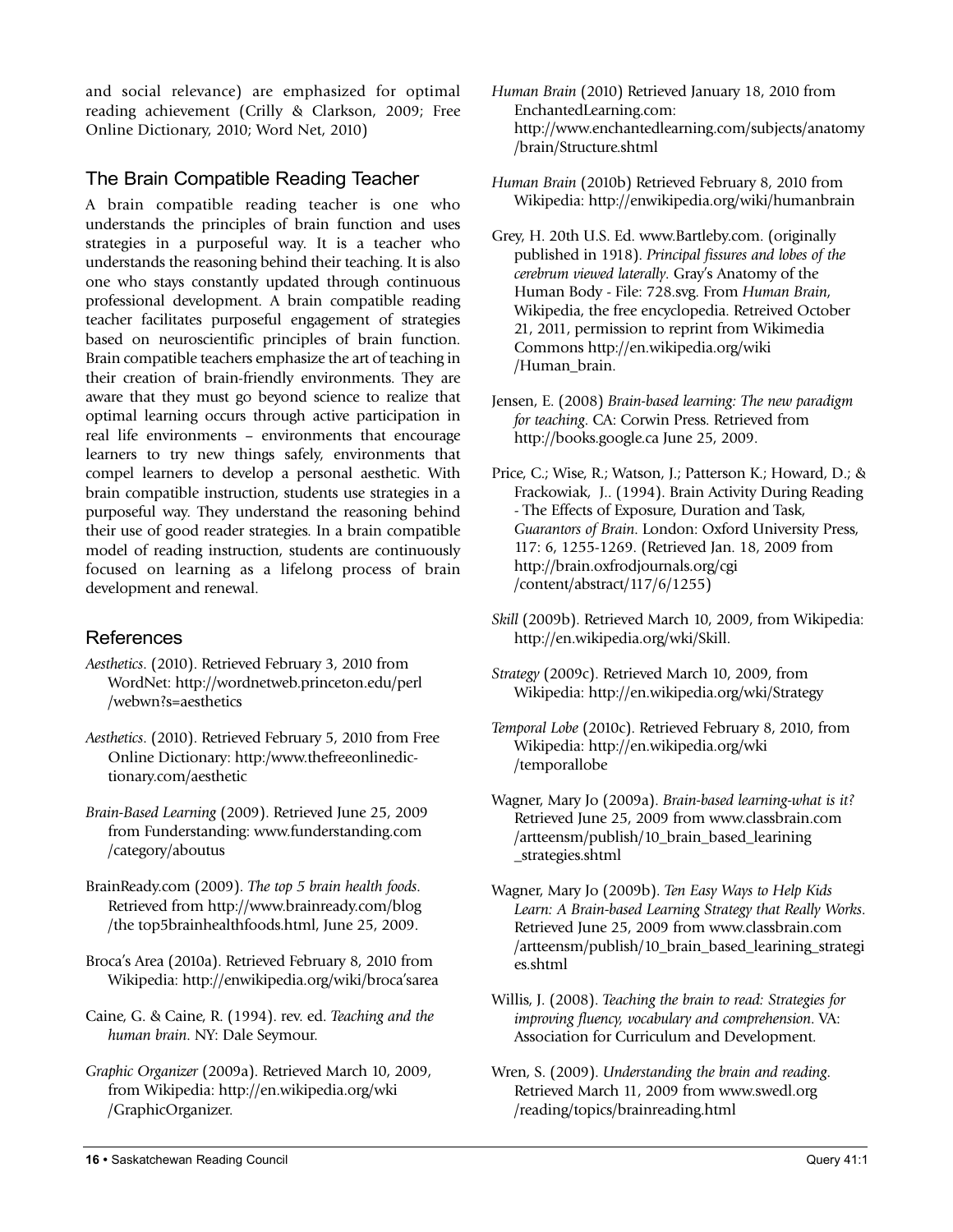and social relevance) are emphasized for optimal reading achievement (Crilly & Clarkson, 2009; Free Online Dictionary, 2010; Word Net, 2010)

## The Brain Compatible Reading Teacher

A brain compatible reading teacher is one who understands the principles of brain function and uses strategies in a purposeful way. It is a teacher who understands the reasoning behind their teaching. It is also one who stays constantly updated through continuous professional development. A brain compatible reading teacher facilitates purposeful engagement of strategies based on neuroscientific principles of brain function. Brain compatible teachers emphasize the art of teaching in their creation of brain-friendly environments. They are aware that they must go beyond science to realize that optimal learning occurs through active participation in real life environments – environments that encourage learners to try new things safely, environments that compel learners to develop a personal aesthetic. With brain compatible instruction, students use strategies in a purposeful way. They understand the reasoning behind their use of good reader strategies. In a brain compatible model of reading instruction, students are continuously focused on learning as a lifelong process of brain development and renewal.

## References

*Aesthetics*. (2010). Retrieved February 3, 2010 from WordNet: http://wordnetweb.princeton.edu/perl/webwn?s=aesthetics

*Aesthetics*. (2010). Retrieved February 5, 2010 from Free Online Dictionary: http:/www.thefreeonlinedictionary.com/aesthetic

*Brain-Based Learning* (2009). Retrieved June 25, 2009 from Funderstanding: www.funderstanding.com/category/aboutus

BrainReady.com (2009). *The top 5 brain health foods*. Retrieved from http://www.brainready.com/blog/the top5brainhealthfoods.html, June 25, 2009.

Broca's Area (2010a). Retrieved February 8, 2010 from Wikipedia: http://enwikipedia.org/wiki/broca'sarea

Caine, G. & Caine, R. (1994). rev. ed. *Teaching and the human brain*. NY: Dale Seymour.

*Graphic Organizer* (2009a). Retrieved March 10, 2009, from Wikipedia: http://en.wikipedia.org/wiki/GraphicOrganizer.

*Human Brain* (2010) Retrieved January 18, 2010 from EnchantedLearning.com: http://www.enchantedlearning.com/subjects/anatomy/brain/Structure.shtml

*Human Brain* (2010b) Retrieved February 8, 2010 from Wikipedia: http://enwikipedia.org/wiki/humanbrain

Grey, H. 20th U.S. Ed. www.Bartleby.com. (originally published in 1918). *Principal fissures and lobes of the cerebrum viewed laterally*. Gray's Anatomy of the Human Body - File: 728.svg. From *Human Brain*, Wikipedia, the free encyclopedia. Retreived October 21, 2011, permission to reprint from Wikimedia Commons http://en.wikipedia.org/wiki/Human_brain.

Jensen, E. (2008) *Brain-based learning: The new paradigm for teaching*. CA: Corwin Press. Retrieved from http://books.google.ca June 25, 2009.

Price, C.; Wise, R.; Watson, J.; Patterson K.; Howard, D.; & Frackowiak, J.. (1994). Brain Activity During Reading - The Effects of Exposure, Duration and Task, *Guarantors of Brain*. London: Oxford University Press, 117: 6, 1255-1269. (Retrieved Jan. 18, 2009 from http://brain.oxfrodjournals.org/cgi/content/abstract/117/6/1255)

*Skill* (2009b). Retrieved March 10, 2009, from Wikipedia: http://en.wikipedia.org/wki/Skill.

*Strategy* (2009c). Retrieved March 10, 2009, from Wikipedia: http://en.wikipedia.org/wki/Strategy

*Temporal Lobe* (2010c). Retrieved February 8, 2010, from Wikipedia: http://en.wikipedia.org/wiki/temporallobe

Wagner, Mary Jo (2009a). *Brain-based learning-what is it?* Retrieved June 25, 2009 from www.classbrain.com/artteensm/publish/10_brain_based_learining_strategies.shtml

Wagner, Mary Jo (2009b). *Ten Easy Ways to Help Kids Learn: A Brain-based Learning Strategy that Really Works*. Retrieved June 25, 2009 from www.classbrain.com/artteensm/publish/10_brain_based_learining_strategies.shtml

Willis, J. (2008). *Teaching the brain to read: Strategies for improving fluency, vocabulary and comprehension*. VA: Association for Curriculum and Development.

Wren, S. (2009). *Understanding the brain and reading*. Retrieved March 11, 2009 from www.swedl.org/reading/topics/brainreading.html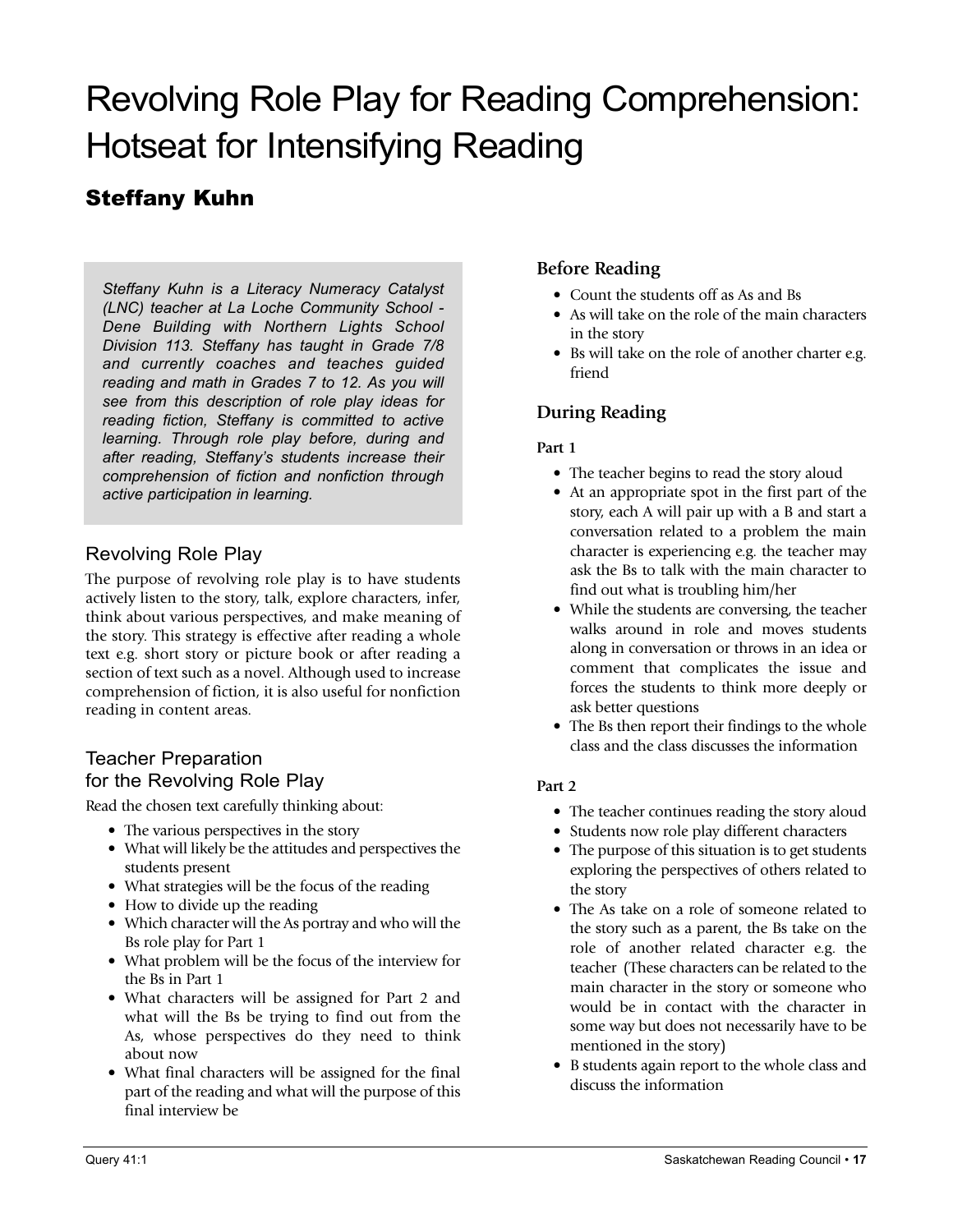# Revolving Role Play for Reading Comprehension: Hotseat for Intensifying Reading

## Steffany Kuhn

*Steffany Kuhn is a Literacy Numeracy Catalyst (LNC) teacher at La Loche Community School - Dene Building with Northern Lights School Division 113. Steffany has taught in Grade 7/8 and currently coaches and teaches guided reading and math in Grades 7 to 12. As you will see from this description of role play ideas for reading fiction, Steffany is committed to active learning. Through role play before, during and after reading, Steffany's students increase their comprehension of fiction and nonfiction through active participation in learning.*

### Revolving Role Play

The purpose of revolving role play is to have students actively listen to the story, talk, explore characters, infer, think about various perspectives, and make meaning of the story. This strategy is effective after reading a whole text e.g. short story or picture book or after reading a section of text such as a novel. Although used to increase comprehension of fiction, it is also useful for nonfiction reading in content areas.

### Teacher Preparation for the Revolving Role Play

Read the chosen text carefully thinking about:

- The various perspectives in the story
- What will likely be the attitudes and perspectives the students present
- What strategies will be the focus of the reading
- How to divide up the reading
- Which character will the As portray and who will the Bs role play for Part 1
- What problem will be the focus of the interview for the Bs in Part 1
- What characters will be assigned for Part 2 and what will the Bs be trying to find out from the As, whose perspectives do they need to think about now
- What final characters will be assigned for the final part of the reading and what will the purpose of this final interview be

### Before Reading

- Count the students off as As and Bs
- As will take on the role of the main characters in the story
- Bs will take on the role of another charter e.g. friend

### During Reading

**Part 1**

- The teacher begins to read the story aloud
- At an appropriate spot in the first part of the story, each A will pair up with a B and start a conversation related to a problem the main character is experiencing e.g. the teacher may ask the Bs to talk with the main character to find out what is troubling him/her
- While the students are conversing, the teacher walks around in role and moves students along in conversation or throws in an idea or comment that complicates the issue and forces the students to think more deeply or ask better questions
- The Bs then report their findings to the whole class and the class discusses the information

**Part 2**

- The teacher continues reading the story aloud
- Students now role play different characters
- The purpose of this situation is to get students exploring the perspectives of others related to the story
- The As take on a role of someone related to the story such as a parent, the Bs take on the role of another related character e.g. the teacher (These characters can be related to the main character in the story or someone who would be in contact with the character in some way but does not necessarily have to be mentioned in the story)
- B students again report to the whole class and discuss the information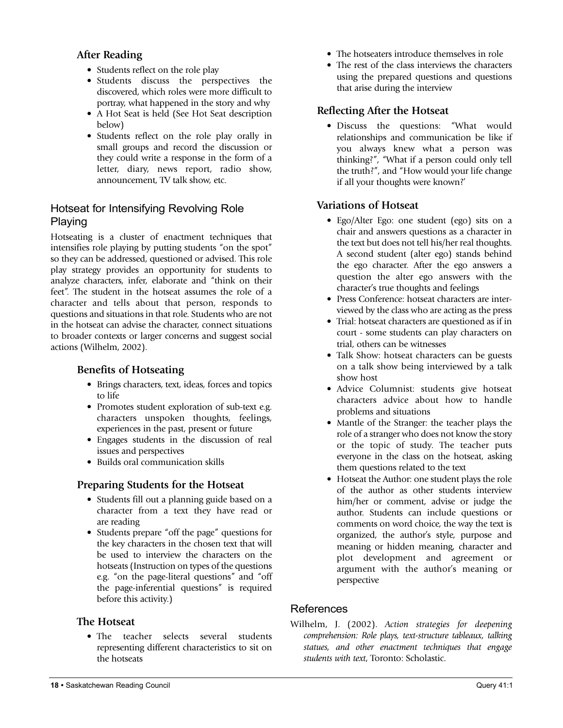### After Reading

- Students reflect on the role play
- Students discuss the perspectives the discovered, which roles were more difficult to portray, what happened in the story and why
- A Hot Seat is held (See Hot Seat description below)
- Students reflect on the role play orally in small groups and record the discussion or they could write a response in the form of a letter, diary, news report, radio show, announcement, TV talk show, etc.

## Hotseat for Intensifying Revolving Role Playing

Hotseating is a cluster of enactment techniques that intensifies role playing by putting students "on the spot" so they can be addressed, questioned or advised. This role play strategy provides an opportunity for students to analyze characters, infer, elaborate and "think on their feet". The student in the hotseat assumes the role of a character and tells about that person, responds to questions and situations in that role. Students who are not in the hotseat can advise the character, connect situations to broader contexts or larger concerns and suggest social actions (Wilhelm, 2002).

### Benefits of Hotseating

- Brings characters, text, ideas, forces and topics to life
- Promotes student exploration of sub-text e.g. characters unspoken thoughts, feelings, experiences in the past, present or future
- Engages students in the discussion of real issues and perspectives
- Builds oral communication skills

### Preparing Students for the Hotseat

- Students fill out a planning guide based on a character from a text they have read or are reading
- Students prepare "off the page" questions for the key characters in the chosen text that will be used to interview the characters on the hotseats (Instruction on types of the questions e.g. "on the page-literal questions" and "off the page-inferential questions" is required before this activity.)

### The Hotseat

- The teacher selects several students representing different characteristics to sit on the hotseats
- The hotseaters introduce themselves in role
- The rest of the class interviews the characters using the prepared questions and questions that arise during the interview

### Reflecting After the Hotseat

- Discuss the questions: "What would relationships and communication be like if you always knew what a person was thinking?", "What if a person could only tell the truth?", and "How would your life change if all your thoughts were known?'

### Variations of Hotseat

- Ego/Alter Ego: one student (ego) sits on a chair and answers questions as a character in the text but does not tell his/her real thoughts. A second student (alter ego) stands behind the ego character. After the ego answers a question the alter ego answers with the character's true thoughts and feelings
- Press Conference: hotseat characters are interviewed by the class who are acting as the press
- Trial: hotseat characters are questioned as if in court - some students can play characters on trial, others can be witnesses
- Talk Show: hotseat characters can be guests on a talk show being interviewed by a talk show host
- Advice Columnist: students give hotseat characters advice about how to handle problems and situations
- Mantle of the Stranger: the teacher plays the role of a stranger who does not know the story or the topic of study. The teacher puts everyone in the class on the hotseat, asking them questions related to the text
- Hotseat the Author: one student plays the role of the author as other students interview him/her or comment, advise or judge the author. Students can include questions or comments on word choice, the way the text is organized, the author's style, purpose and meaning or hidden meaning, character and plot development and agreement or argument with the author's meaning or perspective

## References

Wilhelm, J. (2002). *Action strategies for deepening comprehension: Role plays, text-structure tableaux, talking statues, and other enactment techniques that engage students with text*, Toronto: Scholastic.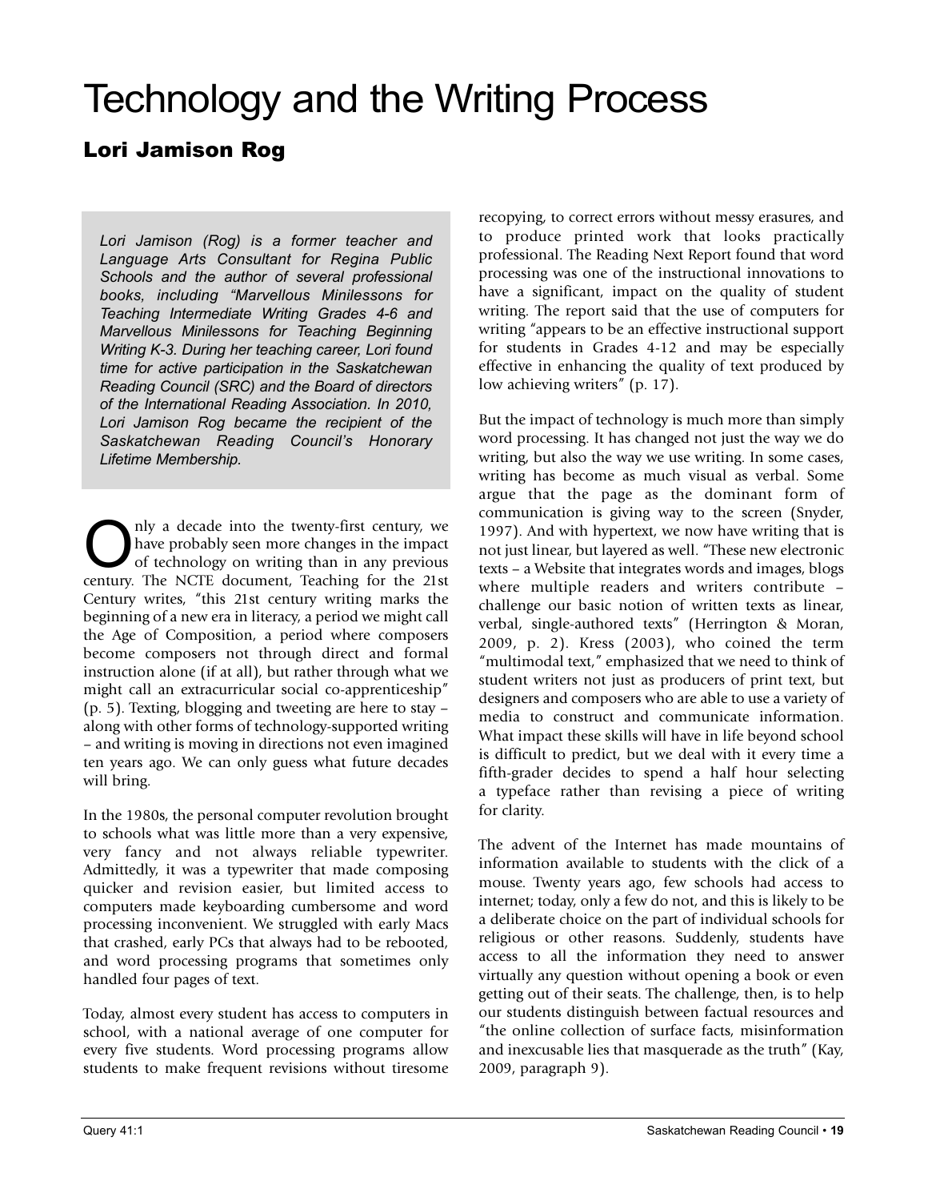# Technology and the Writing Process

## Lori Jamison Rog

*Lori Jamison (Rog) is a former teacher and Language Arts Consultant for Regina Public Schools and the author of several professional books, including "Marvellous Minilessons for Teaching Intermediate Writing Grades 4-6 and Marvellous Minilessons for Teaching Beginning Writing K-3. During her teaching career, Lori found time for active participation in the Saskatchewan Reading Council (SRC) and the Board of directors of the International Reading Association. In 2010, Lori Jamison Rog became the recipient of the Saskatchewan Reading Council's Honorary Lifetime Membership.*

Only a decade into the twenty-first century, we have probably seen more changes in the impact of technology on writing than in any previous century. The NCTE document, Teaching for the 21st Century writes, "this 21st century writing marks the beginning of a new era in literacy, a period we might call the Age of Composition, a period where composers become composers not through direct and formal instruction alone (if at all), but rather through what we might call an extracurricular social co-apprenticeship" (p. 5). Texting, blogging and tweeting are here to stay – along with other forms of technology-supported writing – and writing is moving in directions not even imagined ten years ago. We can only guess what future decades will bring.

In the 1980s, the personal computer revolution brought to schools what was little more than a very expensive, very fancy and not always reliable typewriter. Admittedly, it was a typewriter that made composing quicker and revision easier, but limited access to computers made keyboarding cumbersome and word processing inconvenient. We struggled with early Macs that crashed, early PCs that always had to be rebooted, and word processing programs that sometimes only handled four pages of text.

Today, almost every student has access to computers in school, with a national average of one computer for every five students. Word processing programs allow students to make frequent revisions without tiresome recopying, to correct errors without messy erasures, and to produce printed work that looks practically professional. The Reading Next Report found that word processing was one of the instructional innovations to have a significant, impact on the quality of student writing. The report said that the use of computers for writing "appears to be an effective instructional support for students in Grades 4-12 and may be especially effective in enhancing the quality of text produced by low achieving writers" (p. 17).

But the impact of technology is much more than simply word processing. It has changed not just the way we do writing, but also the way we use writing. In some cases, writing has become as much visual as verbal. Some argue that the page as the dominant form of communication is giving way to the screen (Snyder, 1997). And with hypertext, we now have writing that is not just linear, but layered as well. "These new electronic texts – a Website that integrates words and images, blogs where multiple readers and writers contribute – challenge our basic notion of written texts as linear, verbal, single-authored texts" (Herrington & Moran, 2009, p. 2). Kress (2003), who coined the term "multimodal text," emphasized that we need to think of student writers not just as producers of print text, but designers and composers who are able to use a variety of media to construct and communicate information. What impact these skills will have in life beyond school is difficult to predict, but we deal with it every time a fifth-grader decides to spend a half hour selecting a typeface rather than revising a piece of writing for clarity.

The advent of the Internet has made mountains of information available to students with the click of a mouse. Twenty years ago, few schools had access to internet; today, only a few do not, and this is likely to be a deliberate choice on the part of individual schools for religious or other reasons. Suddenly, students have access to all the information they need to answer virtually any question without opening a book or even getting out of their seats. The challenge, then, is to help our students distinguish between factual resources and "the online collection of surface facts, misinformation and inexcusable lies that masquerade as the truth" (Kay, 2009, paragraph 9).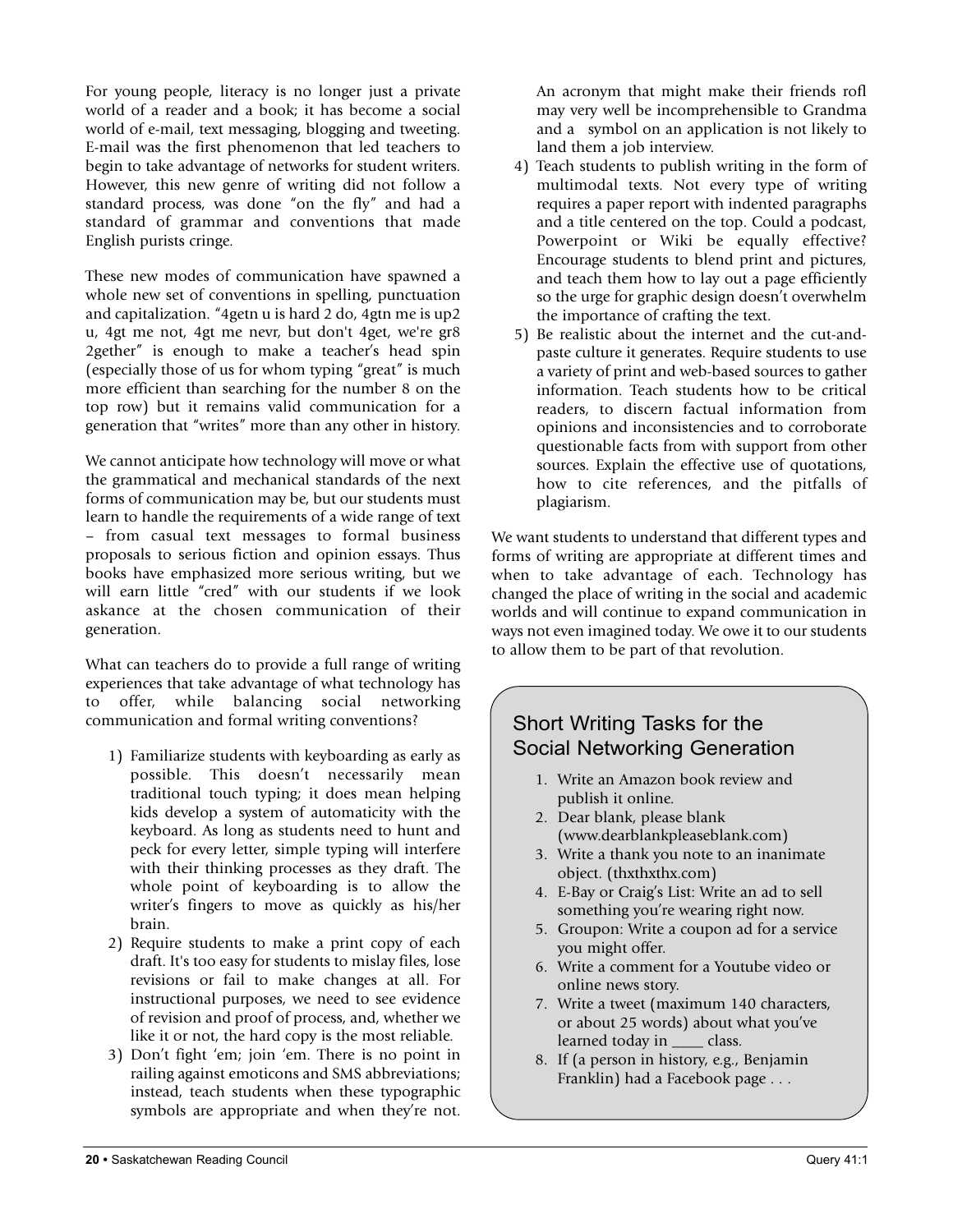For young people, literacy is no longer just a private world of a reader and a book; it has become a social world of e-mail, text messaging, blogging and tweeting. E-mail was the first phenomenon that led teachers to begin to take advantage of networks for student writers. However, this new genre of writing did not follow a standard process, was done "on the fly" and had a standard of grammar and conventions that made English purists cringe.

These new modes of communication have spawned a whole new set of conventions in spelling, punctuation and capitalization. "4getn u is hard 2 do, 4gtn me is up2 u, 4gt me not, 4gt me nevr, but don't 4get, we're gr8 2gether" is enough to make a teacher's head spin (especially those of us for whom typing "great" is much more efficient than searching for the number 8 on the top row) but it remains valid communication for a generation that "writes" more than any other in history.

We cannot anticipate how technology will move or what the grammatical and mechanical standards of the next forms of communication may be, but our students must learn to handle the requirements of a wide range of text – from casual text messages to formal business proposals to serious fiction and opinion essays. Thus books have emphasized more serious writing, but we will earn little "cred" with our students if we look askance at the chosen communication of their generation.

What can teachers do to provide a full range of writing experiences that take advantage of what technology has to offer, while balancing social networking communication and formal writing conventions?

1) Familiarize students with keyboarding as early as possible. This doesn't necessarily mean traditional touch typing; it does mean helping kids develop a system of automaticity with the keyboard. As long as students need to hunt and peck for every letter, simple typing will interfere with their thinking processes as they draft. The whole point of keyboarding is to allow the writer's fingers to move as quickly as his/her brain.
2) Require students to make a print copy of each draft. It's too easy for students to mislay files, lose revisions or fail to make changes at all. For instructional purposes, we need to see evidence of revision and proof of process, and, whether we like it or not, the hard copy is the most reliable.
3) Don't fight 'em; join 'em. There is no point in railing against emoticons and SMS abbreviations; instead, teach students when these typographic symbols are appropriate and when they're not. An acronym that might make their friends rofl may very well be incomprehensible to Grandma and a symbol on an application is not likely to land them a job interview.
4) Teach students to publish writing in the form of multimodal texts. Not every type of writing requires a paper report with indented paragraphs and a title centered on the top. Could a podcast, Powerpoint or Wiki be equally effective? Encourage students to blend print and pictures, and teach them how to lay out a page efficiently so the urge for graphic design doesn't overwhelm the importance of crafting the text.
5) Be realistic about the internet and the cut-and-paste culture it generates. Require students to use a variety of print and web-based sources to gather information. Teach students how to be critical readers, to discern factual information from opinions and inconsistencies and to corroborate questionable facts from with support from other sources. Explain the effective use of quotations, how to cite references, and the pitfalls of plagiarism.

We want students to understand that different types and forms of writing are appropriate at different times and when to take advantage of each. Technology has changed the place of writing in the social and academic worlds and will continue to expand communication in ways not even imagined today. We owe it to our students to allow them to be part of that revolution.

## Short Writing Tasks for the Social Networking Generation

1. Write an Amazon book review and publish it online.
2. Dear blank, please blank (www.dearblankpleaseblank.com)
3. Write a thank you note to an inanimate object. (thxthxthx.com)
4. E-Bay or Craig's List: Write an ad to sell something you're wearing right now.
5. Groupon: Write a coupon ad for a service you might offer.
6. Write a comment for a Youtube video or online news story.
7. Write a tweet (maximum 140 characters, or about 25 words) about what you've learned today in ____ class.
8. If (a person in history, e.g., Benjamin Franklin) had a Facebook page . . .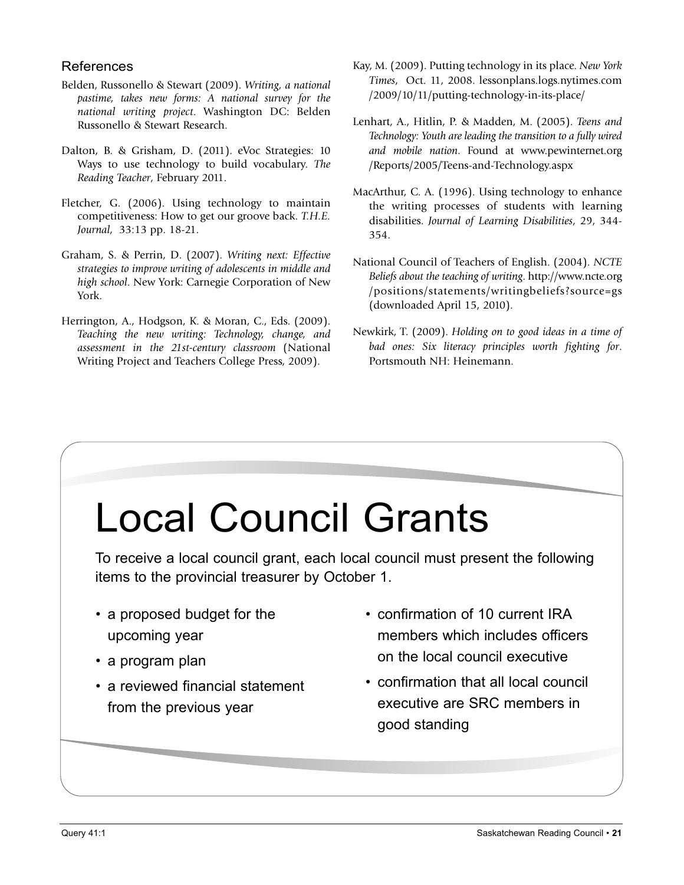## References

Belden, Russonello & Stewart (2009). *Writing, a national pastime, takes new forms: A national survey for the national writing project*. Washington DC: Belden Russonello & Stewart Research.

Dalton, B. & Grisham, D. (2011). eVoc Strategies: 10 Ways to use technology to build vocabulary. *The Reading Teacher*, February 2011.

Fletcher, G. (2006). Using technology to maintain competitiveness: How to get our groove back. *T.H.E. Journal*, 33:13 pp. 18-21.

Graham, S. & Perrin, D. (2007). *Writing next: Effective strategies to improve writing of adolescents in middle and high school*. New York: Carnegie Corporation of New York.

Herrington, A., Hodgson, K. & Moran, C., Eds. (2009). *Teaching the new writing: Technology, change, and assessment in the 21st-century classroom* (National Writing Project and Teachers College Press, 2009).

Kay, M. (2009). Putting technology in its place. *New York Times*, Oct. 11, 2008. lessonplans.logs.nytimes.com /2009/10/11/putting-technology-in-its-place/

Lenhart, A., Hitlin, P. & Madden, M. (2005). *Teens and Technology: Youth are leading the transition to a fully wired and mobile nation*. Found at www.pewinternet.org /Reports/2005/Teens-and-Technology.aspx

MacArthur, C. A. (1996). Using technology to enhance the writing processes of students with learning disabilities. *Journal of Learning Disabilities*, 29, 344-354.

National Council of Teachers of English. (2004). *NCTE Beliefs about the teaching of writing*. http://www.ncte.org /positions/statements/writingbeliefs?source=gs (downloaded April 15, 2010).

Newkirk, T. (2009). *Holding on to good ideas in a time of bad ones: Six literacy principles worth fighting for*. Portsmouth NH: Heinemann.

# Local Council Grants

To receive a local council grant, each local council must present the following items to the provincial treasurer by October 1.

- a proposed budget for the upcoming year
- a program plan
- a reviewed financial statement from the previous year
- confirmation of 10 current IRA members which includes officers on the local council executive
- confirmation that all local council executive are SRC members in good standing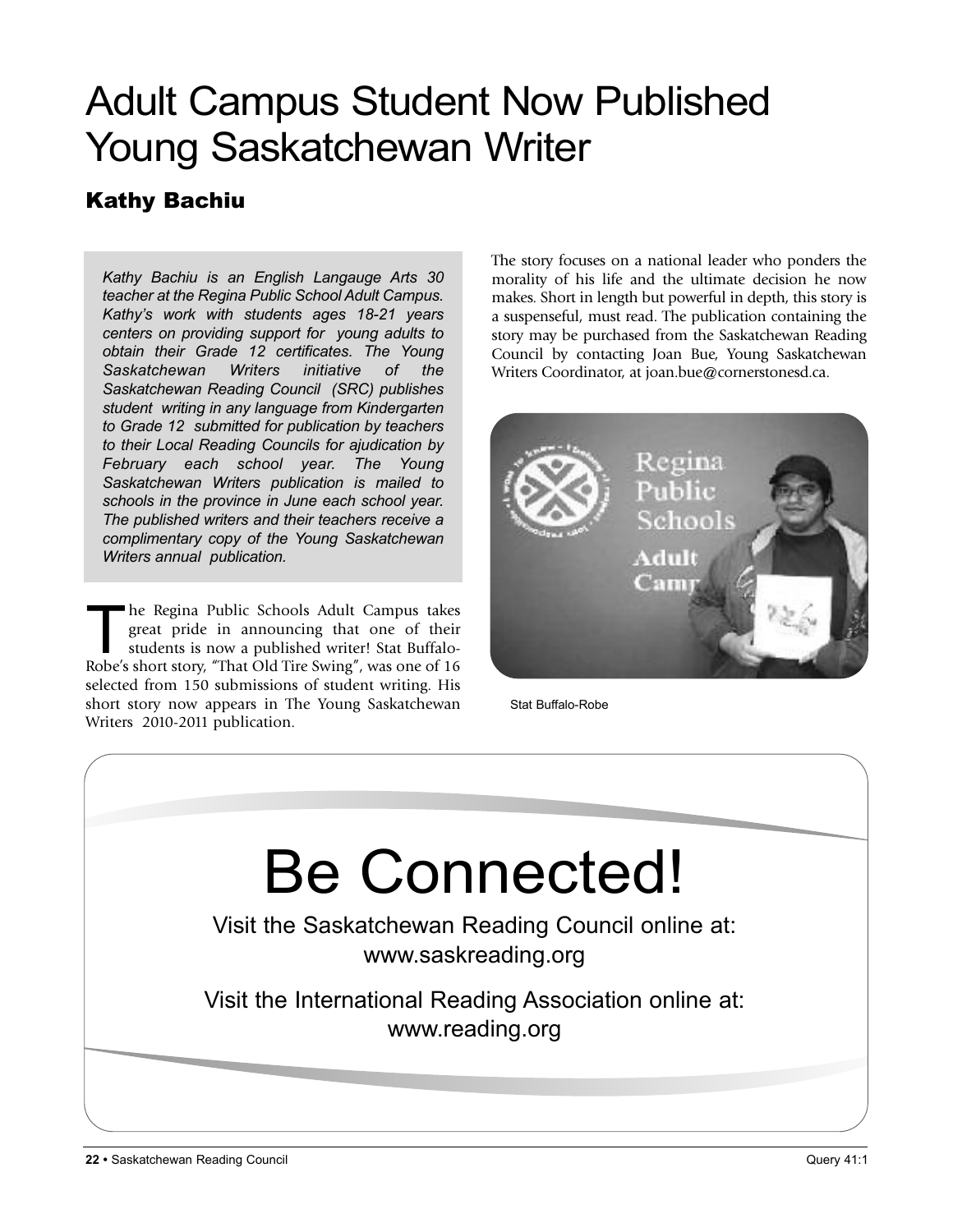# Adult Campus Student Now Published Young Saskatchewan Writer

## Kathy Bachiu

*Kathy Bachiu is an English Langauge Arts 30 teacher at the Regina Public School Adult Campus. Kathy's work with students ages 18-21 years centers on providing support for young adults to obtain their Grade 12 certificates. The Young Saskatchewan Writers initiative of the Saskatchewan Reading Council (SRC) publishes student writing in any language from Kindergarten to Grade 12 submitted for publication by teachers to their Local Reading Councils for ajudication by February each school year. The Young Saskatchewan Writers publication is mailed to schools in the province in June each school year. The published writers and their teachers receive a complimentary copy of the Young Saskatchewan Writers annual publication.*

The Regina Public Schools Adult Campus takes great pride in announcing that one of their students is now a published writer! Stat Buffalo-Robe's short story, "That Old Tire Swing", was one of 16 selected from 150 submissions of student writing. His short story now appears in The Young Saskatchewan Writers 2010-2011 publication.

The story focuses on a national leader who ponders the morality of his life and the ultimate decision he now makes. Short in length but powerful in depth, this story is a suspenseful, must read. The publication containing the story may be purchased from the Saskatchewan Reading Council by contacting Joan Bue, Young Saskatchewan Writers Coordinator, at joan.bue@cornerstonesd.ca.

Stat Buffalo-Robe

# Be Connected!

Visit the Saskatchewan Reading Council online at:
www.saskreading.org

Visit the International Reading Association online at:
www.reading.org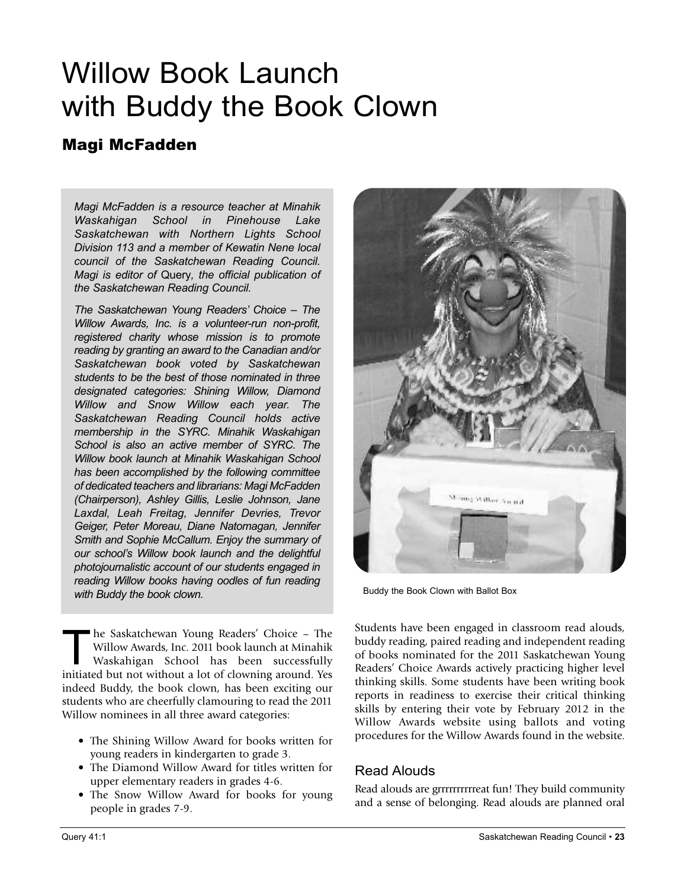# Willow Book Launch with Buddy the Book Clown

## Magi McFadden

*Magi McFadden is a resource teacher at Minahik Waskahigan School in Pinehouse Lake Saskatchewan with Northern Lights School Division 113 and a member of Kewatin Nene local council of the Saskatchewan Reading Council. Magi is editor of* Query*, the official publication of the Saskatchewan Reading Council.*

*The Saskatchewan Young Readers' Choice – The Willow Awards, Inc. is a volunteer-run non-profit, registered charity whose mission is to promote reading by granting an award to the Canadian and/or Saskatchewan book voted by Saskatchewan students to be the best of those nominated in three designated categories: Shining Willow, Diamond Willow and Snow Willow each year. The Saskatchewan Reading Council holds active membership in the SYRC. Minahik Waskahigan School is also an active member of SYRC. The Willow book launch at Minahik Waskahigan School has been accomplished by the following committee of dedicated teachers and librarians: Magi McFadden (Chairperson), Ashley Gillis, Leslie Johnson, Jane Laxdal, Leah Freitag, Jennifer Devries, Trevor Geiger, Peter Moreau, Diane Natomagan, Jennifer Smith and Sophie McCallum. Enjoy the summary of our school's Willow book launch and the delightful photojournalistic account of our students engaged in reading Willow books having oodles of fun reading with Buddy the book clown.*

The Saskatchewan Young Readers' Choice – The Willow Awards, Inc. 2011 book launch at Minahik Waskahigan School has been successfully initiated but not without a lot of clowning around. Yes indeed Buddy, the book clown, has been exciting our students who are cheerfully clamouring to read the 2011 Willow nominees in all three award categories:

- The Shining Willow Award for books written for young readers in kindergarten to grade 3.
- The Diamond Willow Award for titles written for upper elementary readers in grades 4-6.
- The Snow Willow Award for books for young people in grades 7-9.

Buddy the Book Clown with Ballot Box

Students have been engaged in classroom read alouds, buddy reading, paired reading and independent reading of books nominated for the 2011 Saskatchewan Young Readers' Choice Awards actively practicing higher level thinking skills. Some students have been writing book reports in readiness to exercise their critical thinking skills by entering their vote by February 2012 in the Willow Awards website using ballots and voting procedures for the Willow Awards found in the website.

### Read Alouds

Read alouds are grrrrrrrrrreat fun! They build community and a sense of belonging. Read alouds are planned oral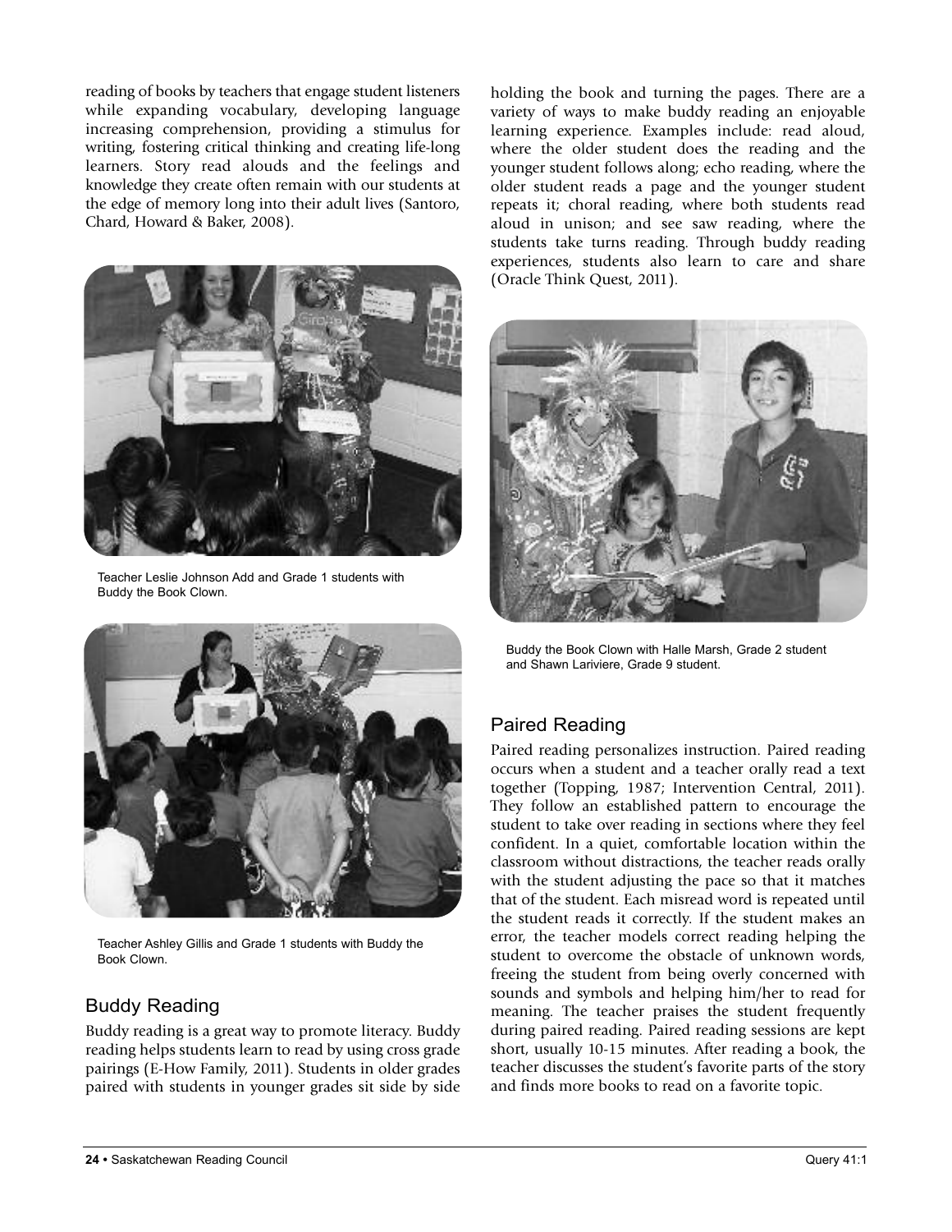reading of books by teachers that engage student listeners while expanding vocabulary, developing language increasing comprehension, providing a stimulus for writing, fostering critical thinking and creating life-long learners. Story read alouds and the feelings and knowledge they create often remain with our students at the edge of memory long into their adult lives (Santoro, Chard, Howard & Baker, 2008).

Teacher Leslie Johnson Add and Grade 1 students with Buddy the Book Clown.

Teacher Ashley Gillis and Grade 1 students with Buddy the Book Clown.

## Buddy Reading

Buddy reading is a great way to promote literacy. Buddy reading helps students learn to read by using cross grade pairings (E-How Family, 2011). Students in older grades paired with students in younger grades sit side by side holding the book and turning the pages. There are a variety of ways to make buddy reading an enjoyable learning experience. Examples include: read aloud, where the older student does the reading and the younger student follows along; echo reading, where the older student reads a page and the younger student repeats it; choral reading, where both students read aloud in unison; and see saw reading, where the students take turns reading. Through buddy reading experiences, students also learn to care and share (Oracle Think Quest, 2011).

Buddy the Book Clown with Halle Marsh, Grade 2 student and Shawn Lariviere, Grade 9 student.

## Paired Reading

Paired reading personalizes instruction. Paired reading occurs when a student and a teacher orally read a text together (Topping, 1987; Intervention Central, 2011). They follow an established pattern to encourage the student to take over reading in sections where they feel confident. In a quiet, comfortable location within the classroom without distractions, the teacher reads orally with the student adjusting the pace so that it matches that of the student. Each misread word is repeated until the student reads it correctly. If the student makes an error, the teacher models correct reading helping the student to overcome the obstacle of unknown words, freeing the student from being overly concerned with sounds and symbols and helping him/her to read for meaning. The teacher praises the student frequently during paired reading. Paired reading sessions are kept short, usually 10-15 minutes. After reading a book, the teacher discusses the student's favorite parts of the story and finds more books to read on a favorite topic.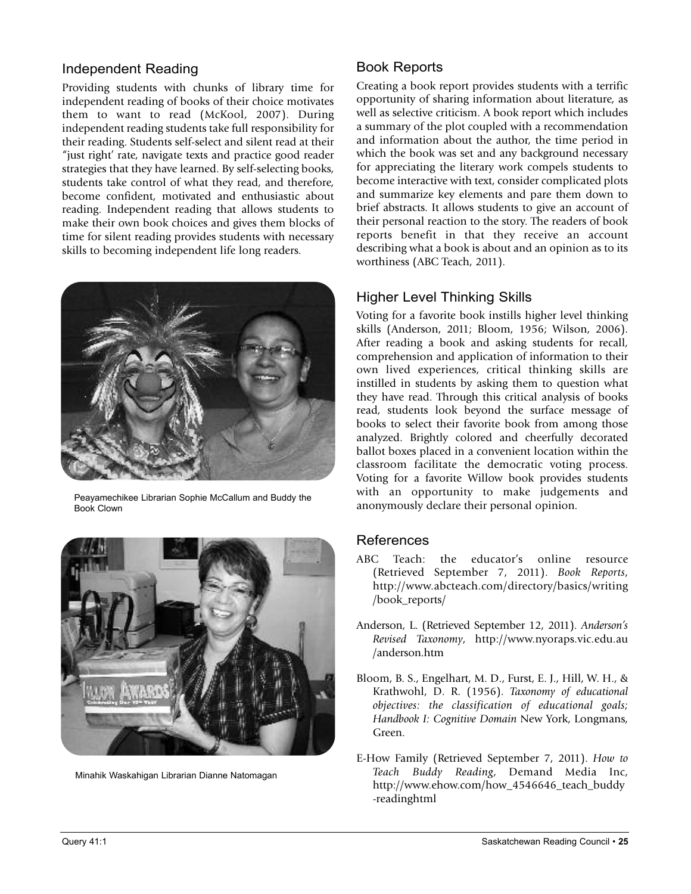## Independent Reading

Providing students with chunks of library time for independent reading of books of their choice motivates them to want to read (McKool, 2007). During independent reading students take full responsibility for their reading. Students self-select and silent read at their "just right' rate, navigate texts and practice good reader strategies that they have learned. By self-selecting books, students take control of what they read, and therefore, become confident, motivated and enthusiastic about reading. Independent reading that allows students to make their own book choices and gives them blocks of time for silent reading provides students with necessary skills to becoming independent life long readers.

Peayamechikee Librarian Sophie McCallum and Buddy the Book Clown

Minahik Waskahigan Librarian Dianne Natomagan

## Book Reports

Creating a book report provides students with a terrific opportunity of sharing information about literature, as well as selective criticism. A book report which includes a summary of the plot coupled with a recommendation and information about the author, the time period in which the book was set and any background necessary for appreciating the literary work compels students to become interactive with text, consider complicated plots and summarize key elements and pare them down to brief abstracts. It allows students to give an account of their personal reaction to the story. The readers of book reports benefit in that they receive an account describing what a book is about and an opinion as to its worthiness (ABC Teach, 2011).

## Higher Level Thinking Skills

Voting for a favorite book instills higher level thinking skills (Anderson, 2011; Bloom, 1956; Wilson, 2006). After reading a book and asking students for recall, comprehension and application of information to their own lived experiences, critical thinking skills are instilled in students by asking them to question what they have read. Through this critical analysis of books read, students look beyond the surface message of books to select their favorite book from among those analyzed. Brightly colored and cheerfully decorated ballot boxes placed in a convenient location within the classroom facilitate the democratic voting process. Voting for a favorite Willow book provides students with an opportunity to make judgements and anonymously declare their personal opinion.

## References

ABC Teach: the educator's online resource (Retrieved September 7, 2011). *Book Reports*, http://www.abcteach.com/directory/basics/writing/book_reports/

Anderson, L. (Retrieved September 12, 2011). *Anderson's Revised Taxonomy*, http://www.nyoraps.vic.edu.au/anderson.htm

Bloom, B. S., Engelhart, M. D., Furst, E. J., Hill, W. H., & Krathwohl, D. R. (1956). *Taxonomy of educational objectives: the classification of educational goals; Handbook I: Cognitive Domain* New York, Longmans, Green.

E-How Family (Retrieved September 7, 2011). *How to Teach Buddy Reading*, Demand Media Inc, http://www.ehow.com/how_4546646_teach_buddy-readinghtml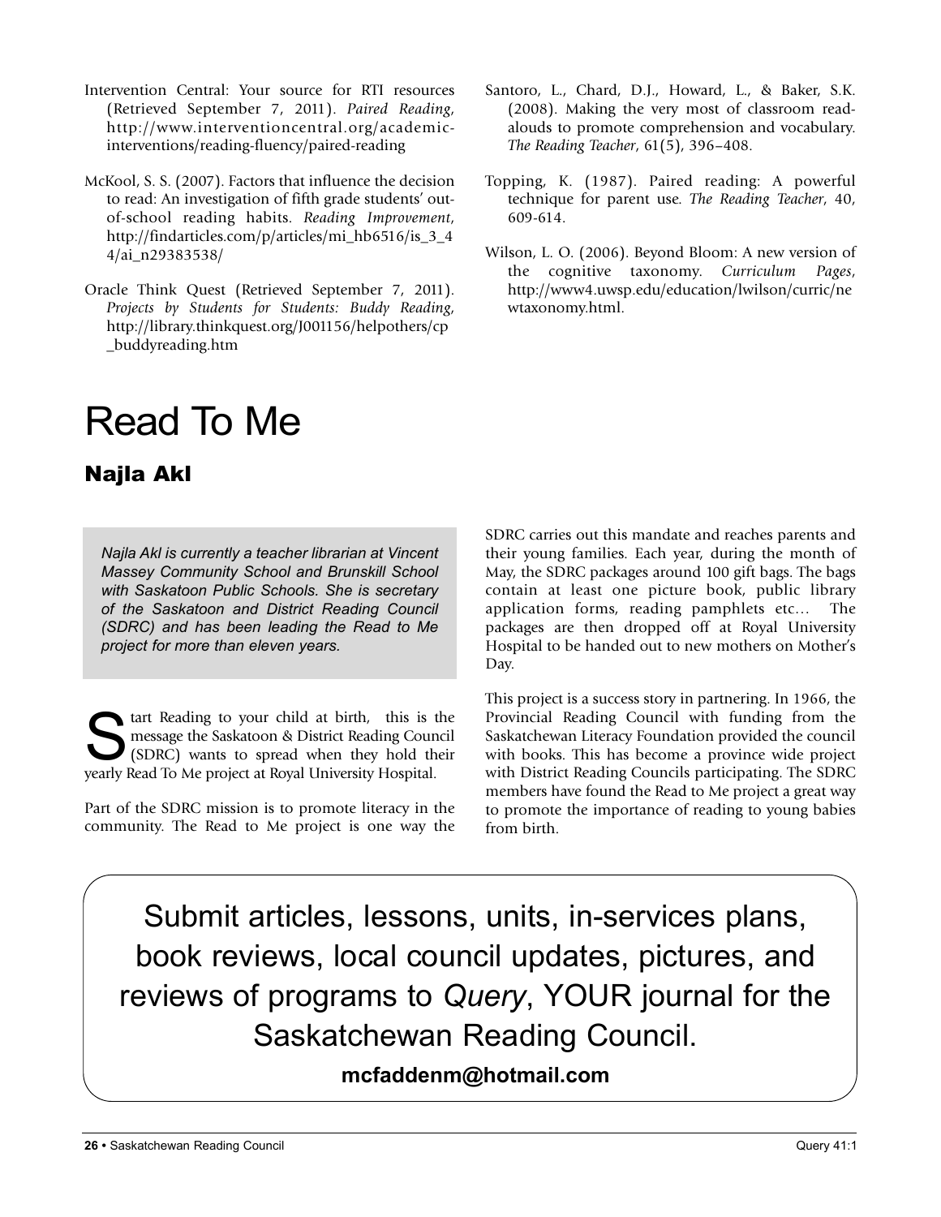Intervention Central: Your source for RTI resources (Retrieved September 7, 2011). *Paired Reading*, http://www.interventioncentral.org/academic-interventions/reading-fluency/paired-reading

McKool, S. S. (2007). Factors that influence the decision to read: An investigation of fifth grade students' out-of-school reading habits. *Reading Improvement*, http://findarticles.com/p/articles/mi_hb6516/is_3_44/ai_n29383538/

Oracle Think Quest (Retrieved September 7, 2011). *Projects by Students for Students: Buddy Reading*, http://library.thinkquest.org/J001156/helpothers/cp_buddyreading.htm

Santoro, L., Chard, D.J., Howard, L., & Baker, S.K. (2008). Making the very most of classroom read-alouds to promote comprehension and vocabulary. *The Reading Teacher*, 61(5), 396–408.

Topping, K. (1987). Paired reading: A powerful technique for parent use. *The Reading Teacher*, 40, 609-614.

Wilson, L. O. (2006). Beyond Bloom: A new version of the cognitive taxonomy. *Curriculum Pages*, http://www4.uwsp.edu/education/lwilson/curric/newtaxonomy.html.

# Read To Me

## Najla Akl

*Najla Akl is currently a teacher librarian at Vincent Massey Community School and Brunskill School with Saskatoon Public Schools. She is secretary of the Saskatoon and District Reading Council (SDRC) and has been leading the Read to Me project for more than eleven years.*

Start Reading to your child at birth, this is the message the Saskatoon & District Reading Council (SDRC) wants to spread when they hold their yearly Read To Me project at Royal University Hospital.

Part of the SDRC mission is to promote literacy in the community. The Read to Me project is one way the SDRC carries out this mandate and reaches parents and their young families. Each year, during the month of May, the SDRC packages around 100 gift bags. The bags contain at least one picture book, public library application forms, reading pamphlets etc… The packages are then dropped off at Royal University Hospital to be handed out to new mothers on Mother's Day.

This project is a success story in partnering. In 1966, the Provincial Reading Council with funding from the Saskatchewan Literacy Foundation provided the council with books. This has become a province wide project with District Reading Councils participating. The SDRC members have found the Read to Me project a great way to promote the importance of reading to young babies from birth.

Submit articles, lessons, units, in-services plans, book reviews, local council updates, pictures, and reviews of programs to *Query*, YOUR journal for the Saskatchewan Reading Council.

**mcfaddenm@hotmail.com**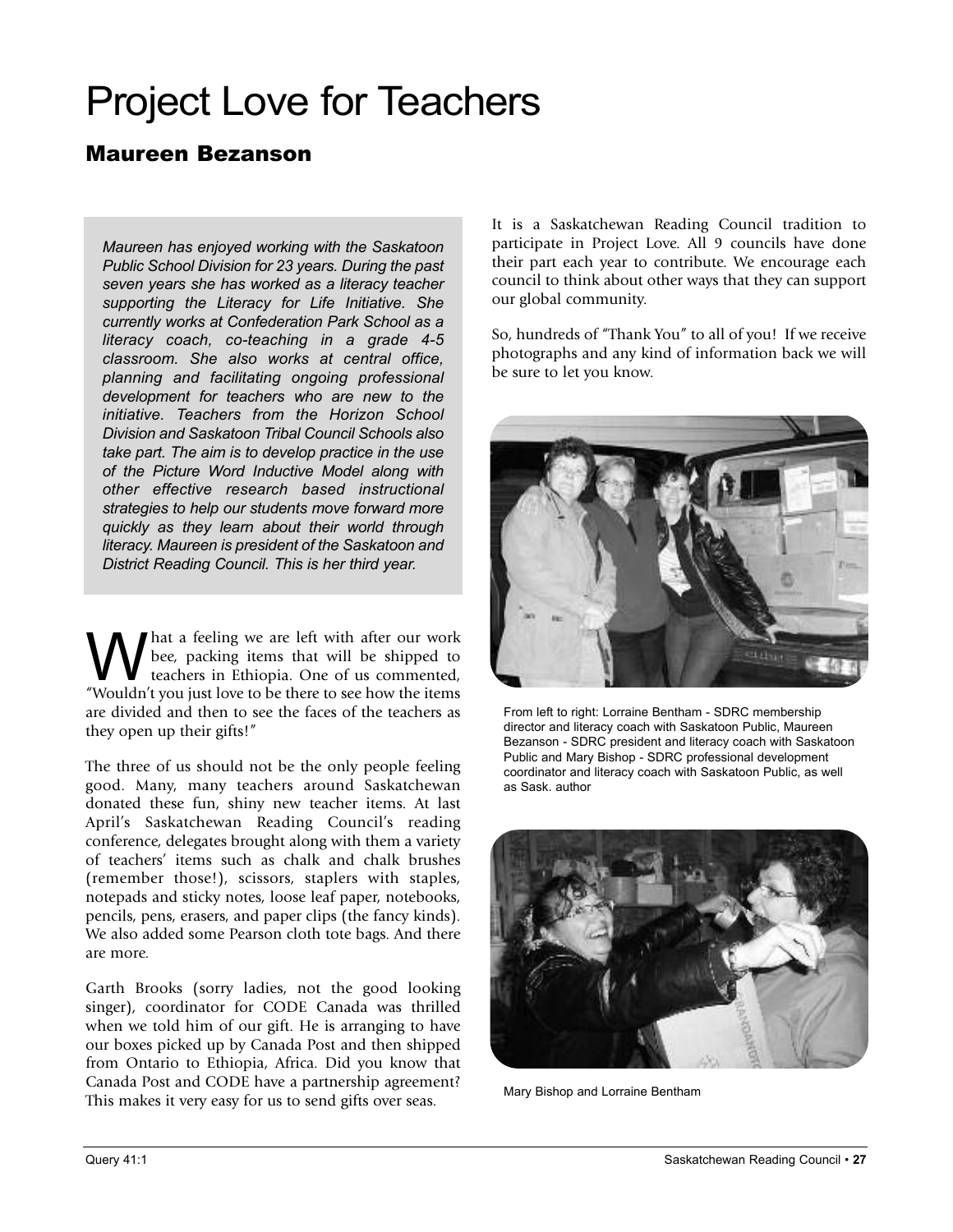# Project Love for Teachers

## Maureen Bezanson

*Maureen has enjoyed working with the Saskatoon Public School Division for 23 years. During the past seven years she has worked as a literacy teacher supporting the Literacy for Life Initiative. She currently works at Confederation Park School as a literacy coach, co-teaching in a grade 4-5 classroom. She also works at central office, planning and facilitating ongoing professional development for teachers who are new to the initiative. Teachers from the Horizon School Division and Saskatoon Tribal Council Schools also take part. The aim is to develop practice in the use of the Picture Word Inductive Model along with other effective research based instructional strategies to help our students move forward more quickly as they learn about their world through literacy. Maureen is president of the Saskatoon and District Reading Council. This is her third year.*

What a feeling we are left with after our work bee, packing items that will be shipped to teachers in Ethiopia. One of us commented, "Wouldn't you just love to be there to see how the items are divided and then to see the faces of the teachers as they open up their gifts!"

The three of us should not be the only people feeling good. Many, many teachers around Saskatchewan donated these fun, shiny new teacher items. At last April's Saskatchewan Reading Council's reading conference, delegates brought along with them a variety of teachers' items such as chalk and chalk brushes (remember those!), scissors, staplers with staples, notepads and sticky notes, loose leaf paper, notebooks, pencils, pens, erasers, and paper clips (the fancy kinds). We also added some Pearson cloth tote bags. And there are more.

Garth Brooks (sorry ladies, not the good looking singer), coordinator for CODE Canada was thrilled when we told him of our gift. He is arranging to have our boxes picked up by Canada Post and then shipped from Ontario to Ethiopia, Africa. Did you know that Canada Post and CODE have a partnership agreement? This makes it very easy for us to send gifts over seas.

It is a Saskatchewan Reading Council tradition to participate in Project Love. All 9 councils have done their part each year to contribute. We encourage each council to think about other ways that they can support our global community.

So, hundreds of "Thank You" to all of you! If we receive photographs and any kind of information back we will be sure to let you know.

From left to right: Lorraine Bentham - SDRC membership director and literacy coach with Saskatoon Public, Maureen Bezanson - SDRC president and literacy coach with Saskatoon Public and Mary Bishop - SDRC professional development coordinator and literacy coach with Saskatoon Public, as well as Sask. author

Mary Bishop and Lorraine Bentham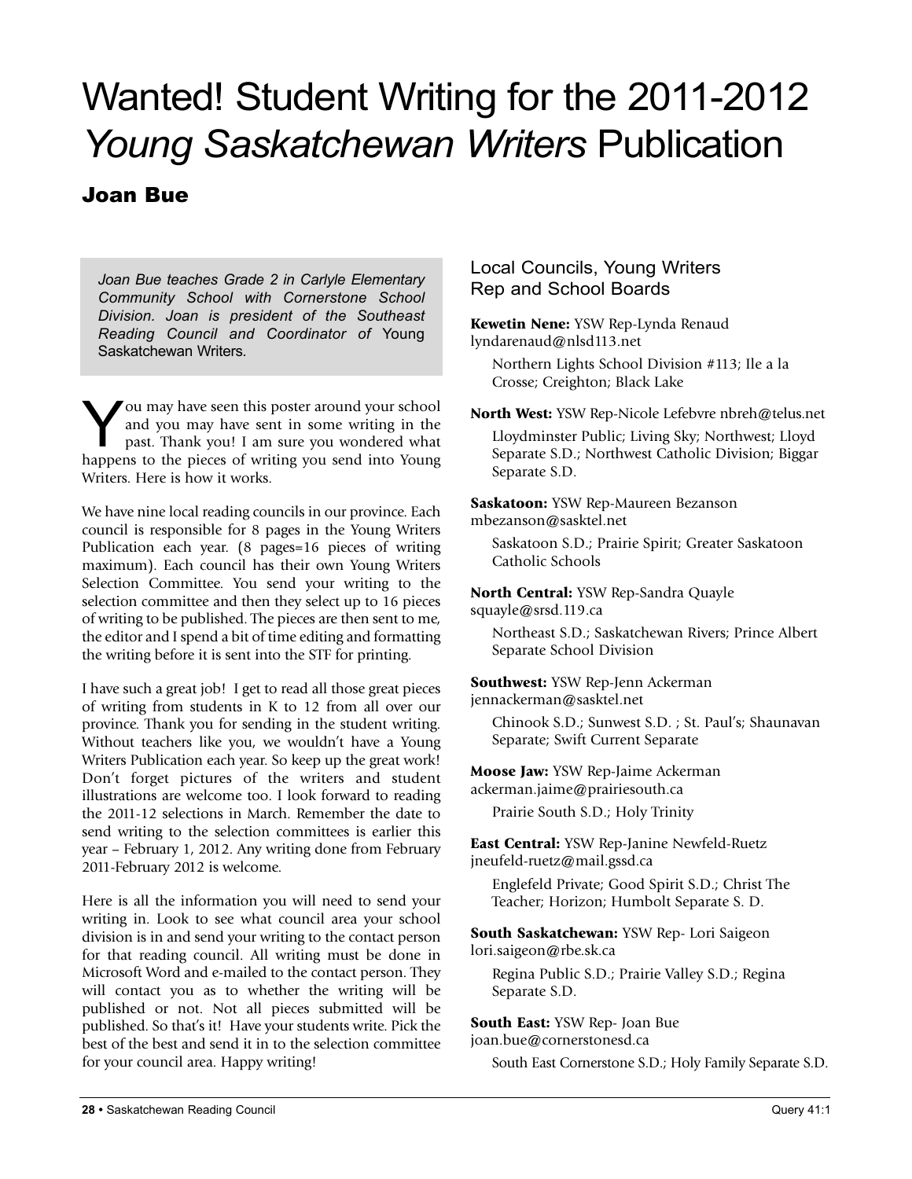# Wanted! Student Writing for the 2011-2012 *Young Saskatchewan Writers* Publication

## Joan Bue

*Joan Bue teaches Grade 2 in Carlyle Elementary Community School with Cornerstone School Division. Joan is president of the Southeast Reading Council and Coordinator of* Young Saskatchewan Writers.

You may have seen this poster around your school and you may have sent in some writing in the past. Thank you! I am sure you wondered what happens to the pieces of writing you send into Young Writers. Here is how it works.

We have nine local reading councils in our province. Each council is responsible for 8 pages in the Young Writers Publication each year. (8 pages=16 pieces of writing maximum). Each council has their own Young Writers Selection Committee. You send your writing to the selection committee and then they select up to 16 pieces of writing to be published. The pieces are then sent to me, the editor and I spend a bit of time editing and formatting the writing before it is sent into the STF for printing.

I have such a great job! I get to read all those great pieces of writing from students in K to 12 from all over our province. Thank you for sending in the student writing. Without teachers like you, we wouldn't have a Young Writers Publication each year. So keep up the great work! Don't forget pictures of the writers and student illustrations are welcome too. I look forward to reading the 2011-12 selections in March. Remember the date to send writing to the selection committees is earlier this year – February 1, 2012. Any writing done from February 2011-February 2012 is welcome.

Here is all the information you will need to send your writing in. Look to see what council area your school division is in and send your writing to the contact person for that reading council. All writing must be done in Microsoft Word and e-mailed to the contact person. They will contact you as to whether the writing will be published or not. Not all pieces submitted will be published. So that's it! Have your students write. Pick the best of the best and send it in to the selection committee for your council area. Happy writing!

### Local Councils, Young Writers Rep and School Boards

**Kewetin Nene:** YSW Rep-Lynda Renaud lyndarenaud@nlsd113.net

Northern Lights School Division #113; Ile a la Crosse; Creighton; Black Lake

**North West:** YSW Rep-Nicole Lefebvre nbreh@telus.net

Lloydminster Public; Living Sky; Northwest; Lloyd Separate S.D.; Northwest Catholic Division; Biggar Separate S.D.

**Saskatoon:** YSW Rep-Maureen Bezanson mbezanson@sasktel.net

Saskatoon S.D.; Prairie Spirit; Greater Saskatoon Catholic Schools

**North Central:** YSW Rep-Sandra Quayle squayle@srsd.119.ca

Northeast S.D.; Saskatchewan Rivers; Prince Albert Separate School Division

**Southwest:** YSW Rep-Jenn Ackerman jennackerman@sasktel.net

Chinook S.D.; Sunwest S.D. ; St. Paul's; Shaunavan Separate; Swift Current Separate

**Moose Jaw:** YSW Rep-Jaime Ackerman ackerman.jaime@prairiesouth.ca

Prairie South S.D.; Holy Trinity

**East Central:** YSW Rep-Janine Newfeld-Ruetz jneufeld-ruetz@mail.gssd.ca

Englefeld Private; Good Spirit S.D.; Christ The Teacher; Horizon; Humbolt Separate S. D.

**South Saskatchewan:** YSW Rep- Lori Saigeon lori.saigeon@rbe.sk.ca

Regina Public S.D.; Prairie Valley S.D.; Regina Separate S.D.

**South East:** YSW Rep- Joan Bue joan.bue@cornerstonesd.ca

South East Cornerstone S.D.; Holy Family Separate S.D.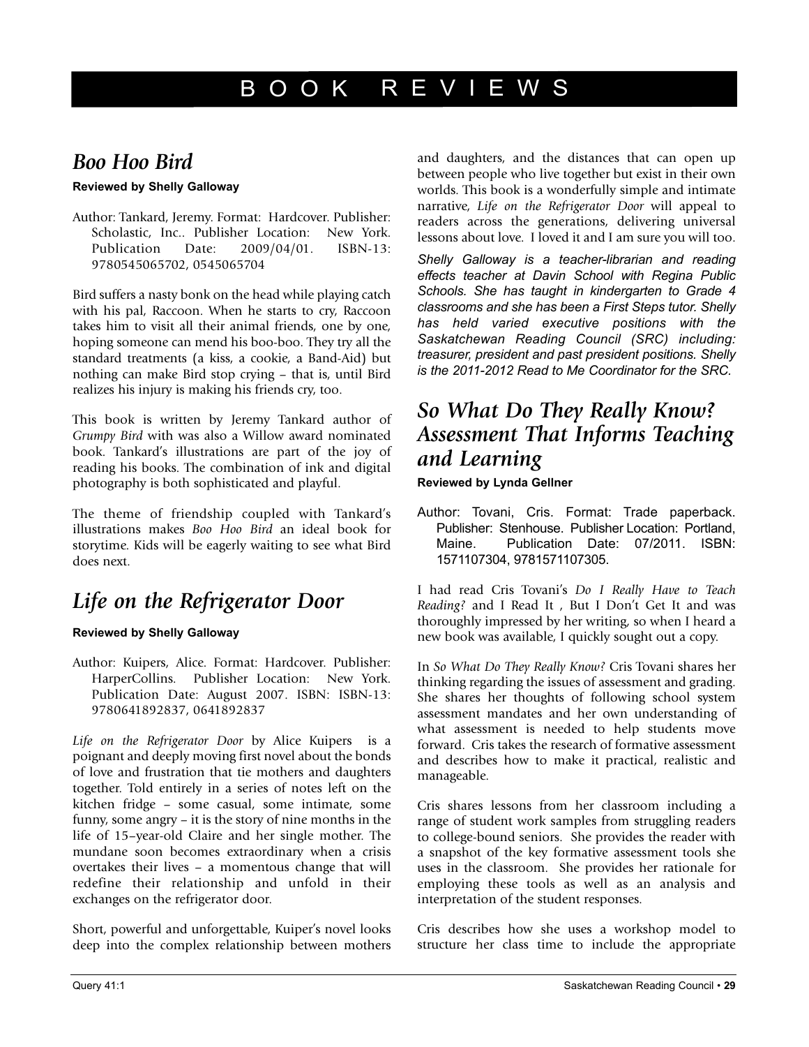# BOOK REVIEWS

## *Boo Hoo Bird*

**Reviewed by Shelly Galloway**

Author: Tankard, Jeremy. Format: Hardcover. Publisher: Scholastic, Inc.. Publisher Location: New York. Publication Date: 2009/04/01. ISBN-13: 9780545065702, 0545065704

Bird suffers a nasty bonk on the head while playing catch with his pal, Raccoon. When he starts to cry, Raccoon takes him to visit all their animal friends, one by one, hoping someone can mend his boo-boo. They try all the standard treatments (a kiss, a cookie, a Band-Aid) but nothing can make Bird stop crying – that is, until Bird realizes his injury is making his friends cry, too.

This book is written by Jeremy Tankard author of *Grumpy Bird* with was also a Willow award nominated book. Tankard's illustrations are part of the joy of reading his books. The combination of ink and digital photography is both sophisticated and playful.

The theme of friendship coupled with Tankard's illustrations makes *Boo Hoo Bird* an ideal book for storytime. Kids will be eagerly waiting to see what Bird does next.

## *Life on the Refrigerator Door*

**Reviewed by Shelly Galloway**

Author: Kuipers, Alice. Format: Hardcover. Publisher: HarperCollins. Publisher Location: New York. Publication Date: August 2007. ISBN: ISBN-13: 9780641892837, 0641892837

*Life on the Refrigerator Door* by Alice Kuipers is a poignant and deeply moving first novel about the bonds of love and frustration that tie mothers and daughters together. Told entirely in a series of notes left on the kitchen fridge – some casual, some intimate, some funny, some angry – it is the story of nine months in the life of 15–year-old Claire and her single mother. The mundane soon becomes extraordinary when a crisis overtakes their lives – a momentous change that will redefine their relationship and unfold in their exchanges on the refrigerator door.

Short, powerful and unforgettable, Kuiper's novel looks deep into the complex relationship between mothers and daughters, and the distances that can open up between people who live together but exist in their own worlds. This book is a wonderfully simple and intimate narrative, *Life on the Refrigerator Door* will appeal to readers across the generations, delivering universal lessons about love. I loved it and I am sure you will too.

*Shelly Galloway is a teacher-librarian and reading effects teacher at Davin School with Regina Public Schools. She has taught in kindergarten to Grade 4 classrooms and she has been a First Steps tutor. Shelly has held varied executive positions with the Saskatchewan Reading Council (SRC) including: treasurer, president and past president positions. Shelly is the 2011-2012 Read to Me Coordinator for the SRC.*

## *So What Do They Really Know? Assessment That Informs Teaching and Learning*

**Reviewed by Lynda Gellner**

Author: Tovani, Cris. Format: Trade paperback. Publisher: Stenhouse. Publisher Location: Portland, Maine. Publication Date: 07/2011. ISBN: 1571107304, 9781571107305.

I had read Cris Tovani's *Do I Really Have to Teach Reading?* and I Read It , But I Don't Get It and was thoroughly impressed by her writing, so when I heard a new book was available, I quickly sought out a copy.

In *So What Do They Really Know?* Cris Tovani shares her thinking regarding the issues of assessment and grading. She shares her thoughts of following school system assessment mandates and her own understanding of what assessment is needed to help students move forward. Cris takes the research of formative assessment and describes how to make it practical, realistic and manageable.

Cris shares lessons from her classroom including a range of student work samples from struggling readers to college-bound seniors. She provides the reader with a snapshot of the key formative assessment tools she uses in the classroom. She provides her rationale for employing these tools as well as an analysis and interpretation of the student responses.

Cris describes how she uses a workshop model to structure her class time to include the appropriate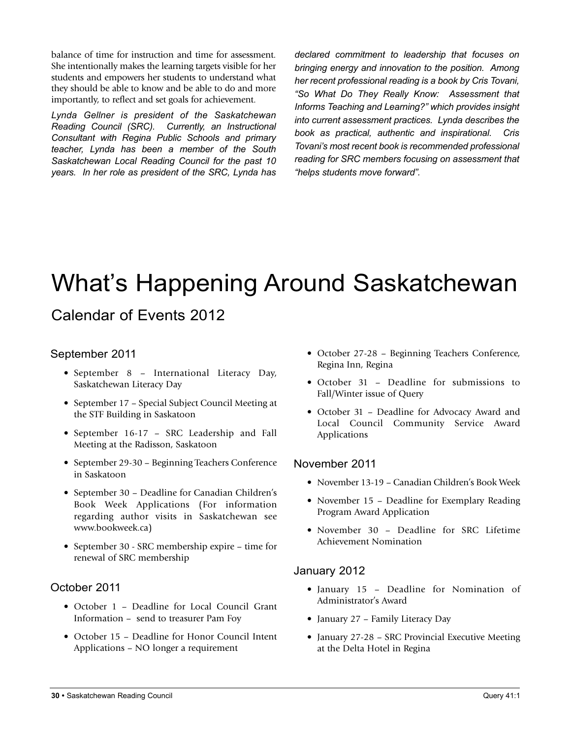balance of time for instruction and time for assessment. She intentionally makes the learning targets visible for her students and empowers her students to understand what they should be able to know and be able to do and more importantly, to reflect and set goals for achievement.

*Lynda Gellner is president of the Saskatchewan Reading Council (SRC). Currently, an Instructional Consultant with Regina Public Schools and primary teacher, Lynda has been a member of the South Saskatchewan Local Reading Council for the past 10 years. In her role as president of the SRC, Lynda has declared commitment to leadership that focuses on bringing energy and innovation to the position. Among her recent professional reading is a book by Cris Tovani, "So What Do They Really Know: Assessment that Informs Teaching and Learning?" which provides insight into current assessment practices. Lynda describes the book as practical, authentic and inspirational. Cris Tovani's most recent book is recommended professional reading for SRC members focusing on assessment that "helps students move forward".*

# What's Happening Around Saskatchewan

## Calendar of Events 2012

### September 2011

- September 8 – International Literacy Day, Saskatchewan Literacy Day
- September 17 – Special Subject Council Meeting at the STF Building in Saskatoon
- September 16-17 – SRC Leadership and Fall Meeting at the Radisson, Saskatoon
- September 29-30 – Beginning Teachers Conference in Saskatoon
- September 30 – Deadline for Canadian Children's Book Week Applications (For information regarding author visits in Saskatchewan see www.bookweek.ca)
- September 30 - SRC membership expire – time for renewal of SRC membership

### October 2011

- October 1 – Deadline for Local Council Grant Information – send to treasurer Pam Foy
- October 15 – Deadline for Honor Council Intent Applications – NO longer a requirement
- October 27-28 – Beginning Teachers Conference, Regina Inn, Regina
- October 31 – Deadline for submissions to Fall/Winter issue of Query
- October 31 – Deadline for Advocacy Award and Local Council Community Service Award Applications

### November 2011

- November 13-19 – Canadian Children's Book Week
- November 15 – Deadline for Exemplary Reading Program Award Application
- November 30 – Deadline for SRC Lifetime Achievement Nomination

### January 2012

- January 15 – Deadline for Nomination of Administrator's Award
- January 27 – Family Literacy Day
- January 27-28 – SRC Provincial Executive Meeting at the Delta Hotel in Regina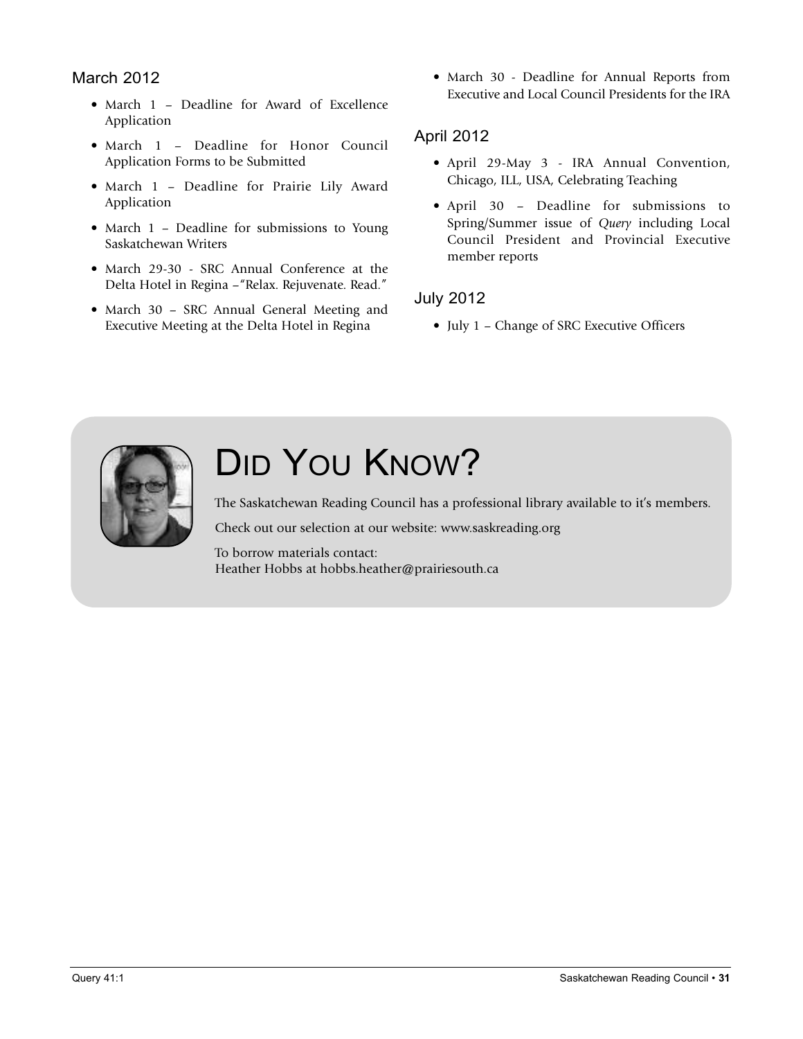## March 2012

- March 1 – Deadline for Award of Excellence Application
- March 1 – Deadline for Honor Council Application Forms to be Submitted
- March 1 – Deadline for Prairie Lily Award Application
- March 1 – Deadline for submissions to Young Saskatchewan Writers
- March 29-30 - SRC Annual Conference at the Delta Hotel in Regina –"Relax. Rejuvenate. Read."
- March 30 – SRC Annual General Meeting and Executive Meeting at the Delta Hotel in Regina
- March 30 - Deadline for Annual Reports from Executive and Local Council Presidents for the IRA

## April 2012

- April 29-May 3 - IRA Annual Convention, Chicago, ILL, USA, Celebrating Teaching
- April 30 – Deadline for submissions to Spring/Summer issue of *Query* including Local Council President and Provincial Executive member reports

## July 2012

- July 1 – Change of SRC Executive Officers

# Did You Know?

The Saskatchewan Reading Council has a professional library available to it's members.

Check out our selection at our website: www.saskreading.org

To borrow materials contact:
Heather Hobbs at hobbs.heather@prairiesouth.ca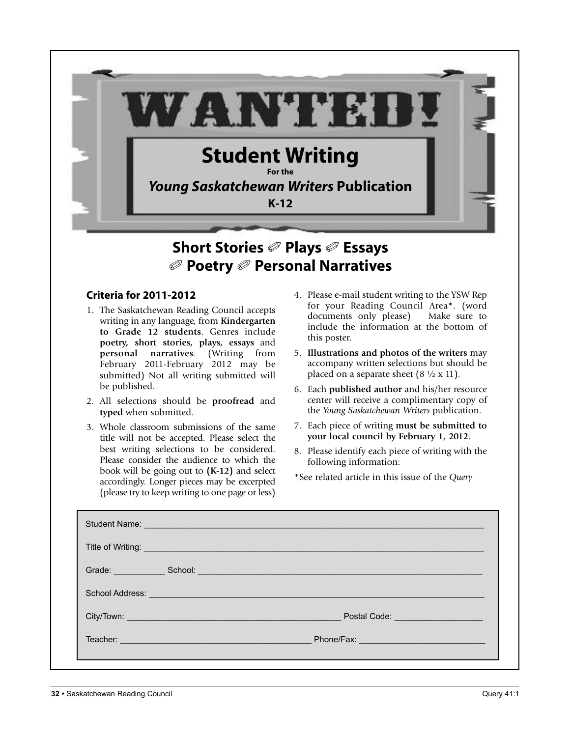# WANTED!

## Student Writing

For the

## *Young Saskatchewan Writers* Publication

**K-12**

## Short Stories ✐ Plays ✐ Essays ✐ Poetry ✐ Personal Narratives

### Criteria for 2011-2012

1. The Saskatchewan Reading Council accepts writing in any language, from **Kindergarten to Grade 12 students**. Genres include **poetry, short stories, plays, essays** and **personal narratives**. (Writing from February 2011-February 2012 may be submitted) Not all writing submitted will be published.
2. All selections should be **proofread** and **typed** when submitted.
3. Whole classroom submissions of the same title will not be accepted. Please select the best writing selections to be considered. Please consider the audience to which the book will be going out to **(K-12)** and select accordingly. Longer pieces may be excerpted (please try to keep writing to one page or less)
4. Please e-mail student writing to the YSW Rep for your Reading Council Area*. (word documents only please) Make sure to include the information at the bottom of this poster.
5. **Illustrations and photos of the writers** may accompany written selections but should be placed on a separate sheet (8 ½ x 11).
6. Each **published author** and his/her resource center will receive a complimentary copy of the *Young Saskatchewan Writers* publication.
7. Each piece of writing **must be submitted to your local council by February 1, 2012**.
8. Please identify each piece of writing with the following information:

*See related article in this issue of the *Query*

Student Name: ______________________________

Title of Writing: ______________________________

Grade: __________ School: ______________________________

School Address: ______________________________

City/Town: ______________________________ Postal Code: __________________

Teacher: ______________________________ Phone/Fax: __________________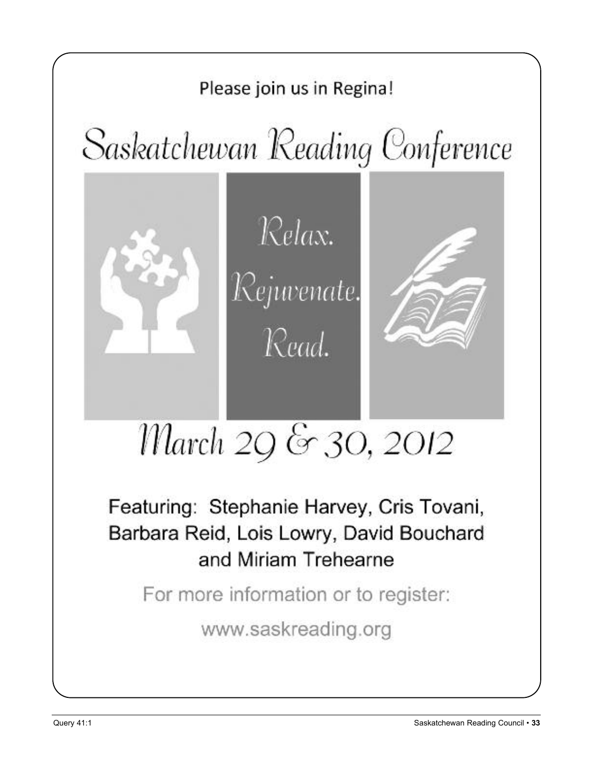Please join us in Regina!

# Saskatchewan Reading Conference

*Relax.*

*Rejuvenate.*

*Read.*

## March 29 & 30, 2012

Featuring: Stephanie Harvey, Cris Tovani, Barbara Reid, Lois Lowry, David Bouchard and Miriam Trehearne

For more information or to register:

www.saskreading.org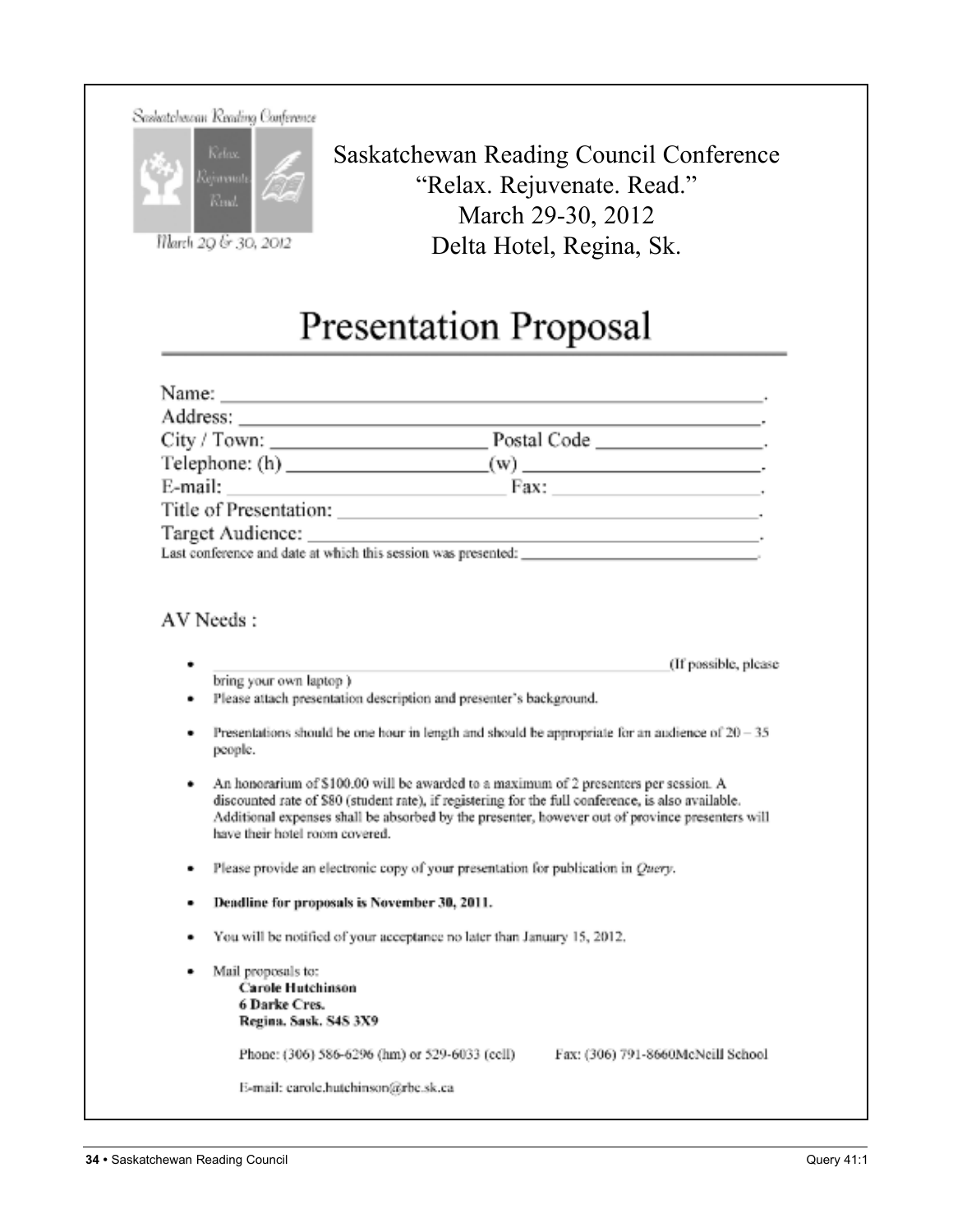Saskatchewan Reading Conference

Relax. Rejuvenate. Read.

March 29 & 30, 2012

Saskatchewan Reading Council Conference
"Relax. Rejuvenate. Read."
March 29-30, 2012
Delta Hotel, Regina, Sk.

# Presentation Proposal

Name: \_\_\_\_\_\_\_\_\_\_\_\_\_\_\_\_\_\_\_\_\_\_\_\_\_\_\_\_\_\_\_\_\_\_\_\_\_\_\_\_\_\_\_\_\_\_\_\_\_\_\_\_\_\_\_\_.
Address: \_\_\_\_\_\_\_\_\_\_\_\_\_\_\_\_\_\_\_\_\_\_\_\_\_\_\_\_\_\_\_\_\_\_\_\_\_\_\_\_\_\_\_\_\_\_\_\_\_\_\_\_\_\_.
City / Town: \_\_\_\_\_\_\_\_\_\_\_\_\_\_\_\_\_\_\_\_ Postal Code \_\_\_\_\_\_\_\_\_\_\_\_\_\_\_\_\_.
Telephone: (h) \_\_\_\_\_\_\_\_\_\_\_\_\_\_\_\_\_\_(w) \_\_\_\_\_\_\_\_\_\_\_\_\_\_\_\_\_\_\_\_\_\_\_.
E-mail: \_\_\_\_\_\_\_\_\_\_\_\_\_\_\_\_\_\_\_\_\_\_\_\_\_\_\_\_ Fax: \_\_\_\_\_\_\_\_\_\_\_\_\_\_\_\_\_\_\_\_\_\_.
Title of Presentation: \_\_\_\_\_\_\_\_\_\_\_\_\_\_\_\_\_\_\_\_\_\_\_\_\_\_\_\_\_\_\_\_\_\_\_\_\_\_\_\_\_\_\_\_\_\_.
Target Audience: \_\_\_\_\_\_\_\_\_\_\_\_\_\_\_\_\_\_\_\_\_\_\_\_\_\_\_\_\_\_\_\_\_\_\_\_\_\_\_\_\_\_\_\_\_\_\_\_\_.
Last conference and date at which this session was presented: \_\_\_\_\_\_\_\_\_\_\_\_\_\_\_\_\_\_\_\_\_\_\_\_\_\_\_\_\_\_.

## AV Needs :

- \_\_\_\_\_\_\_\_\_\_\_\_\_\_\_\_\_\_\_\_\_\_\_\_\_\_\_\_\_\_\_\_\_\_\_\_\_\_\_\_\_\_\_\_\_\_\_\_\_\_\_\_\_\_\_\_(If possible, please bring your own laptop )
- Please attach presentation description and presenter's background.
- Presentations should be one hour in length and should be appropriate for an audience of 20 – 35 people.
- An honorarium of $100.00 will be awarded to a maximum of 2 presenters per session. A discounted rate of $80 (student rate), if registering for the full conference, is also available. Additional expenses shall be absorbed by the presenter, however out of province presenters will have their hotel room covered.
- Please provide an electronic copy of your presentation for publication in *Query*.
- **Deadline for proposals is November 30, 2011.**
- You will be notified of your acceptance no later than January 15, 2012.
- Mail proposals to:
  **Carole Hutchinson**
  **6 Darke Cres.**
  **Regina. Sask. S4S 3X9**

  Phone: (306) 586-6296 (hm) or 529-6033 (cell) Fax: (306) 791-8660McNeill School

  E-mail: carole.hutchinson@rbe.sk.ca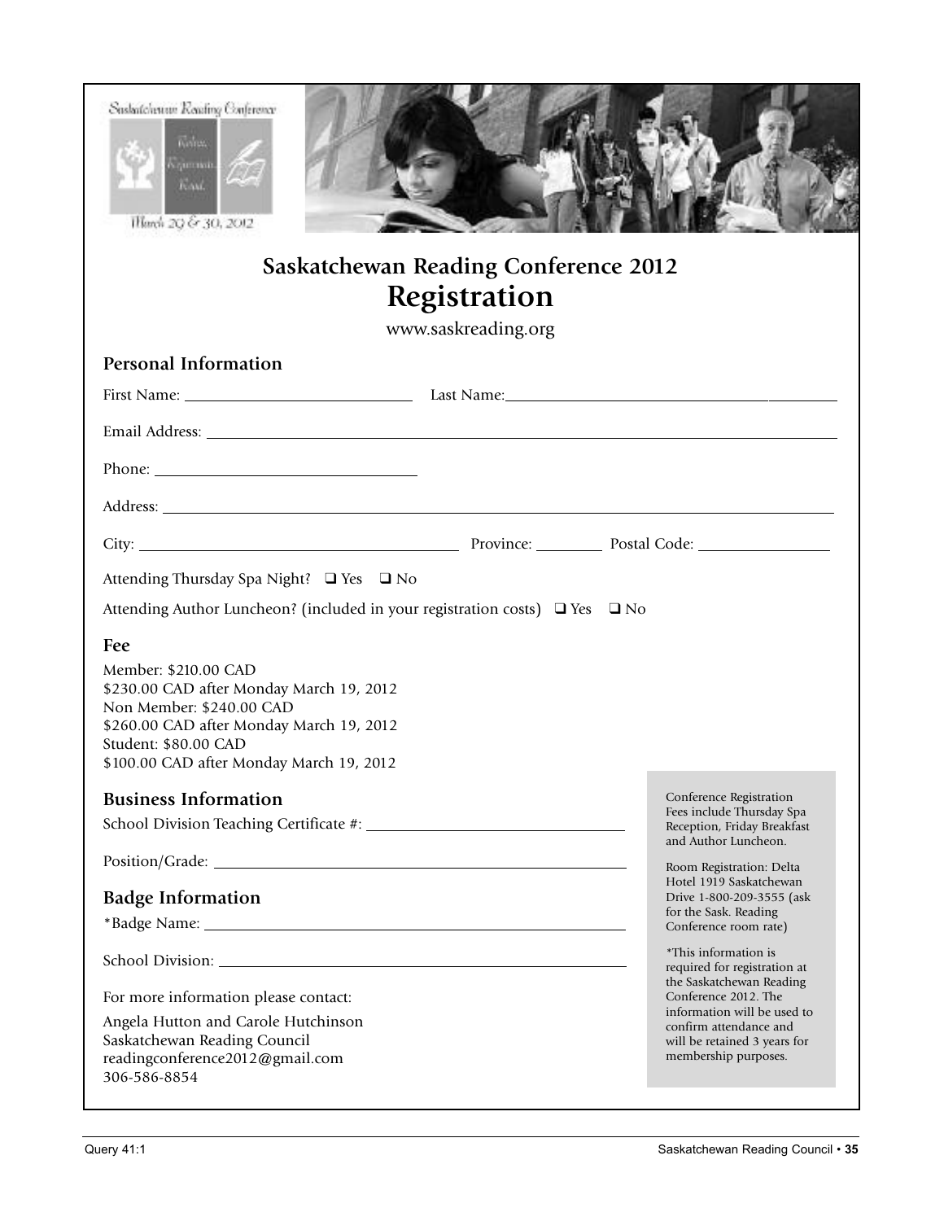# Saskatchewan Reading Conference 2012

## Registration

www.saskreading.org

### Personal Information

First Name: ____________________ Last Name: ____________________

Email Address: ____________________

Phone: ____________________

Address: ____________________

City: ____________________ Province: ________ Postal Code: ____________

Attending Thursday Spa Night? ❑ Yes ❑ No

Attending Author Luncheon? (included in your registration costs) ❑ Yes ❑ No

### Fee

Member: $210.00 CAD
$230.00 CAD after Monday March 19, 2012
Non Member: $240.00 CAD
$260.00 CAD after Monday March 19, 2012
Student: $80.00 CAD
$100.00 CAD after Monday March 19, 2012

### Business Information

School Division Teaching Certificate #: ____________________

Position/Grade: ____________________

### Badge Information

*Badge Name: ____________________

School Division: ____________________

For more information please contact:

Angela Hutton and Carole Hutchinson
Saskatchewan Reading Council
readingconference2012@gmail.com
306-586-8854

Conference Registration Fees include Thursday Spa Reception, Friday Breakfast and Author Luncheon.

Room Registration: Delta Hotel 1919 Saskatchewan Drive 1-800-209-3555 (ask for the Sask. Reading Conference room rate)

*This information is required for registration at the Saskatchewan Reading Conference 2012. The information will be used to confirm attendance and will be retained 3 years for membership purposes.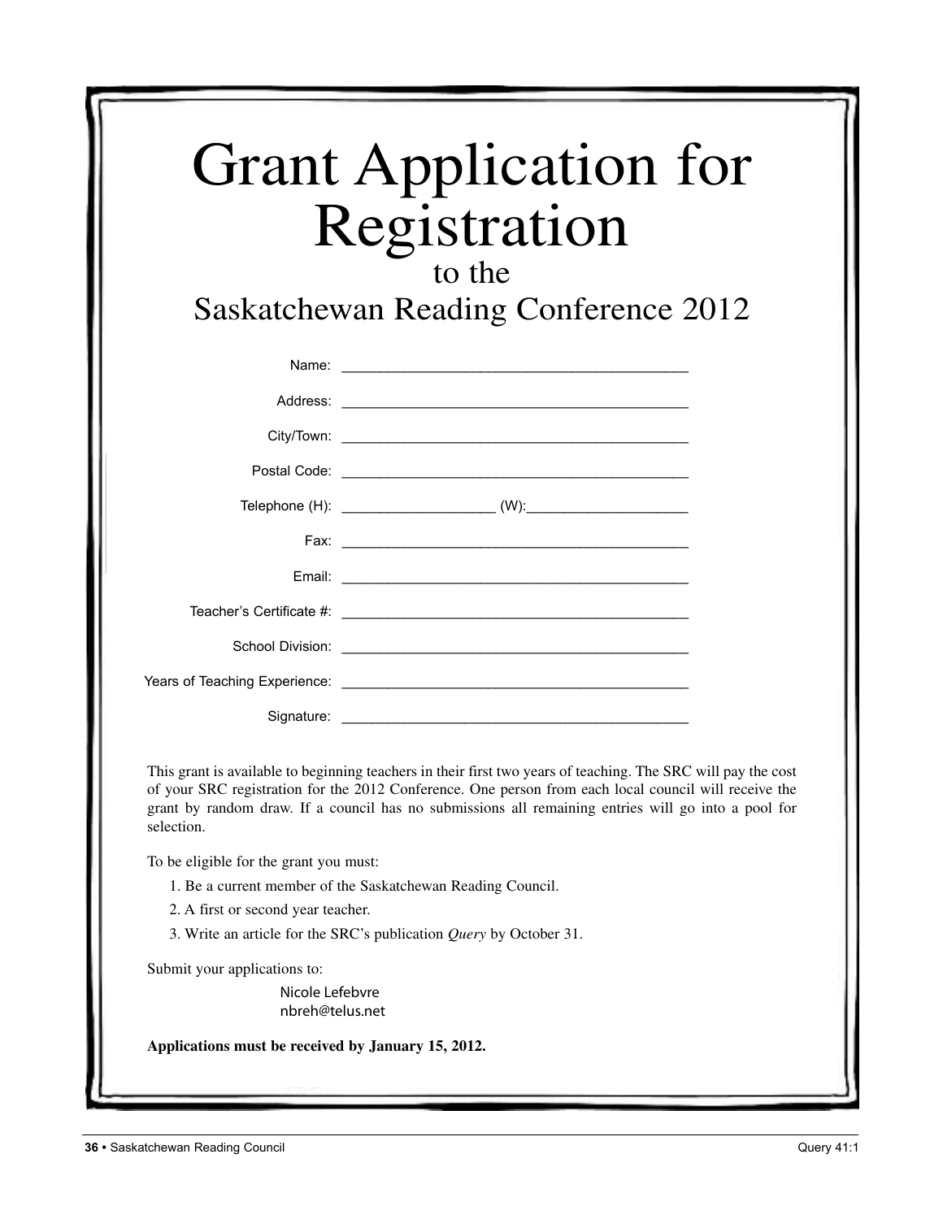# Grant Application for Registration

## to the

## Saskatchewan Reading Conference 2012

Name: _____________________________________________

Address: _____________________________________________

City/Town: _____________________________________________

Postal Code: _____________________________________________

Telephone (H): ___________________ (W):____________________

Fax: _____________________________________________

Email: _____________________________________________

Teacher's Certificate #: _____________________________________________

School Division: _____________________________________________

Years of Teaching Experience: _____________________________________________

Signature: _____________________________________________

This grant is available to beginning teachers in their first two years of teaching. The SRC will pay the cost of your SRC registration for the 2012 Conference. One person from each local council will receive the grant by random draw. If a council has no submissions all remaining entries will go into a pool for selection.

To be eligible for the grant you must:

1. Be a current member of the Saskatchewan Reading Council.
2. A first or second year teacher.
3. Write an article for the SRC's publication *Query* by October 31.

Submit your applications to:

Nicole Lefebvre
nbreh@telus.net

**Applications must be received by January 15, 2012.**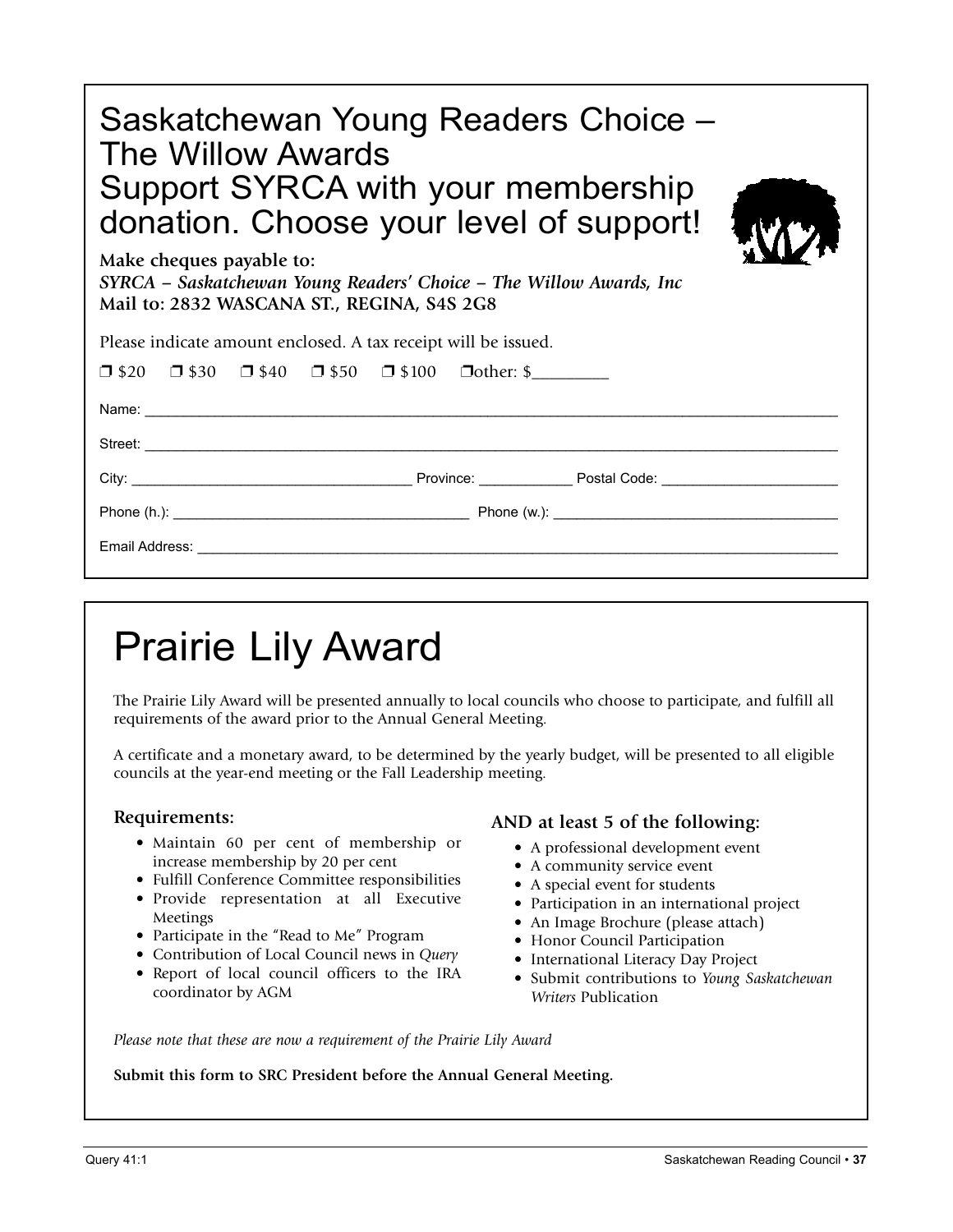# Saskatchewan Young Readers Choice – The Willow Awards

## Support SYRCA with your membership donation. Choose your level of support!

**Make cheques payable to:**
***SYRCA – Saskatchewan Young Readers' Choice – The Willow Awards, Inc***
**Mail to: 2832 WASCANA ST., REGINA, S4S 2G8**

Please indicate amount enclosed. A tax receipt will be issued.

❐ $20 ❐ $30 ❐ $40 ❐ $50 ❐ $100 ❐other: $_________

Name: ____________________________________________________________

Street: ____________________________________________________________

City: ______________________ Province: ___________ Postal Code: ______________________

Phone (h.): ______________________ Phone (w.): ______________________

Email Address: ____________________________________________________________

# Prairie Lily Award

The Prairie Lily Award will be presented annually to local councils who choose to participate, and fulfill all requirements of the award prior to the Annual General Meeting.

A certificate and a monetary award, to be determined by the yearly budget, will be presented to all eligible councils at the year-end meeting or the Fall Leadership meeting.

### Requirements:

- Maintain 60 per cent of membership or increase membership by 20 per cent
- Fulfill Conference Committee responsibilities
- Provide representation at all Executive Meetings
- Participate in the "Read to Me" Program
- Contribution of Local Council news in *Query*
- Report of local council officers to the IRA coordinator by AGM

### AND at least 5 of the following:

- A professional development event
- A community service event
- A special event for students
- Participation in an international project
- An Image Brochure (please attach)
- Honor Council Participation
- International Literacy Day Project
- Submit contributions to *Young Saskatchewan Writers* Publication

*Please note that these are now a requirement of the Prairie Lily Award*

**Submit this form to SRC President before the Annual General Meeting.**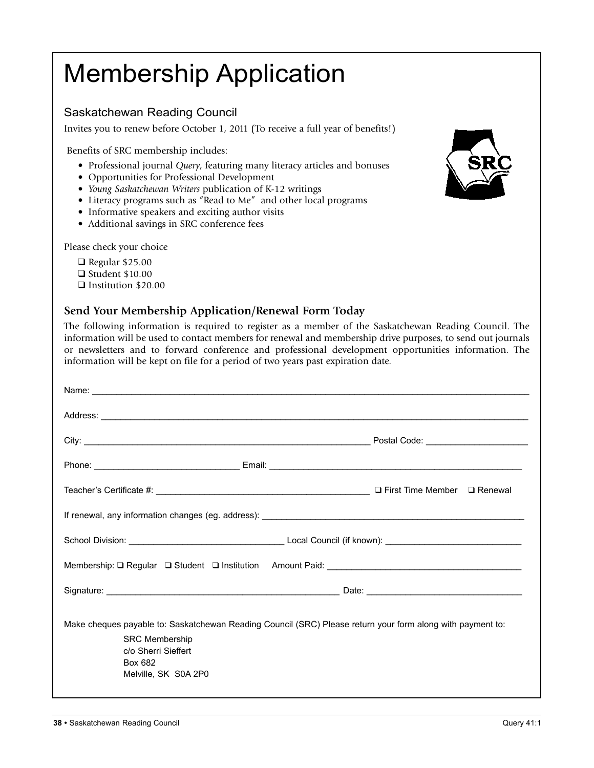# Membership Application

## Saskatchewan Reading Council

Invites you to renew before October 1, 2011 (To receive a full year of benefits!)

Benefits of SRC membership includes:

- Professional journal *Query*, featuring many literacy articles and bonuses
- Opportunities for Professional Development
- *Young Saskatchewan Writers* publication of K-12 writings
- Literacy programs such as "Read to Me" and other local programs
- Informative speakers and exciting author visits
- Additional savings in SRC conference fees

Please check your choice

❑ Regular $25.00
❑ Student $10.00
❑ Institution $20.00

### Send Your Membership Application/Renewal Form Today

The following information is required to register as a member of the Saskatchewan Reading Council. The information will be used to contact members for renewal and membership drive purposes, to send out journals or newsletters and to forward conference and professional development opportunities information. The information will be kept on file for a period of two years past expiration date.

Name: ______________________________________________

Address: ______________________________________________

City: ______________________________ Postal Code: ____________________

Phone: ____________________ Email: ______________________________

Teacher's Certificate #: ______________________________ ❑ First Time Member ❑ Renewal

If renewal, any information changes (eg. address): ______________________________

School Division: ____________________ Local Council (if known): ____________________

Membership: ❑ Regular ❑ Student ❑ Institution Amount Paid: ____________________

Signature: ______________________________ Date: ____________________

Make cheques payable to: Saskatchewan Reading Council (SRC) Please return your form along with payment to:

SRC Membership
c/o Sherri Sieffert
Box 682
Melville, SK S0A 2P0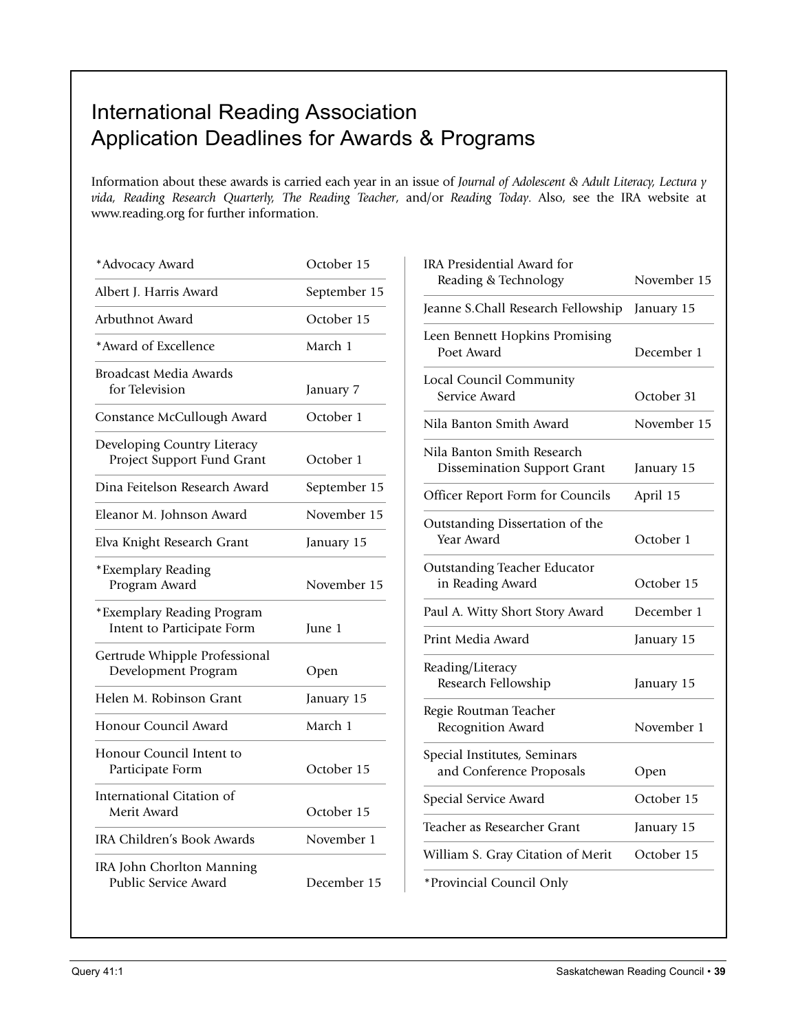# International Reading Association Application Deadlines for Awards & Programs

Information about these awards is carried each year in an issue of *Journal of Adolescent & Adult Literacy, Lectura y vida, Reading Research Quarterly, The Reading Teacher,* and/or *Reading Today*. Also, see the IRA website at www.reading.org for further information.

| Award / Program | Deadline |
|---|---|
| *Advocacy Award | October 15 |
| Albert J. Harris Award | September 15 |
| Arbuthnot Award | October 15 |
| *Award of Excellence | March 1 |
| Broadcast Media Awards for Television | January 7 |
| Constance McCullough Award | October 1 |
| Developing Country Literacy Project Support Fund Grant | October 1 |
| Dina Feitelson Research Award | September 15 |
| Eleanor M. Johnson Award | November 15 |
| Elva Knight Research Grant | January 15 |
| *Exemplary Reading Program Award | November 15 |
| *Exemplary Reading Program Intent to Participate Form | June 1 |
| Gertrude Whipple Professional Development Program | Open |
| Helen M. Robinson Grant | January 15 |
| Honour Council Award | March 1 |
| Honour Council Intent to Participate Form | October 15 |
| International Citation of Merit Award | October 15 |
| IRA Children's Book Awards | November 1 |
| IRA John Chorlton Manning Public Service Award | December 15 |
| IRA Presidential Award for Reading & Technology | November 15 |
| Jeanne S.Chall Research Fellowship | January 15 |
| Leen Bennett Hopkins Promising Poet Award | December 1 |
| Local Council Community Service Award | October 31 |
| Nila Banton Smith Award | November 15 |
| Nila Banton Smith Research Dissemination Support Grant | January 15 |
| Officer Report Form for Councils | April 15 |
| Outstanding Dissertation of the Year Award | October 1 |
| Outstanding Teacher Educator in Reading Award | October 15 |
| Paul A. Witty Short Story Award | December 1 |
| Print Media Award | January 15 |
| Reading/Literacy Research Fellowship | January 15 |
| Regie Routman Teacher Recognition Award | November 1 |
| Special Institutes, Seminars and Conference Proposals | Open |
| Special Service Award | October 15 |
| Teacher as Researcher Grant | January 15 |
| William S. Gray Citation of Merit | October 15 |

*Provincial Council Only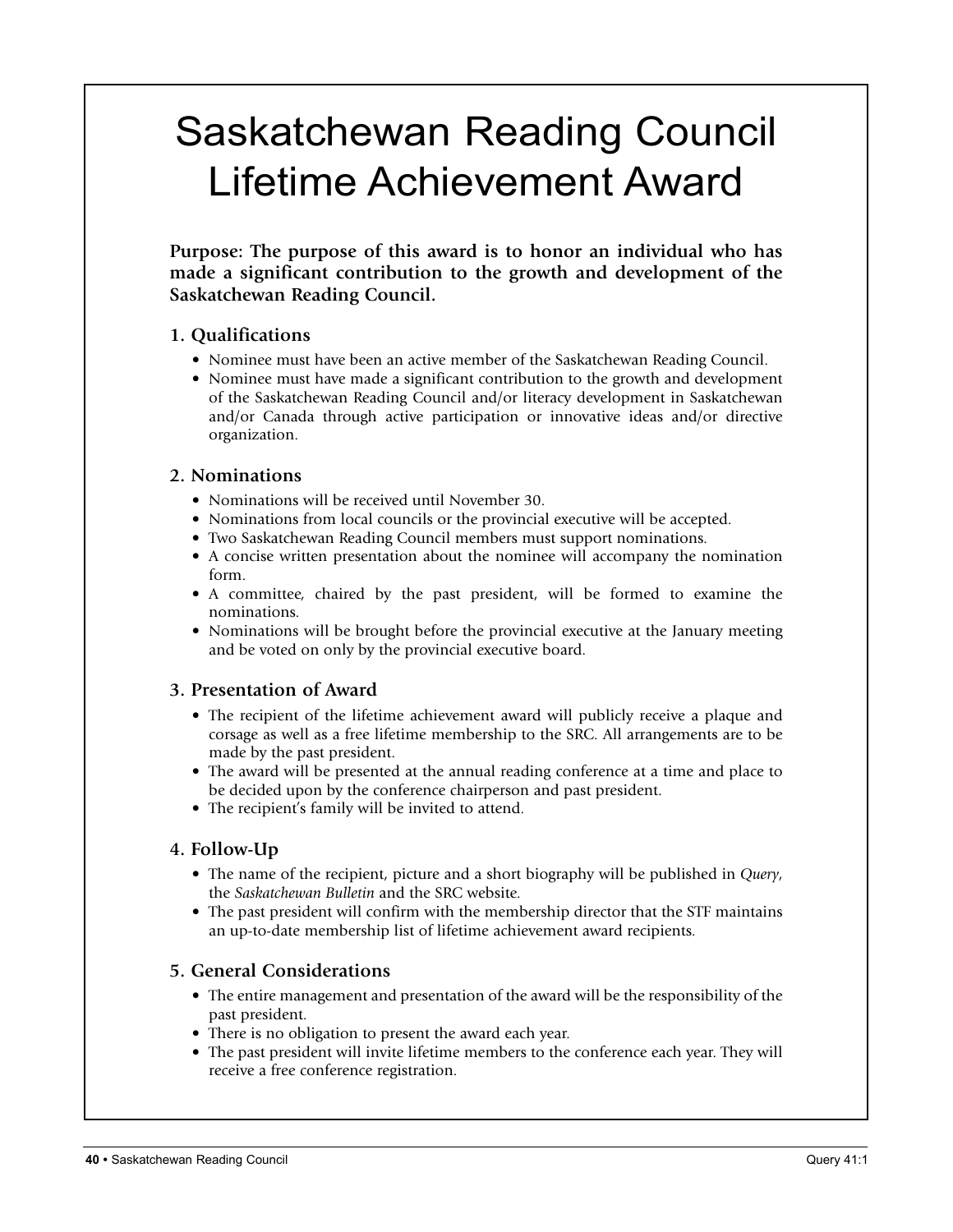# Saskatchewan Reading Council Lifetime Achievement Award

**Purpose: The purpose of this award is to honor an individual who has made a significant contribution to the growth and development of the Saskatchewan Reading Council.**

## 1. Qualifications

- Nominee must have been an active member of the Saskatchewan Reading Council.
- Nominee must have made a significant contribution to the growth and development of the Saskatchewan Reading Council and/or literacy development in Saskatchewan and/or Canada through active participation or innovative ideas and/or directive organization.

## 2. Nominations

- Nominations will be received until November 30.
- Nominations from local councils or the provincial executive will be accepted.
- Two Saskatchewan Reading Council members must support nominations.
- A concise written presentation about the nominee will accompany the nomination form.
- A committee, chaired by the past president, will be formed to examine the nominations.
- Nominations will be brought before the provincial executive at the January meeting and be voted on only by the provincial executive board.

## 3. Presentation of Award

- The recipient of the lifetime achievement award will publicly receive a plaque and corsage as well as a free lifetime membership to the SRC. All arrangements are to be made by the past president.
- The award will be presented at the annual reading conference at a time and place to be decided upon by the conference chairperson and past president.
- The recipient's family will be invited to attend.

## 4. Follow-Up

- The name of the recipient, picture and a short biography will be published in *Query*, the *Saskatchewan Bulletin* and the SRC website.
- The past president will confirm with the membership director that the STF maintains an up-to-date membership list of lifetime achievement award recipients.

## 5. General Considerations

- The entire management and presentation of the award will be the responsibility of the past president.
- There is no obligation to present the award each year.
- The past president will invite lifetime members to the conference each year. They will receive a free conference registration.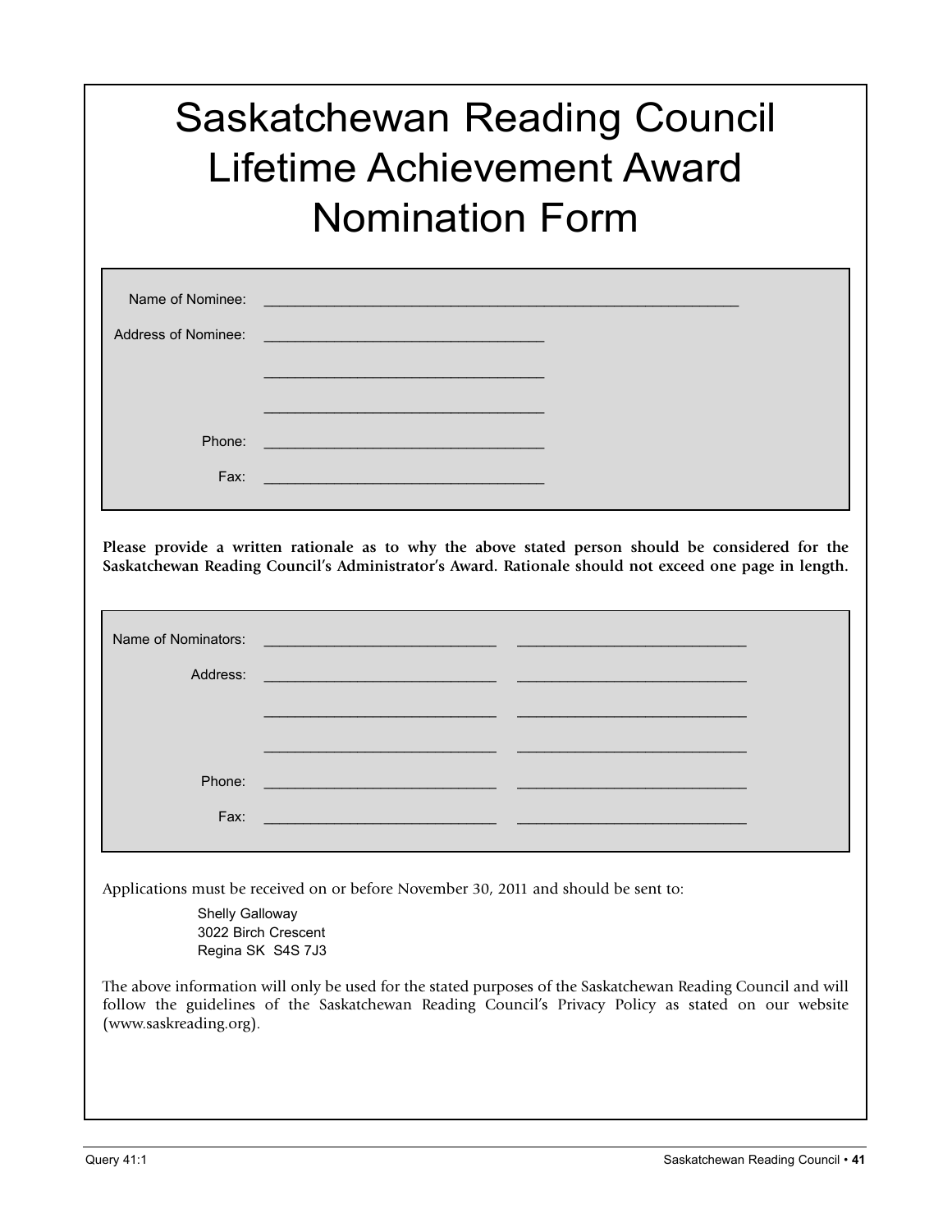# Saskatchewan Reading Council Lifetime Achievement Award Nomination Form

Name of Nominee: ____________________________________________________________

Address of Nominee: ___________________________________

___________________________________

___________________________________

Phone: ___________________________________

Fax: ___________________________________

**Please provide a written rationale as to why the above stated person should be considered for the Saskatchewan Reading Council's Administrator's Award. Rationale should not exceed one page in length.**

Name of Nominators: _____________________________ _____________________________

Address: _____________________________ _____________________________

_____________________________ _____________________________

_____________________________ _____________________________

Phone: _____________________________ _____________________________

Fax: _____________________________ _____________________________

Applications must be received on or before November 30, 2011 and should be sent to:

Shelly Galloway
3022 Birch Crescent
Regina SK S4S 7J3

The above information will only be used for the stated purposes of the Saskatchewan Reading Council and will follow the guidelines of the Saskatchewan Reading Council's Privacy Policy as stated on our website (www.saskreading.org).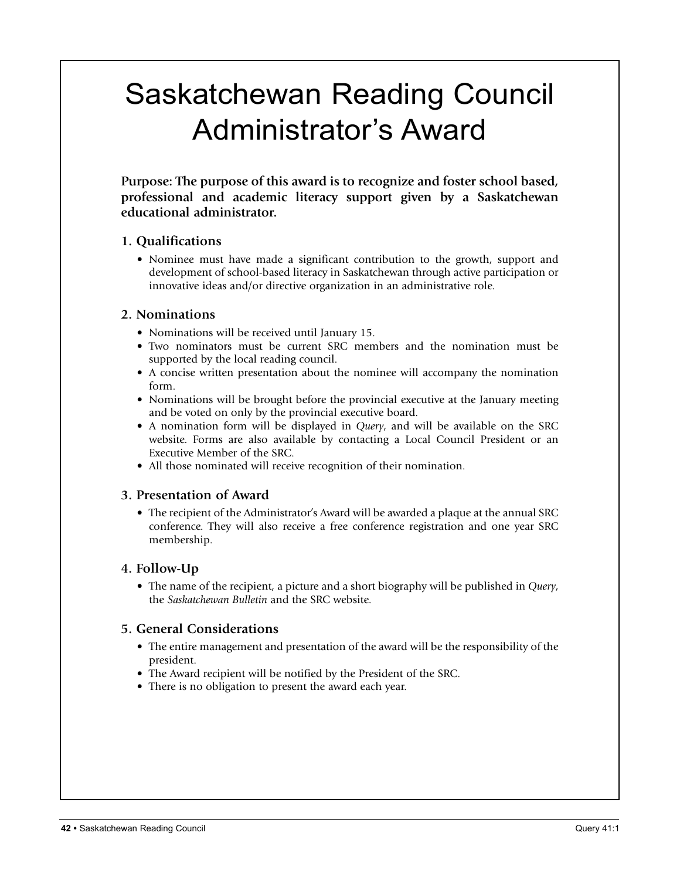# Saskatchewan Reading Council Administrator's Award

**Purpose: The purpose of this award is to recognize and foster school based, professional and academic literacy support given by a Saskatchewan educational administrator.**

## 1. Qualifications

- Nominee must have made a significant contribution to the growth, support and development of school-based literacy in Saskatchewan through active participation or innovative ideas and/or directive organization in an administrative role.

## 2. Nominations

- Nominations will be received until January 15.
- Two nominators must be current SRC members and the nomination must be supported by the local reading council.
- A concise written presentation about the nominee will accompany the nomination form.
- Nominations will be brought before the provincial executive at the January meeting and be voted on only by the provincial executive board.
- A nomination form will be displayed in *Query*, and will be available on the SRC website. Forms are also available by contacting a Local Council President or an Executive Member of the SRC.
- All those nominated will receive recognition of their nomination.

## 3. Presentation of Award

- The recipient of the Administrator's Award will be awarded a plaque at the annual SRC conference. They will also receive a free conference registration and one year SRC membership.

## 4. Follow-Up

- The name of the recipient, a picture and a short biography will be published in *Query*, the *Saskatchewan Bulletin* and the SRC website.

## 5. General Considerations

- The entire management and presentation of the award will be the responsibility of the president.
- The Award recipient will be notified by the President of the SRC.
- There is no obligation to present the award each year.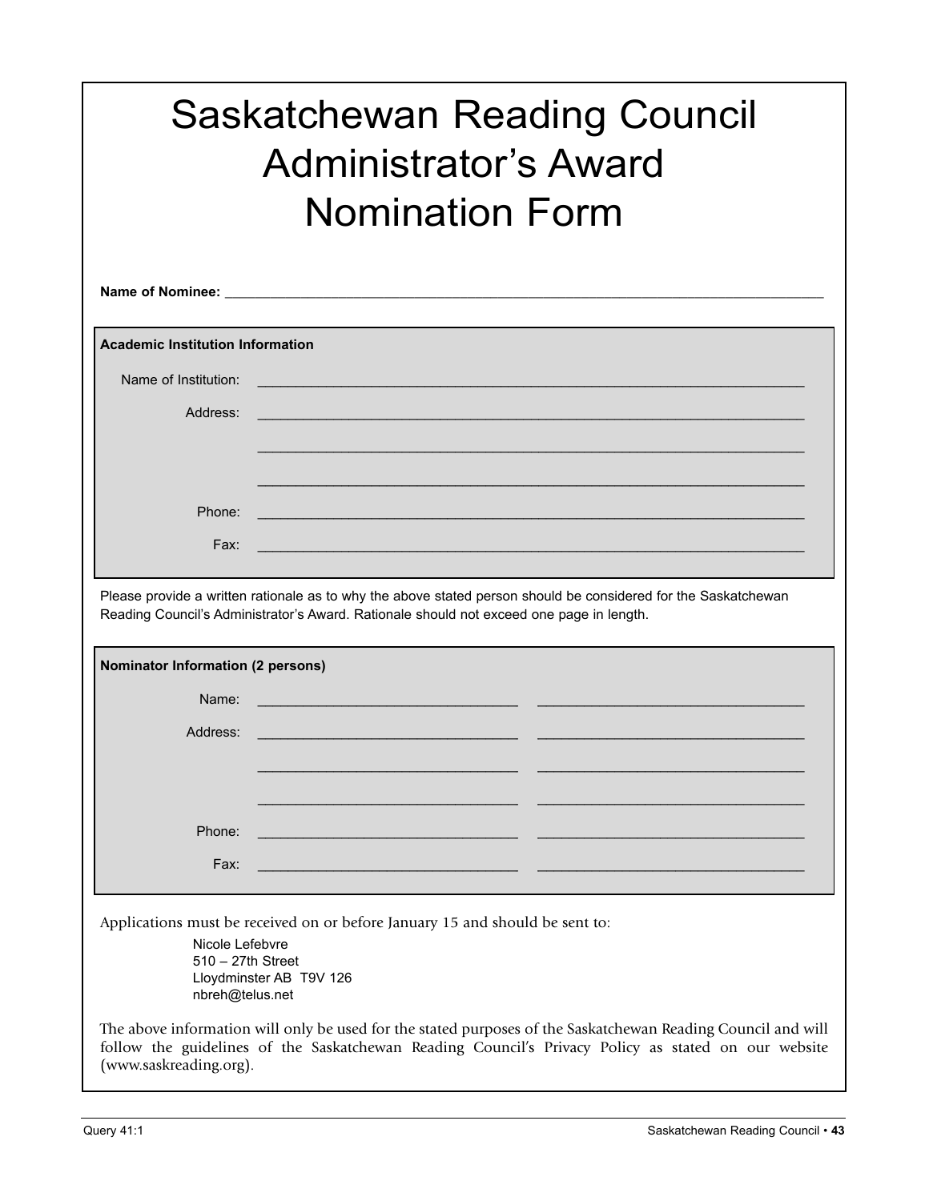# Saskatchewan Reading Council Administrator's Award Nomination Form

**Name of Nominee:** ______________________________________________________________________________

**Academic Institution Information**

Name of Institution: ______________________________________________________________________

Address: ______________________________________________________________________

______________________________________________________________________

______________________________________________________________________

Phone: ______________________________________________________________________

Fax: ______________________________________________________________________

Please provide a written rationale as to why the above stated person should be considered for the Saskatchewan Reading Council's Administrator's Award. Rationale should not exceed one page in length.

**Nominator Information (2 persons)**

Name: ______________________________ ______________________________

Address: ______________________________ ______________________________

______________________________ ______________________________

______________________________ ______________________________

Phone: ______________________________ ______________________________

Fax: ______________________________ ______________________________

Applications must be received on or before January 15 and should be sent to:

Nicole Lefebvre
510 – 27th Street
Lloydminster AB T9V 126
nbreh@telus.net

The above information will only be used for the stated purposes of the Saskatchewan Reading Council and will follow the guidelines of the Saskatchewan Reading Council's Privacy Policy as stated on our website (www.saskreading.org).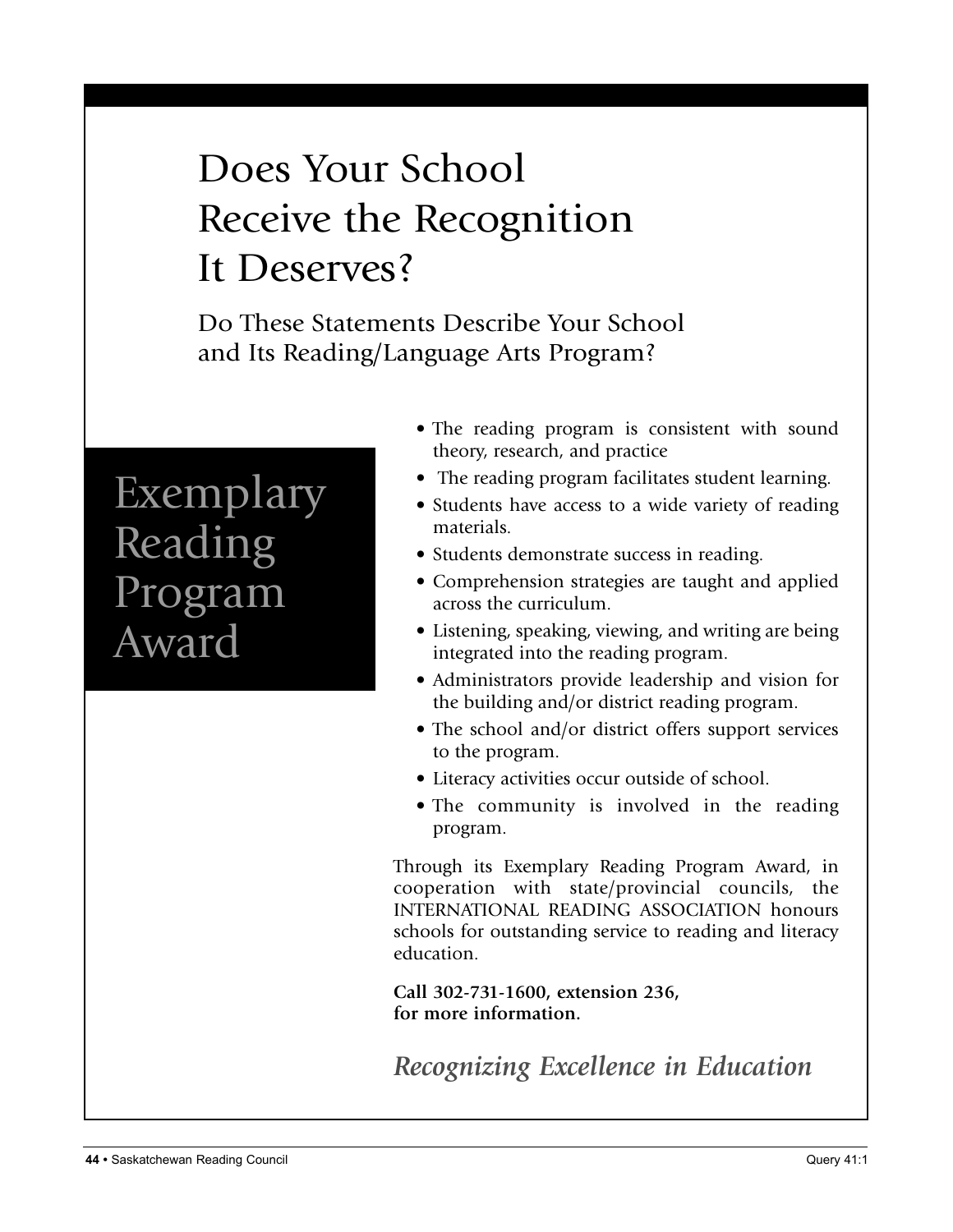# Does Your School Receive the Recognition It Deserves?

## Do These Statements Describe Your School and Its Reading/Language Arts Program?

## Exemplary Reading Program Award

- The reading program is consistent with sound theory, research, and practice
- The reading program facilitates student learning.
- Students have access to a wide variety of reading materials.
- Students demonstrate success in reading.
- Comprehension strategies are taught and applied across the curriculum.
- Listening, speaking, viewing, and writing are being integrated into the reading program.
- Administrators provide leadership and vision for the building and/or district reading program.
- The school and/or district offers support services to the program.
- Literacy activities occur outside of school.
- The community is involved in the reading program.

Through its Exemplary Reading Program Award, in cooperation with state/provincial councils, the INTERNATIONAL READING ASSOCIATION honours schools for outstanding service to reading and literacy education.

**Call 302-731-1600, extension 236, for more information.**

*Recognizing Excellence in Education*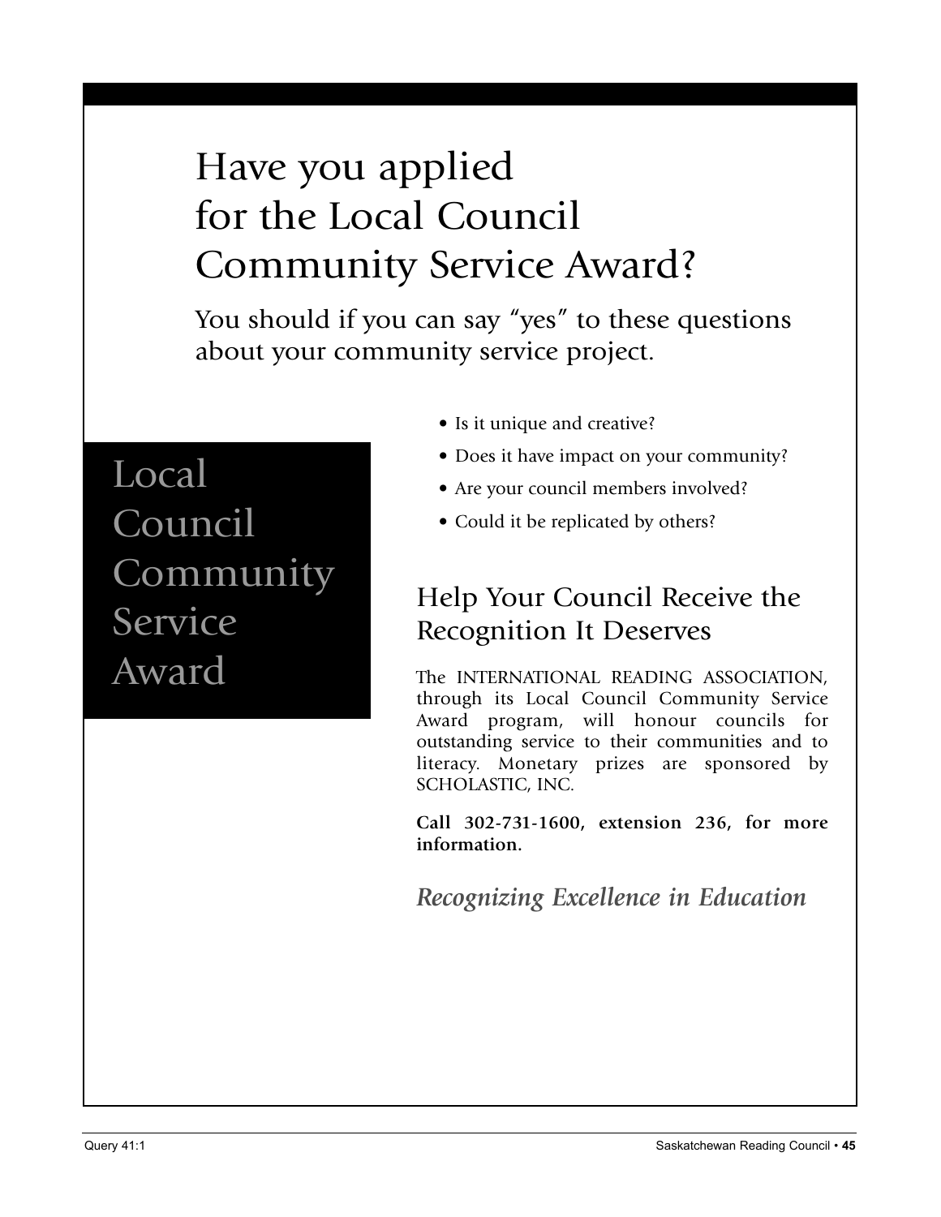# Have you applied for the Local Council Community Service Award?

You should if you can say "yes" to these questions about your community service project.

## Local Council Community Service Award

- Is it unique and creative?
- Does it have impact on your community?
- Are your council members involved?
- Could it be replicated by others?

## Help Your Council Receive the Recognition It Deserves

The INTERNATIONAL READING ASSOCIATION, through its Local Council Community Service Award program, will honour councils for outstanding service to their communities and to literacy. Monetary prizes are sponsored by SCHOLASTIC, INC.

**Call 302-731-1600, extension 236, for more information.**

*Recognizing Excellence in Education*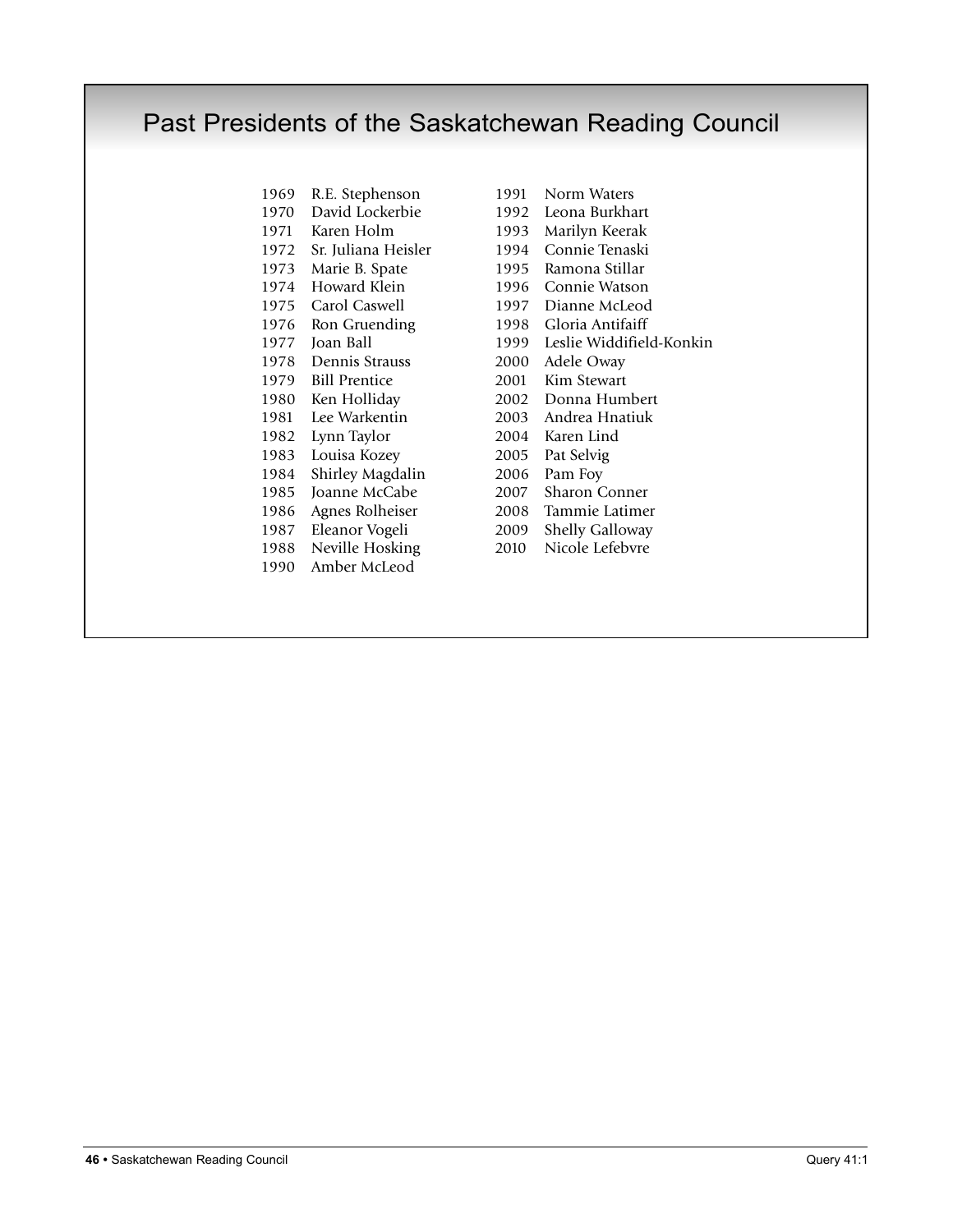# Past Presidents of the Saskatchewan Reading Council

1969 R.E. Stephenson
1970 David Lockerbie
1971 Karen Holm
1972 Sr. Juliana Heisler
1973 Marie B. Spate
1974 Howard Klein
1975 Carol Caswell
1976 Ron Gruending
1977 Joan Ball
1978 Dennis Strauss
1979 Bill Prentice
1980 Ken Holliday
1981 Lee Warkentin
1982 Lynn Taylor
1983 Louisa Kozey
1984 Shirley Magdalin
1985 Joanne McCabe
1986 Agnes Rolheiser
1987 Eleanor Vogeli
1988 Neville Hosking
1990 Amber McLeod
1991 Norm Waters
1992 Leona Burkhart
1993 Marilyn Keerak
1994 Connie Tenaski
1995 Ramona Stillar
1996 Connie Watson
1997 Dianne McLeod
1998 Gloria Antifaiff
1999 Leslie Widdifield-Konkin
2000 Adele Oway
2001 Kim Stewart
2002 Donna Humbert
2003 Andrea Hnatiuk
2004 Karen Lind
2005 Pat Selvig
2006 Pam Foy
2007 Sharon Conner
2008 Tammie Latimer
2009 Shelly Galloway
2010 Nicole Lefebvre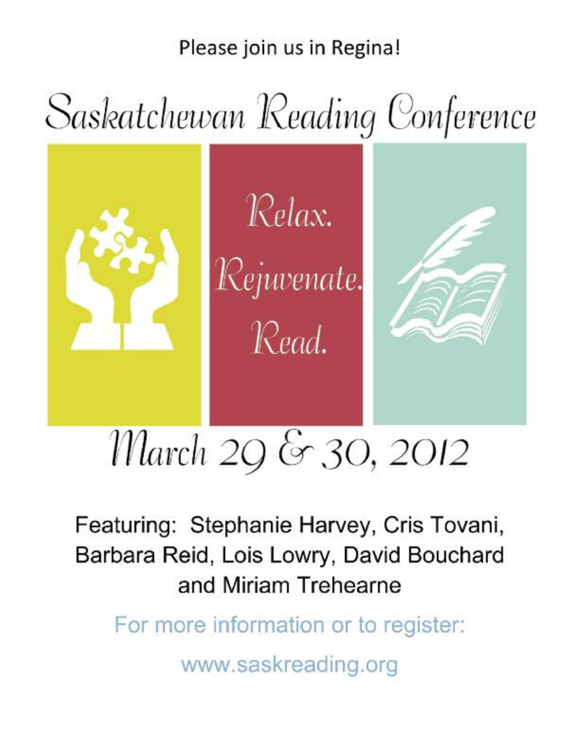Please join us in Regina!

# Saskatchewan Reading Conference

Relax.

Rejuvenate.

Read.

## March 29 & 30, 2012

Featuring: Stephanie Harvey, Cris Tovani, Barbara Reid, Lois Lowry, David Bouchard and Miriam Trehearne

For more information or to register:

www.saskreading.org